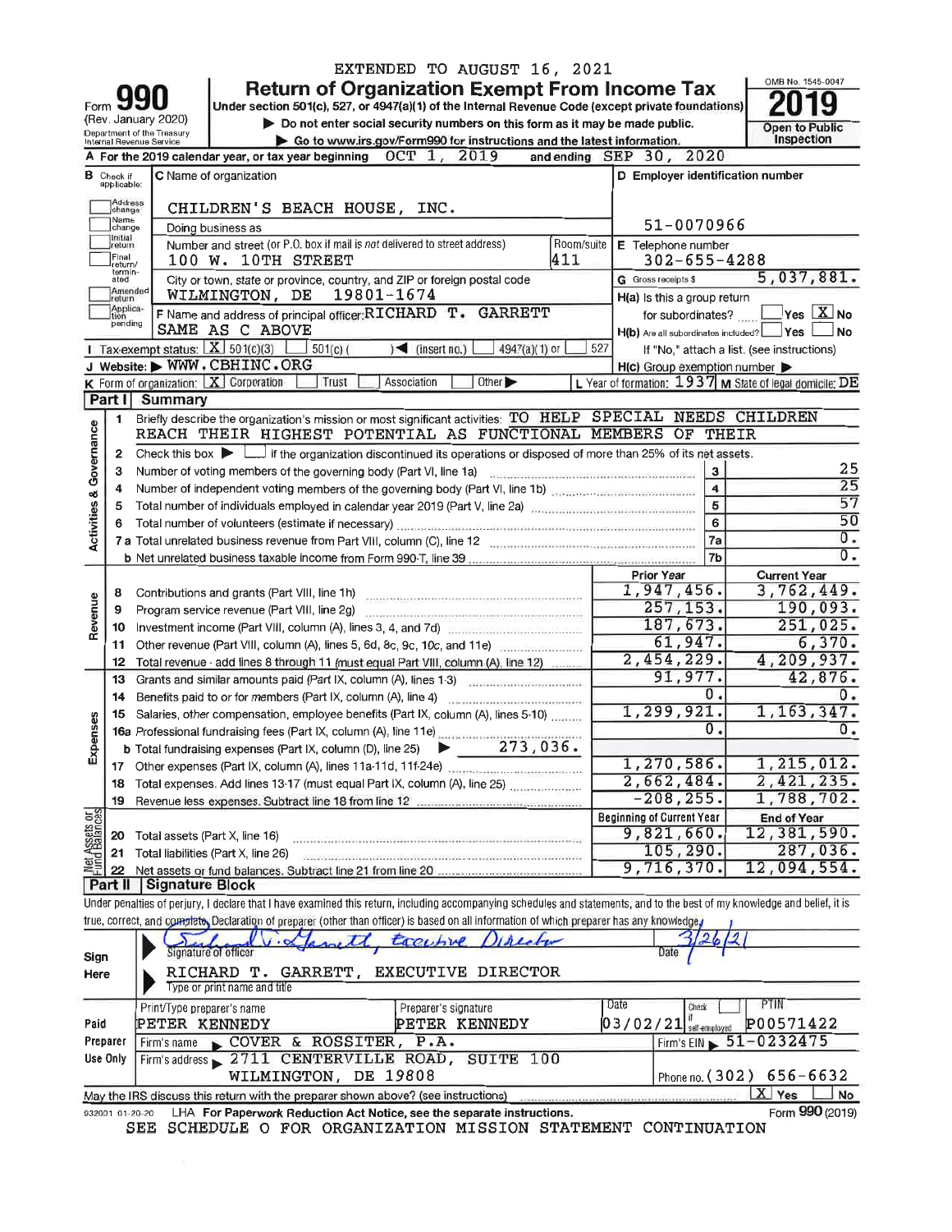EXTENDED TO AUGUST 16, 2021

# Form 990 — Return of Organization Exempt From Income Tax

(Rev. January 2020)

Department of the Treasury
Internal Revenue Service

Under section 501(c), 527, or 4947(a)(1) of the Internal Revenue Code (except private foundations)

▶ Do not enter social security numbers on this form as it may be made public.

▶ Go to www.irs.gov/Form990 for instructions and the latest information.

OMB No. 1545-0047

**2019**

Open to Public Inspection

**A** For the 2019 calendar year, or tax year beginning OCT 1, 2019 and ending SEP 30, 2020

**B** Check if applicable: Address change, Name change, Initial return, Final return/terminated, Amended return, Application pending

**C** Name of organization: CHILDREN'S BEACH HOUSE, INC.

Doing business as

Number and street (or P.O. box if mail is not delivered to street address): 100 W. 10TH STREET — Room/suite: 411

City or town, state or province, country, and ZIP or foreign postal code: WILMINGTON, DE 19801-1674

**D** Employer identification number: 51-0070966

**E** Telephone number: 302-655-4288

**G** Gross receipts $ 5,037,881.

**F** Name and address of principal officer: RICHARD T. GARRETT
SAME AS C ABOVE

**H(a)** Is this a group return for subordinates? ☐ Yes ☒ No

**H(b)** Are all subordinates included? ☐ Yes ☐ No
If "No," attach a list. (see instructions)

**H(c)** Group exemption number ▶

**I** Tax-exempt status: ☒ 501(c)(3) ☐ 501(c) ( ) ◀ (insert no.) ☐ 4947(a)(1) or ☐ 527

**J** Website: ▶ WWW.CBHINC.ORG

**K** Form of organization: ☒ Corporation ☐ Trust ☐ Association ☐ Other ▶

**L** Year of formation: 1937 **M** State of legal domicile: DE

## Part I Summary

**Activities & Governance**

1 Briefly describe the organization's mission or most significant activities: TO HELP SPECIAL NEEDS CHILDREN REACH THEIR HIGHEST POTENTIAL AS FUNCTIONAL MEMBERS OF THEIR

2 Check this box ▶ ☐ if the organization discontinued its operations or disposed of more than 25% of its net assets.

| | | Line | |
|---|---|---|---|
| 3 | Number of voting members of the governing body (Part VI, line 1a) | 3 | 25 |
| 4 | Number of independent voting members of the governing body (Part VI, line 1b) | 4 | 25 |
| 5 | Total number of individuals employed in calendar year 2019 (Part V, line 2a) | 5 | 57 |
| 6 | Total number of volunteers (estimate if necessary) | 6 | 50 |
| 7a | Total unrelated business revenue from Part VIII, column (C), line 12 | 7a | 0. |
| b | Net unrelated business taxable income from Form 990-T, line 39 | 7b | 0. |

| | | Prior Year | Current Year |
|---|---|---|---|
| **Revenue** | | | |
| 8 | Contributions and grants (Part VIII, line 1h) | 1,947,456. | 3,762,449. |
| 9 | Program service revenue (Part VIII, line 2g) | 257,153. | 190,093. |
| 10 | Investment income (Part VIII, column (A), lines 3, 4, and 7d) | 187,673. | 251,025. |
| 11 | Other revenue (Part VIII, column (A), lines 5, 6d, 8c, 9c, 10c, and 11e) | 61,947. | 6,370. |
| 12 | Total revenue - add lines 8 through 11 (must equal Part VIII, column (A), line 12) | 2,454,229. | 4,209,937. |
| **Expenses** | | | |
| 13 | Grants and similar amounts paid (Part IX, column (A), lines 1-3) | 91,977. | 42,876. |
| 14 | Benefits paid to or for members (Part IX, column (A), line 4) | 0. | 0. |
| 15 | Salaries, other compensation, employee benefits (Part IX, column (A), lines 5-10) | 1,299,921. | 1,163,347. |
| 16a | Professional fundraising fees (Part IX, column (A), line 11e) | 0. | 0. |
| b | Total fundraising expenses (Part IX, column (D), line 25) ▶ 273,036. | | |
| 17 | Other expenses (Part IX, column (A), lines 11a-11d, 11f-24e) | 1,270,586. | 1,215,012. |
| 18 | Total expenses. Add lines 13-17 (must equal Part IX, column (A), line 25) | 2,662,484. | 2,421,235. |
| 19 | Revenue less expenses. Subtract line 18 from line 12 | -208,255. | 1,788,702. |

| **Net Assets or Fund Balances** | | Beginning of Current Year | End of Year |
|---|---|---|---|
| 20 | Total assets (Part X, line 16) | 9,821,660. | 12,381,590. |
| 21 | Total liabilities (Part X, line 26) | 105,290. | 287,036. |
| 22 | Net assets or fund balances. Subtract line 21 from line 20 | 9,716,370. | 12,094,554. |

## Part II Signature Block

Under penalties of perjury, I declare that I have examined this return, including accompanying schedules and statements, and to the best of my knowledge and belief, it is true, correct, and complete. Declaration of preparer (other than officer) is based on all information of which preparer has any knowledge.

**Sign Here**

Signature of officer: Richard T. Garrett, Executive Director — Date: 3/26/21

RICHARD T. GARRETT, EXECUTIVE DIRECTOR
Type or print name and title

**Paid Preparer Use Only**

| Print/Type preparer's name | Preparer's signature | Date | Check ☐ if self-employed | PTIN |
|---|---|---|---|---|
| PETER KENNEDY | PETER KENNEDY | 03/02/21 | | P00571422 |

Firm's name ▶ COVER & ROSSITER, P.A. — Firm's EIN ▶ 51-0232475

Firm's address ▶ 2711 CENTERVILLE ROAD, SUITE 100, WILMINGTON, DE 19808 — Phone no. (302) 656-6632

May the IRS discuss this return with the preparer shown above? (see instructions) ☒ Yes ☐ No

932001 01-20-20 LHA For Paperwork Reduction Act Notice, see the separate instructions. Form **990** (2019)

SEE SCHEDULE O FOR ORGANIZATION MISSION STATEMENT CONTINUATION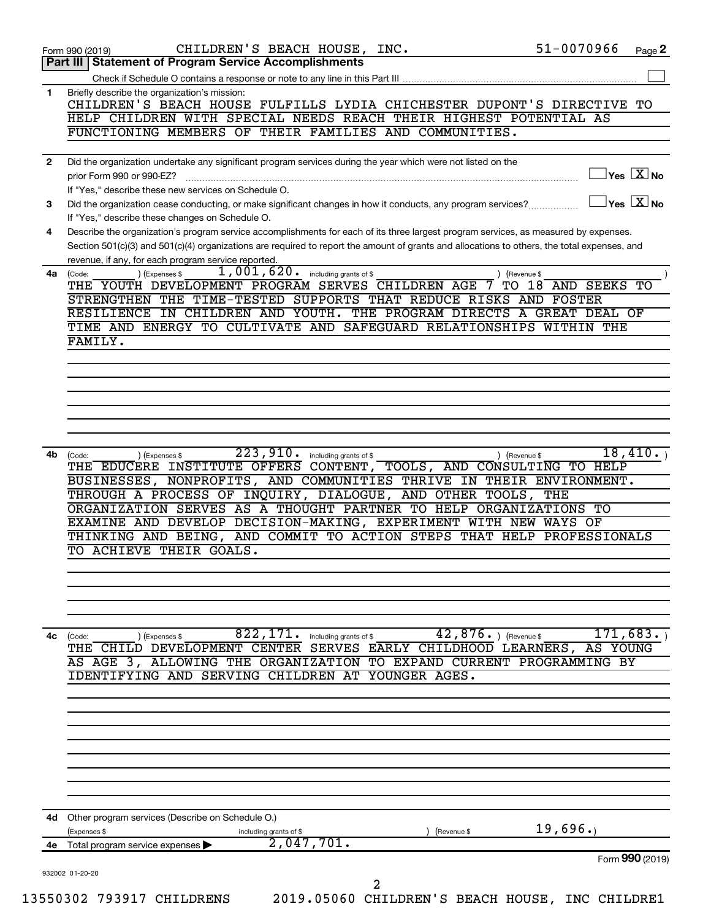Form 990 (2019) CHILDREN'S BEACH HOUSE, INC. 51-0070966 Page **2**

## Part III Statement of Program Service Accomplishments

Check if Schedule O contains a response or note to any line in this Part III ☐

**1** Briefly describe the organization's mission:

CHILDREN'S BEACH HOUSE FULFILLS LYDIA CHICHESTER DUPONT'S DIRECTIVE TO HELP CHILDREN WITH SPECIAL NEEDS REACH THEIR HIGHEST POTENTIAL AS FUNCTIONING MEMBERS OF THEIR FAMILIES AND COMMUNITIES.

**2** Did the organization undertake any significant program services during the year which were not listed on the prior Form 990 or 990-EZ? ☐ Yes ☒ No

If "Yes," describe these new services on Schedule O.

**3** Did the organization cease conducting, or make significant changes in how it conducts, any program services? ☐ Yes ☒ No

If "Yes," describe these changes on Schedule O.

**4** Describe the organization's program service accomplishments for each of its three largest program services, as measured by expenses. Section 501(c)(3) and 501(c)(4) organizations are required to report the amount of grants and allocations to others, the total expenses, and revenue, if any, for each program service reported.

**4a** (Code: ) (Expenses $ 1,001,620. including grants of $ ) (Revenue $ )

THE YOUTH DEVELOPMENT PROGRAM SERVES CHILDREN AGE 7 TO 18 AND SEEKS TO STRENGTHEN THE TIME-TESTED SUPPORTS THAT REDUCE RISKS AND FOSTER RESILIENCE IN CHILDREN AND YOUTH. THE PROGRAM DIRECTS A GREAT DEAL OF TIME AND ENERGY TO CULTIVATE AND SAFEGUARD RELATIONSHIPS WITHIN THE FAMILY.

**4b** (Code: ) (Expenses $ 223,910. including grants of $ ) (Revenue $ 18,410.)

THE EDUCERE INSTITUTE OFFERS CONTENT, TOOLS, AND CONSULTING TO HELP BUSINESSES, NONPROFITS, AND COMMUNITIES THRIVE IN THEIR ENVIRONMENT. THROUGH A PROCESS OF INQUIRY, DIALOGUE, AND OTHER TOOLS, THE ORGANIZATION SERVES AS A THOUGHT PARTNER TO HELP ORGANIZATIONS TO EXAMINE AND DEVELOP DECISION-MAKING, EXPERIMENT WITH NEW WAYS OF THINKING AND BEING, AND COMMIT TO ACTION STEPS THAT HELP PROFESSIONALS TO ACHIEVE THEIR GOALS.

**4c** (Code: ) (Expenses $ 822,171. including grants of $ 42,876.) (Revenue $ 171,683.)

THE CHILD DEVELOPMENT CENTER SERVES EARLY CHILDHOOD LEARNERS, AS YOUNG AS AGE 3, ALLOWING THE ORGANIZATION TO EXPAND CURRENT PROGRAMMING BY IDENTIFYING AND SERVING CHILDREN AT YOUNGER AGES.

**4d** Other program services (Describe on Schedule O.)

(Expenses $ including grants of $ ) (Revenue $ 19,696.)

**4e** Total program service expenses ▶ 2,047,701.

Form **990** (2019)

932002 01-20-20

13550302 793917 CHILDRENS 2019.05060 CHILDREN'S BEACH HOUSE, INC CHILDRE1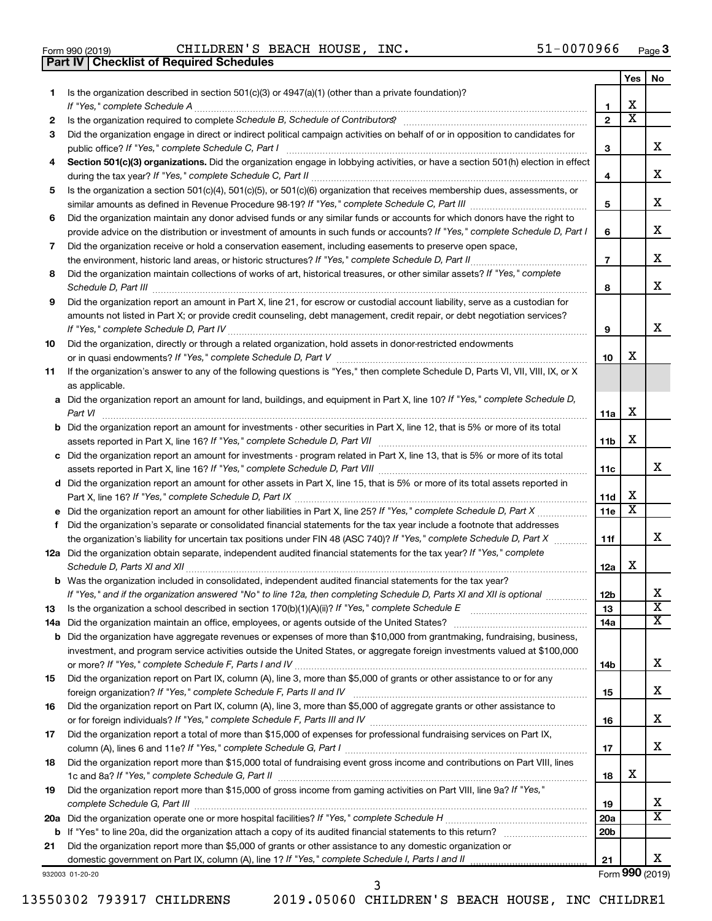Form 990 (2019) CHILDREN'S BEACH HOUSE, INC. 51-0070966 Page 3

## Part IV | Checklist of Required Schedules

| | | | Yes | No |
|---|---|---|---|---|
| 1 | Is the organization described in section 501(c)(3) or 4947(a)(1) (other than a private foundation)? *If "Yes," complete Schedule A* | 1 | X | |
| 2 | Is the organization required to complete *Schedule B, Schedule of Contributors*? | 2 | X | |
| 3 | Did the organization engage in direct or indirect political campaign activities on behalf of or in opposition to candidates for public office? *If "Yes," complete Schedule C, Part I* | 3 | | X |
| 4 | **Section 501(c)(3) organizations.** Did the organization engage in lobbying activities, or have a section 501(h) election in effect during the tax year? *If "Yes," complete Schedule C, Part II* | 4 | | X |
| 5 | Is the organization a section 501(c)(4), 501(c)(5), or 501(c)(6) organization that receives membership dues, assessments, or similar amounts as defined in Revenue Procedure 98-19? *If "Yes," complete Schedule C, Part III* | 5 | | X |
| 6 | Did the organization maintain any donor advised funds or any similar funds or accounts for which donors have the right to provide advice on the distribution or investment of amounts in such funds or accounts? *If "Yes," complete Schedule D, Part I* | 6 | | X |
| 7 | Did the organization receive or hold a conservation easement, including easements to preserve open space, the environment, historic land areas, or historic structures? *If "Yes," complete Schedule D, Part II* | 7 | | X |
| 8 | Did the organization maintain collections of works of art, historical treasures, or other similar assets? *If "Yes," complete Schedule D, Part III* | 8 | | X |
| 9 | Did the organization report an amount in Part X, line 21, for escrow or custodial account liability, serve as a custodian for amounts not listed in Part X; or provide credit counseling, debt management, credit repair, or debt negotiation services? *If "Yes," complete Schedule D, Part IV* | 9 | | X |
| 10 | Did the organization, directly or through a related organization, hold assets in donor-restricted endowments or in quasi endowments? *If "Yes," complete Schedule D, Part V* | 10 | X | |
| 11 | If the organization's answer to any of the following questions is "Yes," then complete Schedule D, Parts VI, VII, VIII, IX, or X as applicable. | | | |
| a | Did the organization report an amount for land, buildings, and equipment in Part X, line 10? *If "Yes," complete Schedule D, Part VI* | 11a | X | |
| b | Did the organization report an amount for investments - other securities in Part X, line 12, that is 5% or more of its total assets reported in Part X, line 16? *If "Yes," complete Schedule D, Part VII* | 11b | X | |
| c | Did the organization report an amount for investments - program related in Part X, line 13, that is 5% or more of its total assets reported in Part X, line 16? *If "Yes," complete Schedule D, Part VIII* | 11c | | X |
| d | Did the organization report an amount for other assets in Part X, line 15, that is 5% or more of its total assets reported in Part X, line 16? *If "Yes," complete Schedule D, Part IX* | 11d | X | |
| e | Did the organization report an amount for other liabilities in Part X, line 25? *If "Yes," complete Schedule D, Part X* | 11e | X | |
| f | Did the organization's separate or consolidated financial statements for the tax year include a footnote that addresses the organization's liability for uncertain tax positions under FIN 48 (ASC 740)? *If "Yes," complete Schedule D, Part X* | 11f | | X |
| 12a | Did the organization obtain separate, independent audited financial statements for the tax year? *If "Yes," complete Schedule D, Parts XI and XII* | 12a | X | |
| b | Was the organization included in consolidated, independent audited financial statements for the tax year? *If "Yes," and if the organization answered "No" to line 12a, then completing Schedule D, Parts XI and XII is optional* | 12b | | X |
| 13 | Is the organization a school described in section 170(b)(1)(A)(ii)? *If "Yes," complete Schedule E* | 13 | | X |
| 14a | Did the organization maintain an office, employees, or agents outside of the United States? | 14a | | X |
| b | Did the organization have aggregate revenues or expenses of more than $10,000 from grantmaking, fundraising, business, investment, and program service activities outside the United States, or aggregate foreign investments valued at $100,000 or more? *If "Yes," complete Schedule F, Parts I and IV* | 14b | | X |
| 15 | Did the organization report on Part IX, column (A), line 3, more than $5,000 of grants or other assistance to or for any foreign organization? *If "Yes," complete Schedule F, Parts II and IV* | 15 | | X |
| 16 | Did the organization report on Part IX, column (A), line 3, more than $5,000 of aggregate grants or other assistance to or for foreign individuals? *If "Yes," complete Schedule F, Parts III and IV* | 16 | | X |
| 17 | Did the organization report a total of more than $15,000 of expenses for professional fundraising services on Part IX, column (A), lines 6 and 11e? *If "Yes," complete Schedule G, Part I* | 17 | | X |
| 18 | Did the organization report more than $15,000 total of fundraising event gross income and contributions on Part VIII, lines 1c and 8a? *If "Yes," complete Schedule G, Part II* | 18 | X | |
| 19 | Did the organization report more than $15,000 of gross income from gaming activities on Part VIII, line 9a? *If "Yes," complete Schedule G, Part III* | 19 | | X |
| 20a | Did the organization operate one or more hospital facilities? *If "Yes," complete Schedule H* | 20a | | X |
| b | If "Yes" to line 20a, did the organization attach a copy of its audited financial statements to this return? | 20b | | |
| 21 | Did the organization report more than $5,000 of grants or other assistance to any domestic organization or domestic government on Part IX, column (A), line 1? *If "Yes," complete Schedule I, Parts I and II* | 21 | | X |

932003 01-20-20 Form **990** (2019)

13550302 793917 CHILDRENS 2019.05060 CHILDREN'S BEACH HOUSE, INC CHILDRE1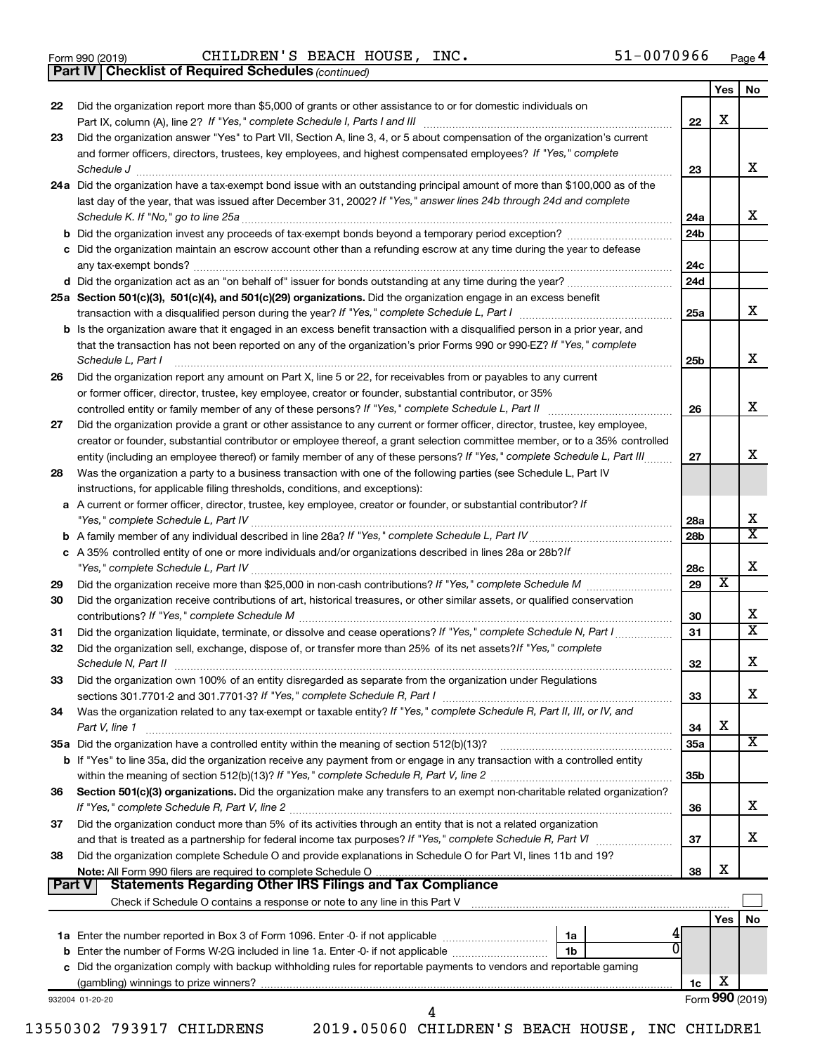Form 990 (2019) CHILDREN'S BEACH HOUSE, INC. 51-0070966 Page 4

**Part IV Checklist of Required Schedules** *(continued)*

| | | | Yes | No |
|---|---|---|---|---|
| 22 | Did the organization report more than $5,000 of grants or other assistance to or for domestic individuals on Part IX, column (A), line 2? *If "Yes," complete Schedule I, Parts I and III* | 22 | X | |
| 23 | Did the organization answer "Yes" to Part VII, Section A, line 3, 4, or 5 about compensation of the organization's current and former officers, directors, trustees, key employees, and highest compensated employees? *If "Yes," complete Schedule J* | 23 | | X |
| 24a | Did the organization have a tax-exempt bond issue with an outstanding principal amount of more than $100,000 as of the last day of the year, that was issued after December 31, 2002? *If "Yes," answer lines 24b through 24d and complete Schedule K. If "No," go to line 25a* | 24a | | X |
| b | Did the organization invest any proceeds of tax-exempt bonds beyond a temporary period exception? | 24b | | |
| c | Did the organization maintain an escrow account other than a refunding escrow at any time during the year to defease any tax-exempt bonds? | 24c | | |
| d | Did the organization act as an "on behalf of" issuer for bonds outstanding at any time during the year? | 24d | | |
| 25a | **Section 501(c)(3), 501(c)(4), and 501(c)(29) organizations.** Did the organization engage in an excess benefit transaction with a disqualified person during the year? *If "Yes," complete Schedule L, Part I* | 25a | | X |
| b | Is the organization aware that it engaged in an excess benefit transaction with a disqualified person in a prior year, and that the transaction has not been reported on any of the organization's prior Forms 990 or 990-EZ? *If "Yes," complete Schedule L, Part I* | 25b | | X |
| 26 | Did the organization report any amount on Part X, line 5 or 22, for receivables from or payables to any current or former officer, director, trustee, key employee, creator or founder, substantial contributor, or 35% controlled entity or family member of any of these persons? *If "Yes," complete Schedule L, Part II* | 26 | | X |
| 27 | Did the organization provide a grant or other assistance to any current or former officer, director, trustee, key employee, creator or founder, substantial contributor or employee thereof, a grant selection committee member, or to a 35% controlled entity (including an employee thereof) or family member of any of these persons? *If "Yes," complete Schedule L, Part III* | 27 | | X |
| 28 | Was the organization a party to a business transaction with one of the following parties (see Schedule L, Part IV instructions, for applicable filing thresholds, conditions, and exceptions): | | | |
| a | A current or former officer, director, trustee, key employee, creator or founder, or substantial contributor? *If "Yes," complete Schedule L, Part IV* | 28a | | X |
| b | A family member of any individual described in line 28a? *If "Yes," complete Schedule L, Part IV* | 28b | | X |
| c | A 35% controlled entity of one or more individuals and/or organizations described in lines 28a or 28b? *If "Yes," complete Schedule L, Part IV* | 28c | | X |
| 29 | Did the organization receive more than $25,000 in non-cash contributions? *If "Yes," complete Schedule M* | 29 | X | |
| 30 | Did the organization receive contributions of art, historical treasures, or other similar assets, or qualified conservation contributions? *If "Yes," complete Schedule M* | 30 | | X |
| 31 | Did the organization liquidate, terminate, or dissolve and cease operations? *If "Yes," complete Schedule N, Part I* | 31 | | X |
| 32 | Did the organization sell, exchange, dispose of, or transfer more than 25% of its net assets? *If "Yes," complete Schedule N, Part II* | 32 | | X |
| 33 | Did the organization own 100% of an entity disregarded as separate from the organization under Regulations sections 301.7701-2 and 301.7701-3? *If "Yes," complete Schedule R, Part I* | 33 | | X |
| 34 | Was the organization related to any tax-exempt or taxable entity? *If "Yes," complete Schedule R, Part II, III, or IV, and Part V, line 1* | 34 | X | |
| 35a | Did the organization have a controlled entity within the meaning of section 512(b)(13)? | 35a | | X |
| b | If "Yes" to line 35a, did the organization receive any payment from or engage in any transaction with a controlled entity within the meaning of section 512(b)(13)? *If "Yes," complete Schedule R, Part V, line 2* | 35b | | |
| 36 | **Section 501(c)(3) organizations.** Did the organization make any transfers to an exempt non-charitable related organization? *If "Yes," complete Schedule R, Part V, line 2* | 36 | | X |
| 37 | Did the organization conduct more than 5% of its activities through an entity that is not a related organization and that is treated as a partnership for federal income tax purposes? *If "Yes," complete Schedule R, Part VI* | 37 | | X |
| 38 | Did the organization complete Schedule O and provide explanations in Schedule O for Part VI, lines 11b and 19? **Note:** All Form 990 filers are required to complete Schedule O | 38 | X | |

**Part V Statements Regarding Other IRS Filings and Tax Compliance**

Check if Schedule O contains a response or note to any line in this Part V ☐

| | | | | | Yes | No |
|---|---|---|---|---|---|---|
| 1a | Enter the number reported in Box 3 of Form 1096. Enter -0- if not applicable | 1a | 4 | | | |
| b | Enter the number of Forms W-2G included in line 1a. Enter -0- if not applicable | 1b | 0 | | | |
| c | Did the organization comply with backup withholding rules for reportable payments to vendors and reportable gaming (gambling) winnings to prize winners? | | | 1c | X | |

932004 01-20-20 Form **990** (2019)

13550302 793917 CHILDRENS 2019.05060 CHILDREN'S BEACH HOUSE, INC CHILDRE1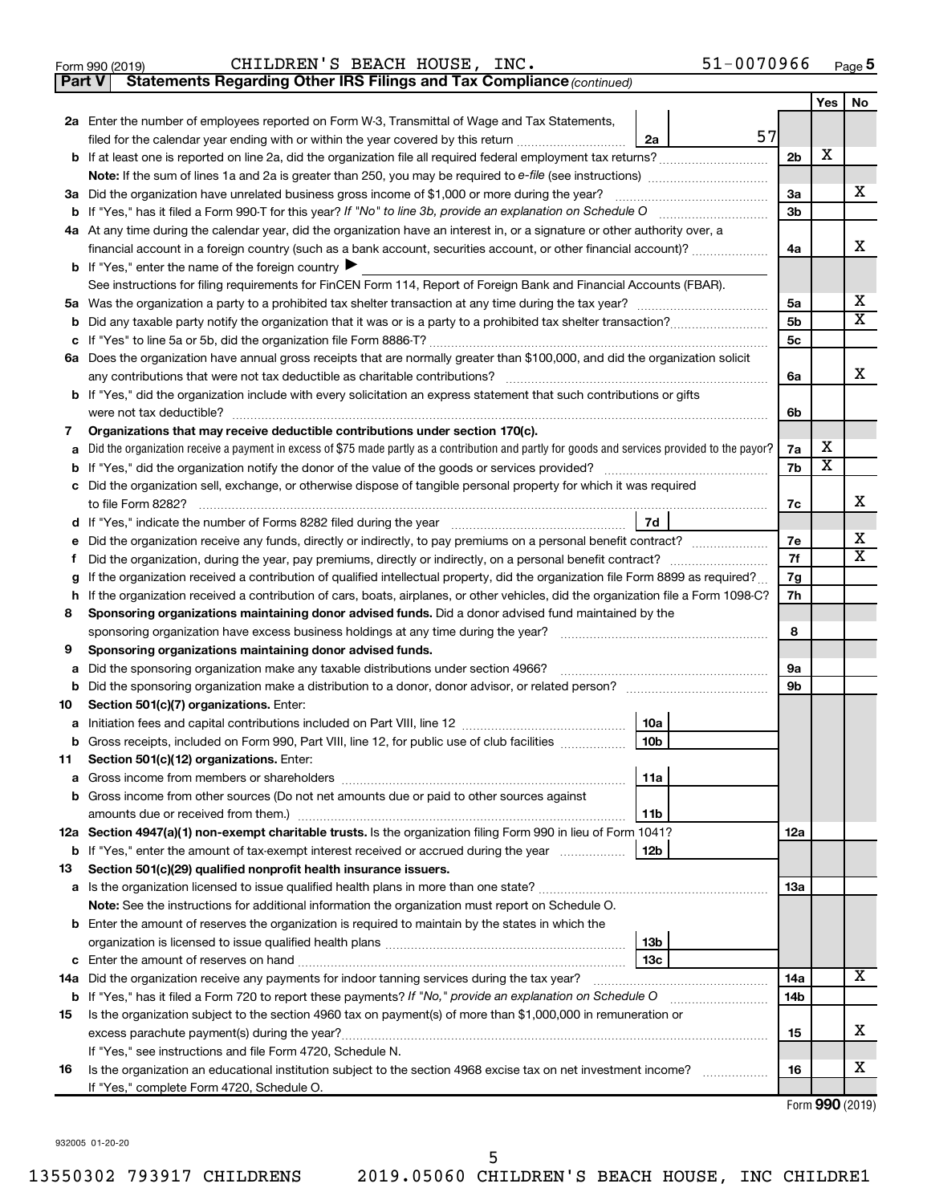Form 990 (2019) CHILDREN'S BEACH HOUSE, INC. 51-0070966 Page 5

**Part V Statements Regarding Other IRS Filings and Tax Compliance** *(continued)*

| | | | | Yes | No |
|---|---|---|---|---|---|
| **2a** | Enter the number of employees reported on Form W-3, Transmittal of Wage and Tax Statements, filed for the calendar year ending with or within the year covered by this return | 2a 57 | | | |
| **b** | If at least one is reported on line 2a, did the organization file all required federal employment tax returns? | | 2b | X | |
| | **Note:** If the sum of lines 1a and 2a is greater than 250, you may be required to *e-file* (see instructions) | | | | |
| **3a** | Did the organization have unrelated business gross income of $1,000 or more during the year? | | 3a | | X |
| **b** | If "Yes," has it filed a Form 990-T for this year? *If "No" to line 3b, provide an explanation on Schedule O* | | 3b | | |
| **4a** | At any time during the calendar year, did the organization have an interest in, or a signature or other authority over, a financial account in a foreign country (such as a bank account, securities account, or other financial account)? | | 4a | | X |
| **b** | If "Yes," enter the name of the foreign country ▶ | | | | |
| | See instructions for filing requirements for FinCEN Form 114, Report of Foreign Bank and Financial Accounts (FBAR). | | | | |
| **5a** | Was the organization a party to a prohibited tax shelter transaction at any time during the tax year? | | 5a | | X |
| **b** | Did any taxable party notify the organization that it was or is a party to a prohibited tax shelter transaction? | | 5b | | X |
| **c** | If "Yes" to line 5a or 5b, did the organization file Form 8886-T? | | 5c | | |
| **6a** | Does the organization have annual gross receipts that are normally greater than $100,000, and did the organization solicit any contributions that were not tax deductible as charitable contributions? | | 6a | | X |
| **b** | If "Yes," did the organization include with every solicitation an express statement that such contributions or gifts were not tax deductible? | | 6b | | |
| **7** | **Organizations that may receive deductible contributions under section 170(c).** | | | | |
| **a** | Did the organization receive a payment in excess of $75 made partly as a contribution and partly for goods and services provided to the payor? | | 7a | X | |
| **b** | If "Yes," did the organization notify the donor of the value of the goods or services provided? | | 7b | X | |
| **c** | Did the organization sell, exchange, or otherwise dispose of tangible personal property for which it was required to file Form 8282? | | 7c | | X |
| **d** | If "Yes," indicate the number of Forms 8282 filed during the year | 7d | | | |
| **e** | Did the organization receive any funds, directly or indirectly, to pay premiums on a personal benefit contract? | | 7e | | X |
| **f** | Did the organization, during the year, pay premiums, directly or indirectly, on a personal benefit contract? | | 7f | | X |
| **g** | If the organization received a contribution of qualified intellectual property, did the organization file Form 8899 as required? | | 7g | | |
| **h** | If the organization received a contribution of cars, boats, airplanes, or other vehicles, did the organization file a Form 1098-C? | | 7h | | |
| **8** | **Sponsoring organizations maintaining donor advised funds.** Did a donor advised fund maintained by the sponsoring organization have excess business holdings at any time during the year? | | 8 | | |
| **9** | **Sponsoring organizations maintaining donor advised funds.** | | | | |
| **a** | Did the sponsoring organization make any taxable distributions under section 4966? | | 9a | | |
| **b** | Did the sponsoring organization make a distribution to a donor, donor advisor, or related person? | | 9b | | |
| **10** | **Section 501(c)(7) organizations.** Enter: | | | | |
| **a** | Initiation fees and capital contributions included on Part VIII, line 12 | 10a | | | |
| **b** | Gross receipts, included on Form 990, Part VIII, line 12, for public use of club facilities | 10b | | | |
| **11** | **Section 501(c)(12) organizations.** Enter: | | | | |
| **a** | Gross income from members or shareholders | 11a | | | |
| **b** | Gross income from other sources (Do not net amounts due or paid to other sources against amounts due or received from them.) | 11b | | | |
| **12a** | **Section 4947(a)(1) non-exempt charitable trusts.** Is the organization filing Form 990 in lieu of Form 1041? | | 12a | | |
| **b** | If "Yes," enter the amount of tax-exempt interest received or accrued during the year | 12b | | | |
| **13** | **Section 501(c)(29) qualified nonprofit health insurance issuers.** | | | | |
| **a** | Is the organization licensed to issue qualified health plans in more than one state? | | 13a | | |
| | **Note:** See the instructions for additional information the organization must report on Schedule O. | | | | |
| **b** | Enter the amount of reserves the organization is required to maintain by the states in which the organization is licensed to issue qualified health plans | 13b | | | |
| **c** | Enter the amount of reserves on hand | 13c | | | |
| **14a** | Did the organization receive any payments for indoor tanning services during the tax year? | | 14a | | X |
| **b** | If "Yes," has it filed a Form 720 to report these payments? *If "No," provide an explanation on Schedule O* | | 14b | | |
| **15** | Is the organization subject to the section 4960 tax on payment(s) of more than $1,000,000 in remuneration or excess parachute payment(s) during the year? | | 15 | | X |
| | If "Yes," see instructions and file Form 4720, Schedule N. | | | | |
| **16** | Is the organization an educational institution subject to the section 4968 excise tax on net investment income? | | 16 | | X |
| | If "Yes," complete Form 4720, Schedule O. | | | | |

Form **990** (2019)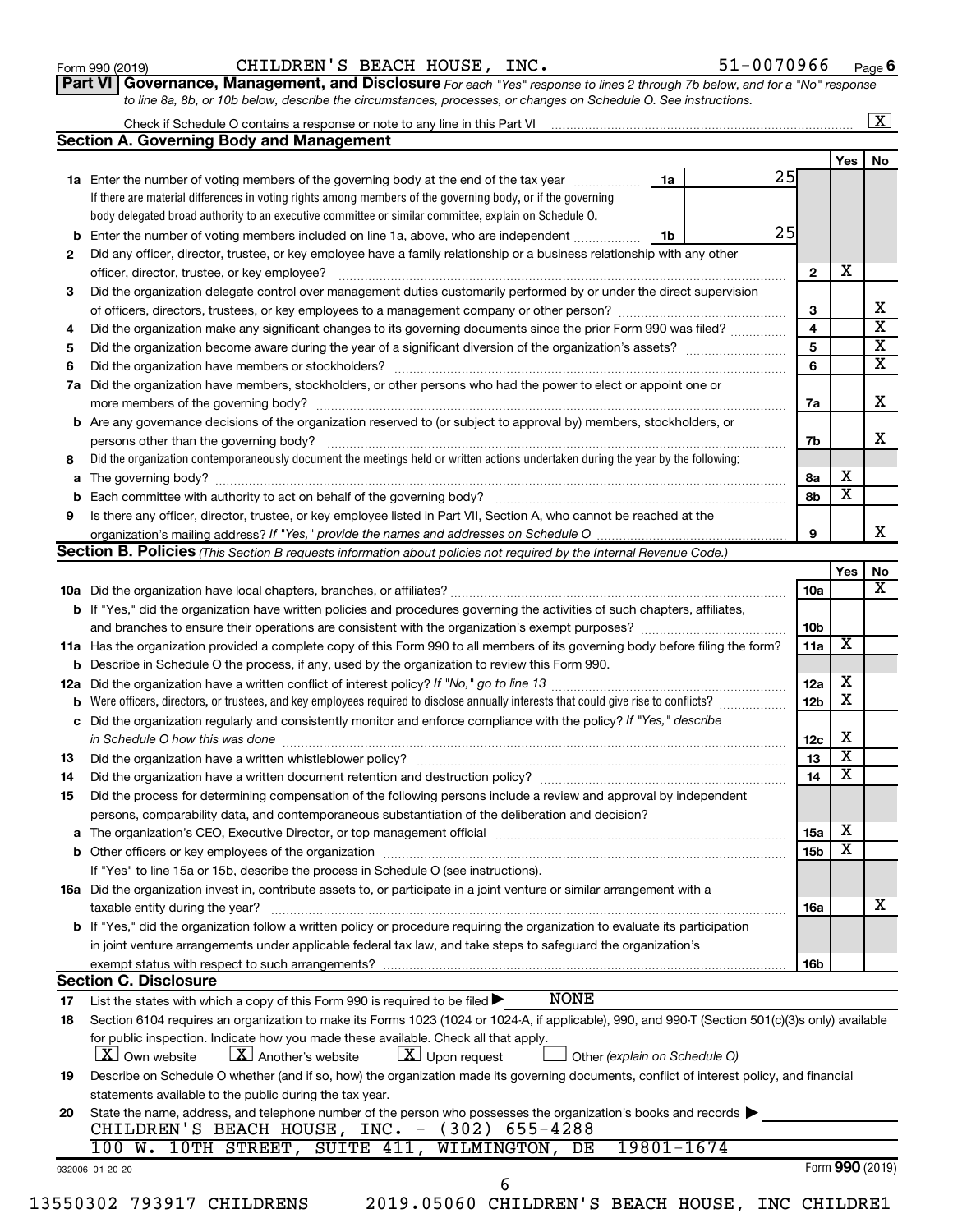Form 990 (2019) CHILDREN'S BEACH HOUSE, INC. 51-0070966 Page 6

**Part VI Governance, Management, and Disclosure** *For each "Yes" response to lines 2 through 7b below, and for a "No" response to line 8a, 8b, or 10b below, describe the circumstances, processes, or changes on Schedule O. See instructions.*

Check if Schedule O contains a response or note to any line in this Part VI ..... [X]

## Section A. Governing Body and Management

| | | | | | Yes | No |
|---|---|---|---|---|---|---|
| **1a** | Enter the number of voting members of the governing body at the end of the tax year ..... If there are material differences in voting rights among members of the governing body, or if the governing body delegated broad authority to an executive committee or similar committee, explain on Schedule O. | 1a | 25 | | | |
| **b** | Enter the number of voting members included on line 1a, above, who are independent ..... | 1b | 25 | | | |
| **2** | Did any officer, director, trustee, or key employee have a family relationship or a business relationship with any other officer, director, trustee, or key employee? ..... | | | 2 | X | |
| **3** | Did the organization delegate control over management duties customarily performed by or under the direct supervision of officers, directors, trustees, or key employees to a management company or other person? ..... | | | 3 | | X |
| **4** | Did the organization make any significant changes to its governing documents since the prior Form 990 was filed? ..... | | | 4 | | X |
| **5** | Did the organization become aware during the year of a significant diversion of the organization's assets? ..... | | | 5 | | X |
| **6** | Did the organization have members or stockholders? ..... | | | 6 | | X |
| **7a** | Did the organization have members, stockholders, or other persons who had the power to elect or appoint one or more members of the governing body? ..... | | | 7a | | X |
| **b** | Are any governance decisions of the organization reserved to (or subject to approval by) members, stockholders, or persons other than the governing body? ..... | | | 7b | | X |
| **8** | Did the organization contemporaneously document the meetings held or written actions undertaken during the year by the following: | | | | | |
| **a** | The governing body? ..... | | | 8a | X | |
| **b** | Each committee with authority to act on behalf of the governing body? ..... | | | 8b | X | |
| **9** | Is there any officer, director, trustee, or key employee listed in Part VII, Section A, who cannot be reached at the organization's mailing address? *If "Yes," provide the names and addresses on Schedule O* ..... | | | 9 | | X |

## Section B. Policies *(This Section B requests information about policies not required by the Internal Revenue Code.)*

| | | | Yes | No |
|---|---|---|---|---|
| **10a** | Did the organization have local chapters, branches, or affiliates? ..... | 10a | | X |
| **b** | If "Yes," did the organization have written policies and procedures governing the activities of such chapters, affiliates, and branches to ensure their operations are consistent with the organization's exempt purposes? ..... | 10b | | |
| **11a** | Has the organization provided a complete copy of this Form 990 to all members of its governing body before filing the form? | 11a | X | |
| **b** | Describe in Schedule O the process, if any, used by the organization to review this Form 990. | | | |
| **12a** | Did the organization have a written conflict of interest policy? *If "No," go to line 13* ..... | 12a | X | |
| **b** | Were officers, directors, or trustees, and key employees required to disclose annually interests that could give rise to conflicts? ..... | 12b | X | |
| **c** | Did the organization regularly and consistently monitor and enforce compliance with the policy? *If "Yes," describe in Schedule O how this was done* ..... | 12c | X | |
| **13** | Did the organization have a written whistleblower policy? ..... | 13 | X | |
| **14** | Did the organization have a written document retention and destruction policy? ..... | 14 | X | |
| **15** | Did the process for determining compensation of the following persons include a review and approval by independent persons, comparability data, and contemporaneous substantiation of the deliberation and decision? | | | |
| **a** | The organization's CEO, Executive Director, or top management official ..... | 15a | X | |
| **b** | Other officers or key employees of the organization ..... If "Yes" to line 15a or 15b, describe the process in Schedule O (see instructions). | 15b | X | |
| **16a** | Did the organization invest in, contribute assets to, or participate in a joint venture or similar arrangement with a taxable entity during the year? ..... | 16a | | X |
| **b** | If "Yes," did the organization follow a written policy or procedure requiring the organization to evaluate its participation in joint venture arrangements under applicable federal tax law, and take steps to safeguard the organization's exempt status with respect to such arrangements? ..... | 16b | | |

## Section C. Disclosure

**17** List the states with which a copy of this Form 990 is required to be filed ▶ NONE

**18** Section 6104 requires an organization to make its Forms 1023 (1024 or 1024-A, if applicable), 990, and 990-T (Section 501(c)(3)s only) available for public inspection. Indicate how you made these available. Check all that apply.

[X] Own website [X] Another's website [X] Upon request [ ] Other *(explain on Schedule O)*

**19** Describe on Schedule O whether (and if so, how) the organization made its governing documents, conflict of interest policy, and financial statements available to the public during the tax year.

**20** State the name, address, and telephone number of the person who possesses the organization's books and records ▶

CHILDREN'S BEACH HOUSE, INC. - (302) 655-4288
100 W. 10TH STREET, SUITE 411, WILMINGTON, DE 19801-1674

932006 01-20-20 Form **990** (2019)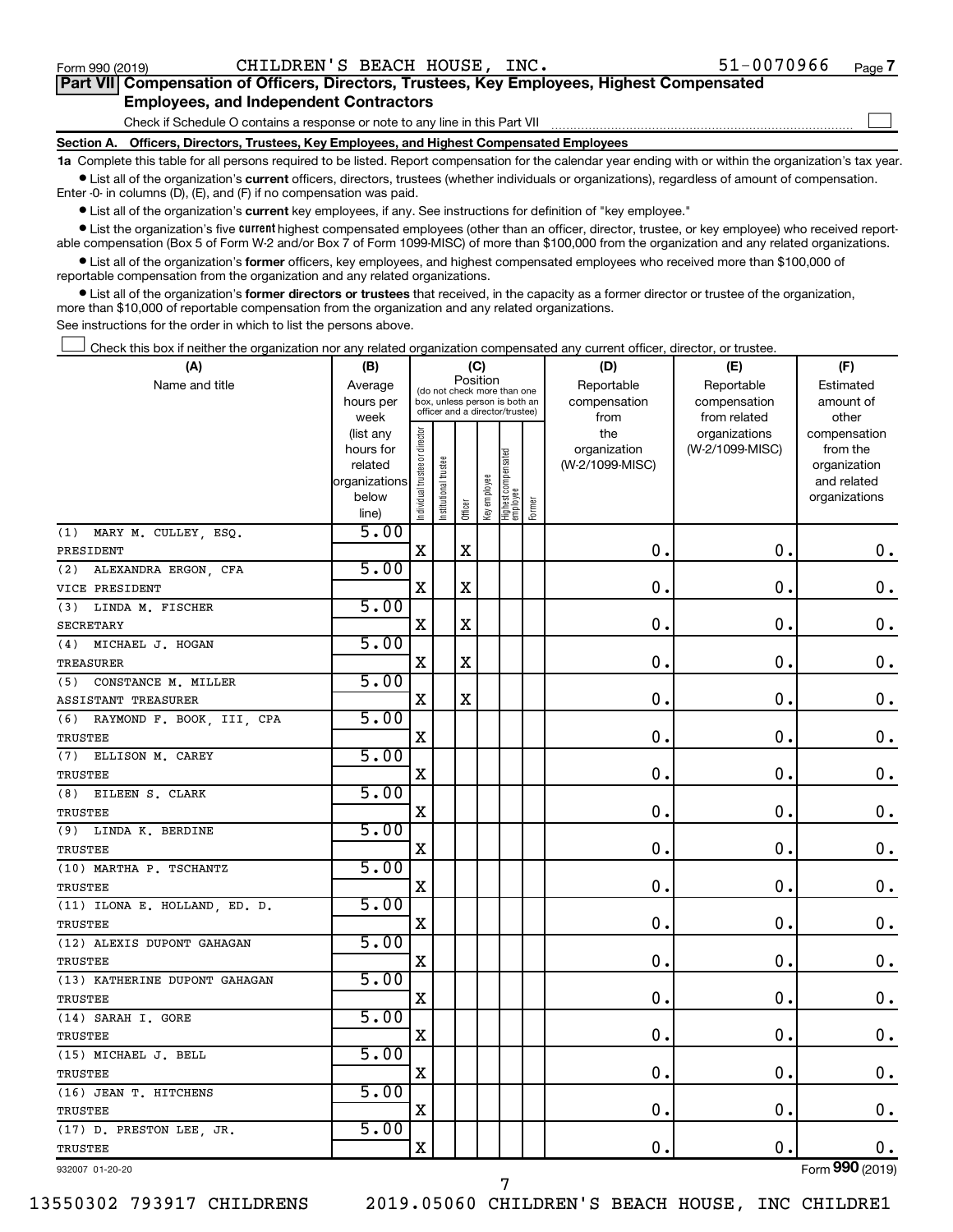Form 990 (2019) CHILDREN'S BEACH HOUSE, INC. 51-0070966 Page 7

## Part VII Compensation of Officers, Directors, Trustees, Key Employees, Highest Compensated Employees, and Independent Contractors

Check if Schedule O contains a response or note to any line in this Part VII

### Section A. Officers, Directors, Trustees, Key Employees, and Highest Compensated Employees

**1a** Complete this table for all persons required to be listed. Report compensation for the calendar year ending with or within the organization's tax year.

- List all of the organization's **current** officers, directors, trustees (whether individuals or organizations), regardless of amount of compensation. Enter -0- in columns (D), (E), and (F) if no compensation was paid.
- List all of the organization's **current** key employees, if any. See instructions for definition of "key employee."
- List the organization's five **current** highest compensated employees (other than an officer, director, trustee, or key employee) who received reportable compensation (Box 5 of Form W-2 and/or Box 7 of Form 1099-MISC) of more than $100,000 from the organization and any related organizations.
- List all of the organization's **former** officers, key employees, and highest compensated employees who received more than $100,000 of reportable compensation from the organization and any related organizations.
- List all of the organization's **former directors or trustees** that received, in the capacity as a former director or trustee of the organization, more than $10,000 of reportable compensation from the organization and any related organizations.

See instructions for the order in which to list the persons above.

Check this box if neither the organization nor any related organization compensated any current officer, director, or trustee.

| (A) Name and title | (B) Average hours per week (list any hours for related organizations below line) | (C) Position: Individual trustee or director | Institutional trustee | Officer | Key employee | Highest compensated employee | Former | (D) Reportable compensation from the organization (W-2/1099-MISC) | (E) Reportable compensation from related organizations (W-2/1099-MISC) | (F) Estimated amount of other compensation from the organization and related organizations |
|---|---|---|---|---|---|---|---|---|---|---|
| (1) MARY M. CULLEY, ESQ.<br>PRESIDENT | 5.00 | X | | X | | | | 0. | 0. | 0. |
| (2) ALEXANDRA ERGON, CFA<br>VICE PRESIDENT | 5.00 | X | | X | | | | 0. | 0. | 0. |
| (3) LINDA M. FISCHER<br>SECRETARY | 5.00 | X | | X | | | | 0. | 0. | 0. |
| (4) MICHAEL J. HOGAN<br>TREASURER | 5.00 | X | | X | | | | 0. | 0. | 0. |
| (5) CONSTANCE M. MILLER<br>ASSISTANT TREASURER | 5.00 | X | | X | | | | 0. | 0. | 0. |
| (6) RAYMOND F. BOOK, III, CPA<br>TRUSTEE | 5.00 | X | | | | | | 0. | 0. | 0. |
| (7) ELLISON M. CAREY<br>TRUSTEE | 5.00 | X | | | | | | 0. | 0. | 0. |
| (8) EILEEN S. CLARK<br>TRUSTEE | 5.00 | X | | | | | | 0. | 0. | 0. |
| (9) LINDA K. BERDINE<br>TRUSTEE | 5.00 | X | | | | | | 0. | 0. | 0. |
| (10) MARTHA P. TSCHANTZ<br>TRUSTEE | 5.00 | X | | | | | | 0. | 0. | 0. |
| (11) ILONA E. HOLLAND, ED. D.<br>TRUSTEE | 5.00 | X | | | | | | 0. | 0. | 0. |
| (12) ALEXIS DUPONT GAHAGAN<br>TRUSTEE | 5.00 | X | | | | | | 0. | 0. | 0. |
| (13) KATHERINE DUPONT GAHAGAN<br>TRUSTEE | 5.00 | X | | | | | | 0. | 0. | 0. |
| (14) SARAH I. GORE<br>TRUSTEE | 5.00 | X | | | | | | 0. | 0. | 0. |
| (15) MICHAEL J. BELL<br>TRUSTEE | 5.00 | X | | | | | | 0. | 0. | 0. |
| (16) JEAN T. HITCHENS<br>TRUSTEE | 5.00 | X | | | | | | 0. | 0. | 0. |
| (17) D. PRESTON LEE, JR.<br>TRUSTEE | 5.00 | X | | | | | | 0. | 0. | 0. |

932007 01-20-20 Form 990 (2019)

13550302 793917 CHILDRENS 2019.05060 CHILDREN'S BEACH HOUSE, INC CHILDRE1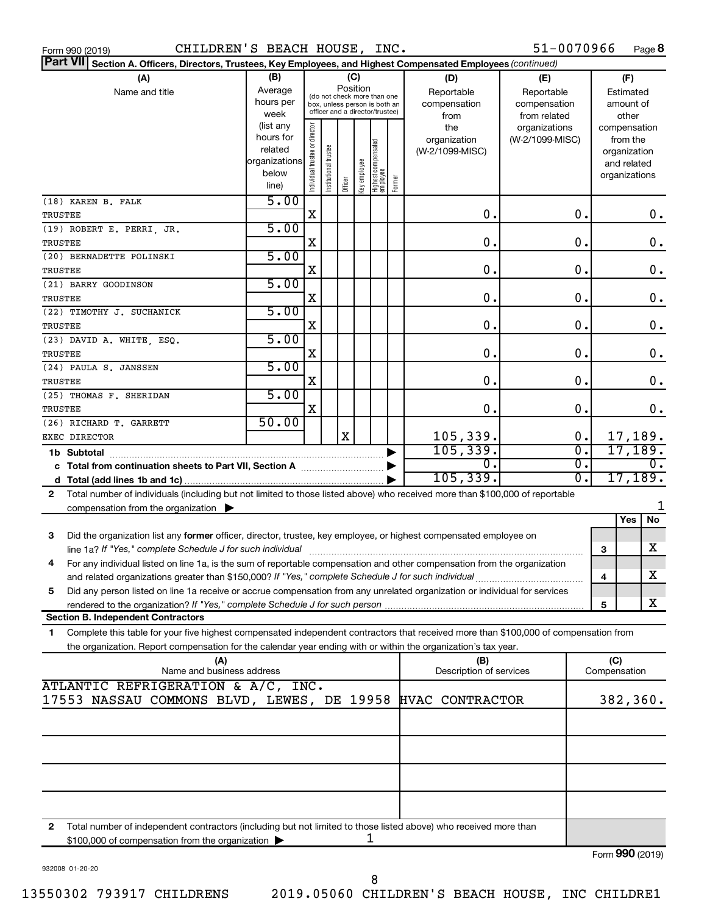Form 990 (2019) CHILDREN'S BEACH HOUSE, INC. 51-0070966 Page **8**

**Part VII** Section A. Officers, Directors, Trustees, Key Employees, and Highest Compensated Employees *(continued)*

| (A) Name and title | (B) Average hours per week (list any hours for related organizations below line) | (C) Position: Individual trustee or director | Institutional trustee | Officer | Key employee | Highest compensated employee | Former | (D) Reportable compensation from the organization (W-2/1099-MISC) | (E) Reportable compensation from related organizations (W-2/1099-MISC) | (F) Estimated amount of other compensation from the organization and related organizations |
|---|---|---|---|---|---|---|---|---|---|---|
| (18) KAREN B. FALK<br>TRUSTEE | 5.00 | X | | | | | | 0. | 0. | 0. |
| (19) ROBERT E. PERRI, JR.<br>TRUSTEE | 5.00 | X | | | | | | 0. | 0. | 0. |
| (20) BERNADETTE POLINSKI<br>TRUSTEE | 5.00 | X | | | | | | 0. | 0. | 0. |
| (21) BARRY GOODINSON<br>TRUSTEE | 5.00 | X | | | | | | 0. | 0. | 0. |
| (22) TIMOTHY J. SUCHANICK<br>TRUSTEE | 5.00 | X | | | | | | 0. | 0. | 0. |
| (23) DAVID A. WHITE, ESQ.<br>TRUSTEE | 5.00 | X | | | | | | 0. | 0. | 0. |
| (24) PAULA S. JANSSEN<br>TRUSTEE | 5.00 | X | | | | | | 0. | 0. | 0. |
| (25) THOMAS F. SHERIDAN<br>TRUSTEE | 5.00 | X | | | | | | 0. | 0. | 0. |
| (26) RICHARD T. GARRETT<br>EXEC DIRECTOR | 50.00 | | | X | | | | 105,339. | 0. | 17,189. |
| **1b Subtotal** | | | | | | | | 105,339. | 0. | 17,189. |
| **c Total from continuation sheets to Part VII, Section A** | | | | | | | | 0. | 0. | 0. |
| **d Total (add lines 1b and 1c)** | | | | | | | | 105,339. | 0. | 17,189. |

**2** Total number of individuals (including but not limited to those listed above) who received more than $100,000 of reportable compensation from the organization ▶ 1

| | | | Yes | No |
|---|---|---|---|---|
| **3** | Did the organization list any **former** officer, director, trustee, key employee, or highest compensated employee on line 1a? *If "Yes," complete Schedule J for such individual* | 3 | | X |
| **4** | For any individual listed on line 1a, is the sum of reportable compensation and other compensation from the organization and related organizations greater than $150,000? *If "Yes," complete Schedule J for such individual* | 4 | | X |
| **5** | Did any person listed on line 1a receive or accrue compensation from any unrelated organization or individual for services rendered to the organization? *If "Yes," complete Schedule J for such person* | 5 | | X |

**Section B. Independent Contractors**

**1** Complete this table for your five highest compensated independent contractors that received more than $100,000 of compensation from the organization. Report compensation for the calendar year ending with or within the organization's tax year.

| (A) Name and business address | (B) Description of services | (C) Compensation |
|---|---|---|
| ATLANTIC REFRIGERATION & A/C, INC.<br>17553 NASSAU COMMONS BLVD, LEWES, DE 19958 | HVAC CONTRACTOR | 382,360. |
| | | |
| | | |
| | | |
| | | |

**2** Total number of independent contractors (including but not limited to those listed above) who received more than $100,000 of compensation from the organization ▶ 1

Form **990** (2019)

932008 01-20-20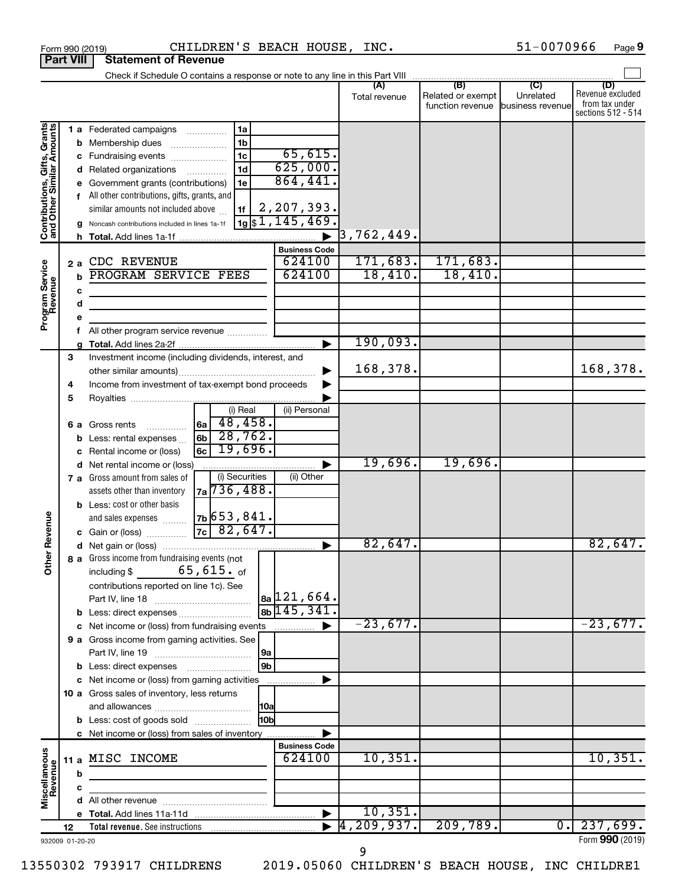Form 990 (2019) CHILDREN'S BEACH HOUSE, INC. 51-0070966 Page 9

**Part VIII Statement of Revenue**

Check if Schedule O contains a response or note to any line in this Part VIII

| | | | | (A) Total revenue | (B) Related or exempt function revenue | (C) Unrelated business revenue | (D) Revenue excluded from tax under sections 512 - 514 |
|---|---|---|---|---|---|---|---|
| **Contributions, Gifts, Grants and Other Similar Amounts** | 1 a Federated campaigns | 1a | | | | | |
| | b Membership dues | 1b | | | | | |
| | c Fundraising events | 1c | 65,615. | | | | |
| | d Related organizations | 1d | 625,000. | | | | |
| | e Government grants (contributions) | 1e | 864,441. | | | | |
| | f All other contributions, gifts, grants, and similar amounts not included above | 1f | 2,207,393. | | | | |
| | g Noncash contributions included in lines 1a-1f | 1g | $1,145,469. | | | | |
| | h Total. Add lines 1a-1f | | ▶ | 3,762,449. | | | |
| **Program Service Revenue** | | | Business Code | | | | |
| | 2 a CDC REVENUE | | 624100 | 171,683. | 171,683. | | |
| | b PROGRAM SERVICE FEES | | 624100 | 18,410. | 18,410. | | |
| | c | | | | | | |
| | d | | | | | | |
| | e | | | | | | |
| | f All other program service revenue | | | | | | |
| | g Total. Add lines 2a-2f | | ▶ | 190,093. | | | |
| **Other Revenue** | 3 Investment income (including dividends, interest, and other similar amounts) | | ▶ | 168,378. | | | 168,378. |
| | 4 Income from investment of tax-exempt bond proceeds | | ▶ | | | | |
| | 5 Royalties | | ▶ | | | | |
| | | (i) Real | (ii) Personal | | | | |
| | 6 a Gross rents (6a) | 48,458. | | | | | |
| | b Less: rental expenses (6b) | 28,762. | | | | | |
| | c Rental income or (loss) (6c) | 19,696. | | | | | |
| | d Net rental income or (loss) | | ▶ | 19,696. | 19,696. | | |
| | | (i) Securities | (ii) Other | | | | |
| | 7 a Gross amount from sales of assets other than inventory (7a) | 736,488. | | | | | |
| | b Less: cost or other basis and sales expenses (7b) | 653,841. | | | | | |
| | c Gain or (loss) (7c) | 82,647. | | | | | |
| | d Net gain or (loss) | | ▶ | 82,647. | | | 82,647. |
| | 8 a Gross income from fundraising events (not including $ 65,615. of contributions reported on line 1c). See Part IV, line 18 | 8a | 121,664. | | | | |
| | b Less: direct expenses | 8b | 145,341. | | | | |
| | c Net income or (loss) from fundraising events | | ▶ | -23,677. | | | -23,677. |
| | 9 a Gross income from gaming activities. See Part IV, line 19 | 9a | | | | | |
| | b Less: direct expenses | 9b | | | | | |
| | c Net income or (loss) from gaming activities | | ▶ | | | | |
| | 10 a Gross sales of inventory, less returns and allowances | 10a | | | | | |
| | b Less: cost of goods sold | 10b | | | | | |
| | c Net income or (loss) from sales of inventory | | ▶ | | | | |
| **Miscellaneous Revenue** | | | Business Code | | | | |
| | 11 a MISC INCOME | | 624100 | 10,351. | | | 10,351. |
| | b | | | | | | |
| | c | | | | | | |
| | d All other revenue | | | | | | |
| | e Total. Add lines 11a-11d | | ▶ | 10,351. | | | |
| | 12 Total revenue. See instructions | | ▶ | 4,209,937. | 209,789. | 0. | 237,699. |

932009 01-20-20 Form **990** (2019)

13550302 793917 CHILDRENS 2019.05060 CHILDREN'S BEACH HOUSE, INC CHILDRE1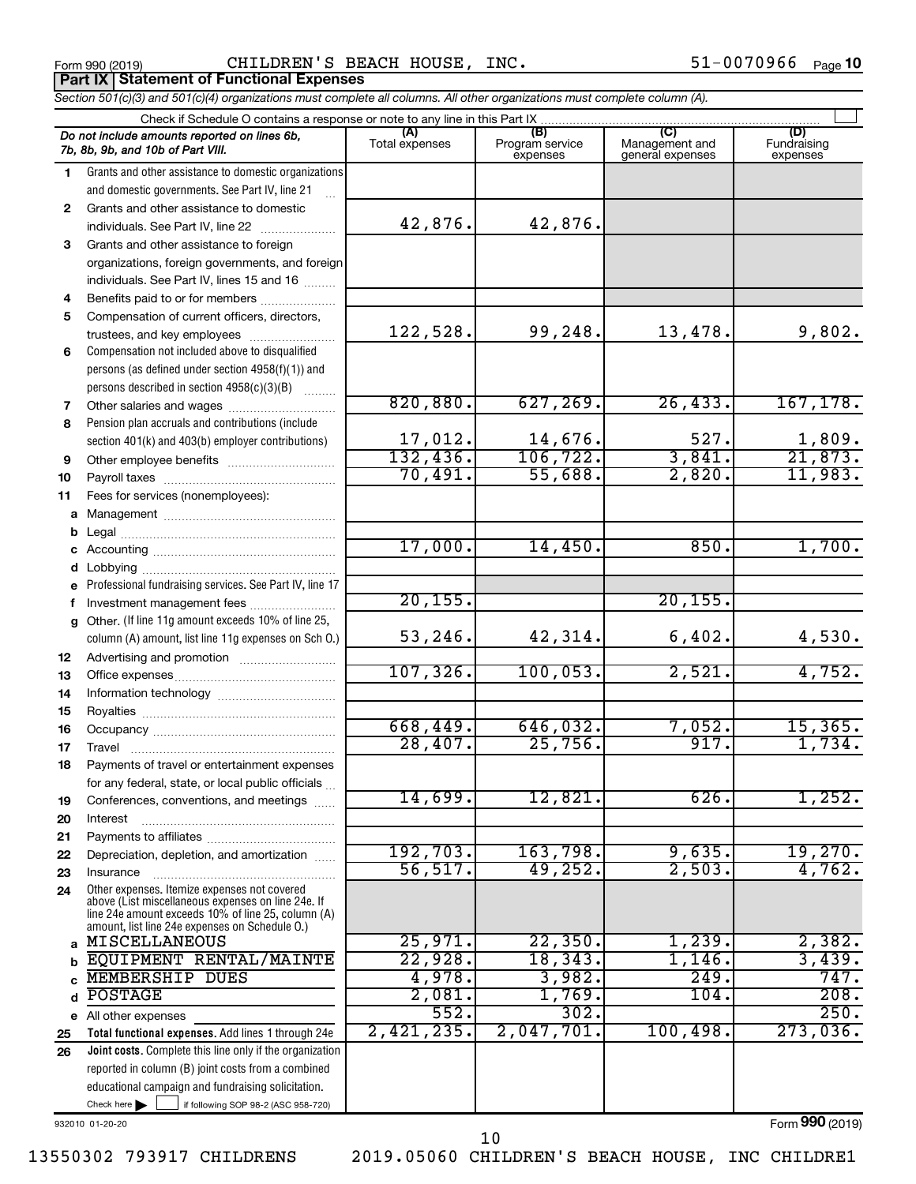Form 990 (2019) CHILDREN'S BEACH HOUSE, INC. 51-0070966 Page 10

**Part IX | Statement of Functional Expenses**

*Section 501(c)(3) and 501(c)(4) organizations must complete all columns. All other organizations must complete column (A).*

Check if Schedule O contains a response or note to any line in this Part IX

| *Do not include amounts reported on lines 6b, 7b, 8b, 9b, and 10b of Part VIII.* | (A) Total expenses | (B) Program service expenses | (C) Management and general expenses | (D) Fundraising expenses |
|---|---|---|---|---|
| **1** Grants and other assistance to domestic organizations and domestic governments. See Part IV, line 21 | | | | |
| **2** Grants and other assistance to domestic individuals. See Part IV, line 22 | 42,876. | 42,876. | | |
| **3** Grants and other assistance to foreign organizations, foreign governments, and foreign individuals. See Part IV, lines 15 and 16 | | | | |
| **4** Benefits paid to or for members | | | | |
| **5** Compensation of current officers, directors, trustees, and key employees | 122,528. | 99,248. | 13,478. | 9,802. |
| **6** Compensation not included above to disqualified persons (as defined under section 4958(f)(1)) and persons described in section 4958(c)(3)(B) | | | | |
| **7** Other salaries and wages | 820,880. | 627,269. | 26,433. | 167,178. |
| **8** Pension plan accruals and contributions (include section 401(k) and 403(b) employer contributions) | 17,012. | 14,676. | 527. | 1,809. |
| **9** Other employee benefits | 132,436. | 106,722. | 3,841. | 21,873. |
| **10** Payroll taxes | 70,491. | 55,688. | 2,820. | 11,983. |
| **11** Fees for services (nonemployees): | | | | |
| **a** Management | | | | |
| **b** Legal | | | | |
| **c** Accounting | 17,000. | 14,450. | 850. | 1,700. |
| **d** Lobbying | | | | |
| **e** Professional fundraising services. See Part IV, line 17 | | | | |
| **f** Investment management fees | 20,155. | | 20,155. | |
| **g** Other. (If line 11g amount exceeds 10% of line 25, column (A) amount, list line 11g expenses on Sch O.) | 53,246. | 42,314. | 6,402. | 4,530. |
| **12** Advertising and promotion | | | | |
| **13** Office expenses | 107,326. | 100,053. | 2,521. | 4,752. |
| **14** Information technology | | | | |
| **15** Royalties | | | | |
| **16** Occupancy | 668,449. | 646,032. | 7,052. | 15,365. |
| **17** Travel | 28,407. | 25,756. | 917. | 1,734. |
| **18** Payments of travel or entertainment expenses for any federal, state, or local public officials | | | | |
| **19** Conferences, conventions, and meetings | 14,699. | 12,821. | 626. | 1,252. |
| **20** Interest | | | | |
| **21** Payments to affiliates | | | | |
| **22** Depreciation, depletion, and amortization | 192,703. | 163,798. | 9,635. | 19,270. |
| **23** Insurance | 56,517. | 49,252. | 2,503. | 4,762. |
| **24** Other expenses. Itemize expenses not covered above (List miscellaneous expenses on line 24e. If line 24e amount exceeds 10% of line 25, column (A) amount, list line 24e expenses on Schedule O.) | | | | |
| **a** MISCELLANEOUS | 25,971. | 22,350. | 1,239. | 2,382. |
| **b** EQUIPMENT RENTAL/MAINTE | 22,928. | 18,343. | 1,146. | 3,439. |
| **c** MEMBERSHIP DUES | 4,978. | 3,982. | 249. | 747. |
| **d** POSTAGE | 2,081. | 1,769. | 104. | 208. |
| **e** All other expenses | 552. | 302. | | 250. |
| **25 Total functional expenses.** Add lines 1 through 24e | 2,421,235. | 2,047,701. | 100,498. | 273,036. |
| **26 Joint costs.** Complete this line only if the organization reported in column (B) joint costs from a combined educational campaign and fundraising solicitation. Check here ☐ if following SOP 98-2 (ASC 958-720) | | | | |

932010 01-20-20 Form **990** (2019)

13550302 793917 CHILDRENS 2019.05060 CHILDREN'S BEACH HOUSE, INC CHILDRE1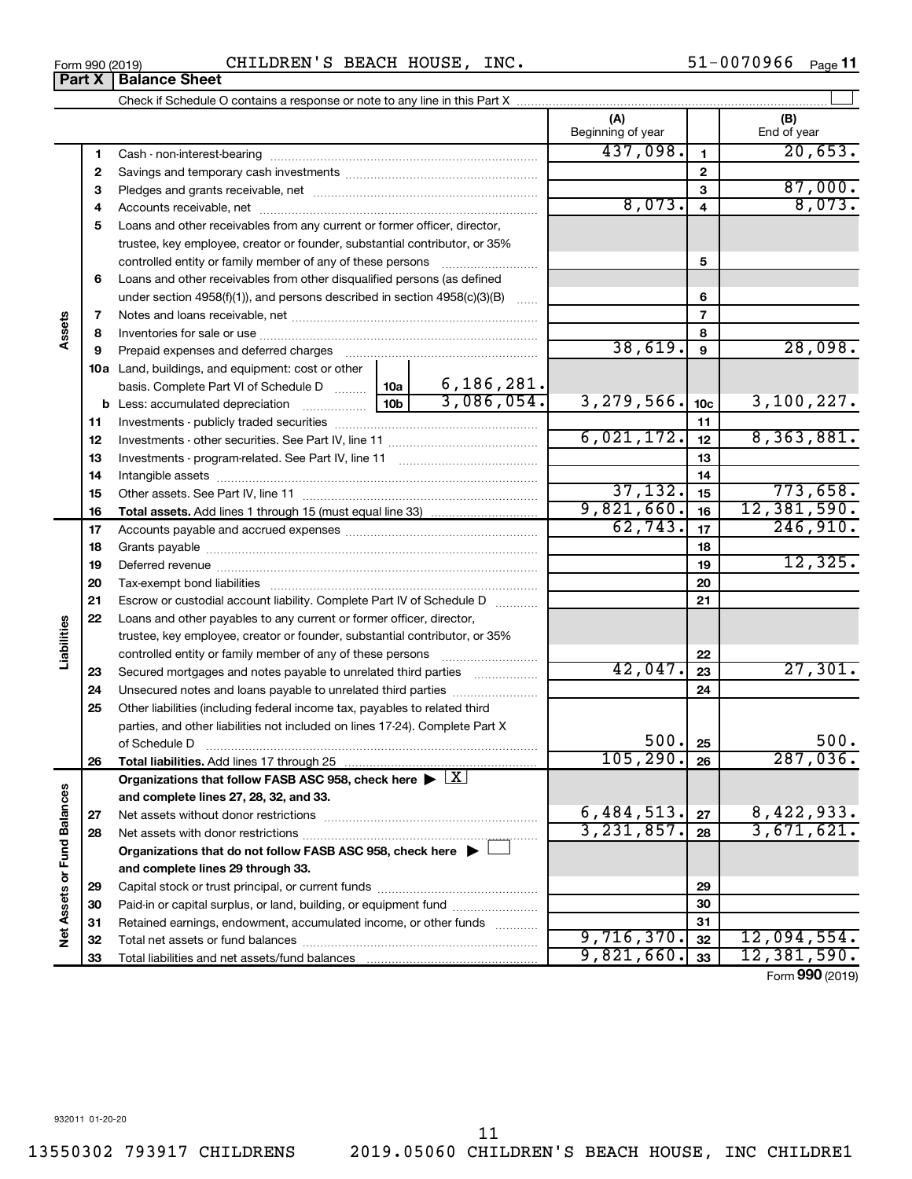Form 990 (2019) CHILDREN'S BEACH HOUSE, INC. 51-0070966

## Part X Balance Sheet

Check if Schedule O contains a response or note to any line in this Part X

| | | | (A) Beginning of year | | (B) End of year |
|---|---|---|---|---|---|
| **Assets** | 1 | Cash - non-interest-bearing | 437,098. | 1 | 20,653. |
| | 2 | Savings and temporary cash investments | | 2 | |
| | 3 | Pledges and grants receivable, net | | 3 | 87,000. |
| | 4 | Accounts receivable, net | 8,073. | 4 | 8,073. |
| | 5 | Loans and other receivables from any current or former officer, director, trustee, key employee, creator or founder, substantial contributor, or 35% controlled entity or family member of any of these persons | | 5 | |
| | 6 | Loans and other receivables from other disqualified persons (as defined under section 4958(f)(1)), and persons described in section 4958(c)(3)(B) | | 6 | |
| | 7 | Notes and loans receivable, net | | 7 | |
| | 8 | Inventories for sale or use | | 8 | |
| | 9 | Prepaid expenses and deferred charges | 38,619. | 9 | 28,098. |
| | 10a | Land, buildings, and equipment: cost or other basis. Complete Part VI of Schedule D — 10a: 6,186,281. | | | |
| | b | Less: accumulated depreciation — 10b: 3,086,054. | 3,279,566. | 10c | 3,100,227. |
| | 11 | Investments - publicly traded securities | | 11 | |
| | 12 | Investments - other securities. See Part IV, line 11 | 6,021,172. | 12 | 8,363,881. |
| | 13 | Investments - program-related. See Part IV, line 11 | | 13 | |
| | 14 | Intangible assets | | 14 | |
| | 15 | Other assets. See Part IV, line 11 | 37,132. | 15 | 773,658. |
| | 16 | **Total assets.** Add lines 1 through 15 (must equal line 33) | 9,821,660. | 16 | 12,381,590. |
| **Liabilities** | 17 | Accounts payable and accrued expenses | 62,743. | 17 | 246,910. |
| | 18 | Grants payable | | 18 | |
| | 19 | Deferred revenue | | 19 | 12,325. |
| | 20 | Tax-exempt bond liabilities | | 20 | |
| | 21 | Escrow or custodial account liability. Complete Part IV of Schedule D | | 21 | |
| | 22 | Loans and other payables to any current or former officer, director, trustee, key employee, creator or founder, substantial contributor, or 35% controlled entity or family member of any of these persons | | 22 | |
| | 23 | Secured mortgages and notes payable to unrelated third parties | 42,047. | 23 | 27,301. |
| | 24 | Unsecured notes and loans payable to unrelated third parties | | 24 | |
| | 25 | Other liabilities (including federal income tax, payables to related third parties, and other liabilities not included on lines 17-24). Complete Part X of Schedule D | 500. | 25 | 500. |
| | 26 | **Total liabilities.** Add lines 17 through 25 | 105,290. | 26 | 287,036. |
| **Net Assets or Fund Balances** | | **Organizations that follow FASB ASC 958, check here** ▶ [X] **and complete lines 27, 28, 32, and 33.** | | | |
| | 27 | Net assets without donor restrictions | 6,484,513. | 27 | 8,422,933. |
| | 28 | Net assets with donor restrictions | 3,231,857. | 28 | 3,671,621. |
| | | **Organizations that do not follow FASB ASC 958, check here** ▶ [ ] **and complete lines 29 through 33.** | | | |
| | 29 | Capital stock or trust principal, or current funds | | 29 | |
| | 30 | Paid-in or capital surplus, or land, building, or equipment fund | | 30 | |
| | 31 | Retained earnings, endowment, accumulated income, or other funds | | 31 | |
| | 32 | Total net assets or fund balances | 9,716,370. | 32 | 12,094,554. |
| | 33 | Total liabilities and net assets/fund balances | 9,821,660. | 33 | 12,381,590. |

Form **990** (2019)

932011 01-20-20

13550302 793917 CHILDRENS 2019.05060 CHILDREN'S BEACH HOUSE, INC CHILDRE1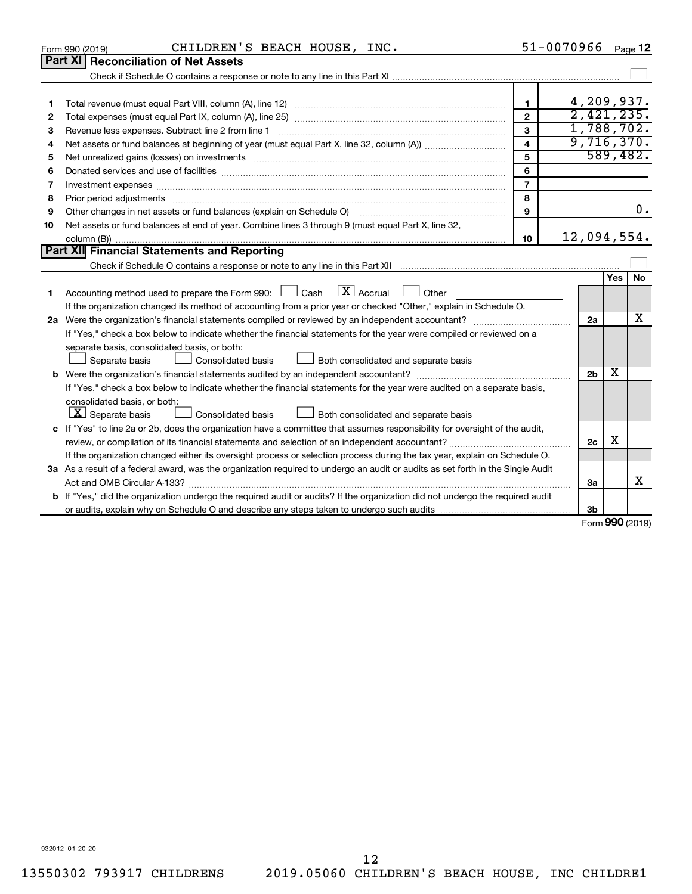Form 990 (2019) CHILDREN'S BEACH HOUSE, INC. 51-0070966 Page 12

## Part XI Reconciliation of Net Assets

Check if Schedule O contains a response or note to any line in this Part XI ☐

| | | | |
|---|---|---|---|
| 1 | Total revenue (must equal Part VIII, column (A), line 12) | 1 | 4,209,937. |
| 2 | Total expenses (must equal Part IX, column (A), line 25) | 2 | 2,421,235. |
| 3 | Revenue less expenses. Subtract line 2 from line 1 | 3 | 1,788,702. |
| 4 | Net assets or fund balances at beginning of year (must equal Part X, line 32, column (A)) | 4 | 9,716,370. |
| 5 | Net unrealized gains (losses) on investments | 5 | 589,482. |
| 6 | Donated services and use of facilities | 6 | |
| 7 | Investment expenses | 7 | |
| 8 | Prior period adjustments | 8 | |
| 9 | Other changes in net assets or fund balances (explain on Schedule O) | 9 | 0. |
| 10 | Net assets or fund balances at end of year. Combine lines 3 through 9 (must equal Part X, line 32, column (B)) | 10 | 12,094,554. |

## Part XII Financial Statements and Reporting

Check if Schedule O contains a response or note to any line in this Part XII ☐

| | | | Yes | No |
|---|---|---|---|---|
| 1 | Accounting method used to prepare the Form 990: ☐ Cash ☒ Accrual ☐ Other<br>If the organization changed its method of accounting from a prior year or checked "Other," explain in Schedule O. | | | |
| 2a | Were the organization's financial statements compiled or reviewed by an independent accountant?<br>If "Yes," check a box below to indicate whether the financial statements for the year were compiled or reviewed on a separate basis, consolidated basis, or both:<br>☐ Separate basis ☐ Consolidated basis ☐ Both consolidated and separate basis | 2a | | X |
| b | Were the organization's financial statements audited by an independent accountant?<br>If "Yes," check a box below to indicate whether the financial statements for the year were audited on a separate basis, consolidated basis, or both:<br>☒ Separate basis ☐ Consolidated basis ☐ Both consolidated and separate basis | 2b | X | |
| c | If "Yes" to line 2a or 2b, does the organization have a committee that assumes responsibility for oversight of the audit, review, or compilation of its financial statements and selection of an independent accountant?<br>If the organization changed either its oversight process or selection process during the tax year, explain on Schedule O. | 2c | X | |
| 3a | As a result of a federal award, was the organization required to undergo an audit or audits as set forth in the Single Audit Act and OMB Circular A-133? | 3a | | X |
| b | If "Yes," did the organization undergo the required audit or audits? If the organization did not undergo the required audit or audits, explain why on Schedule O and describe any steps taken to undergo such audits | 3b | | |

Form **990** (2019)

932012 01-20-20

13550302 793917 CHILDRENS 2019.05060 CHILDREN'S BEACH HOUSE, INC CHILDRE1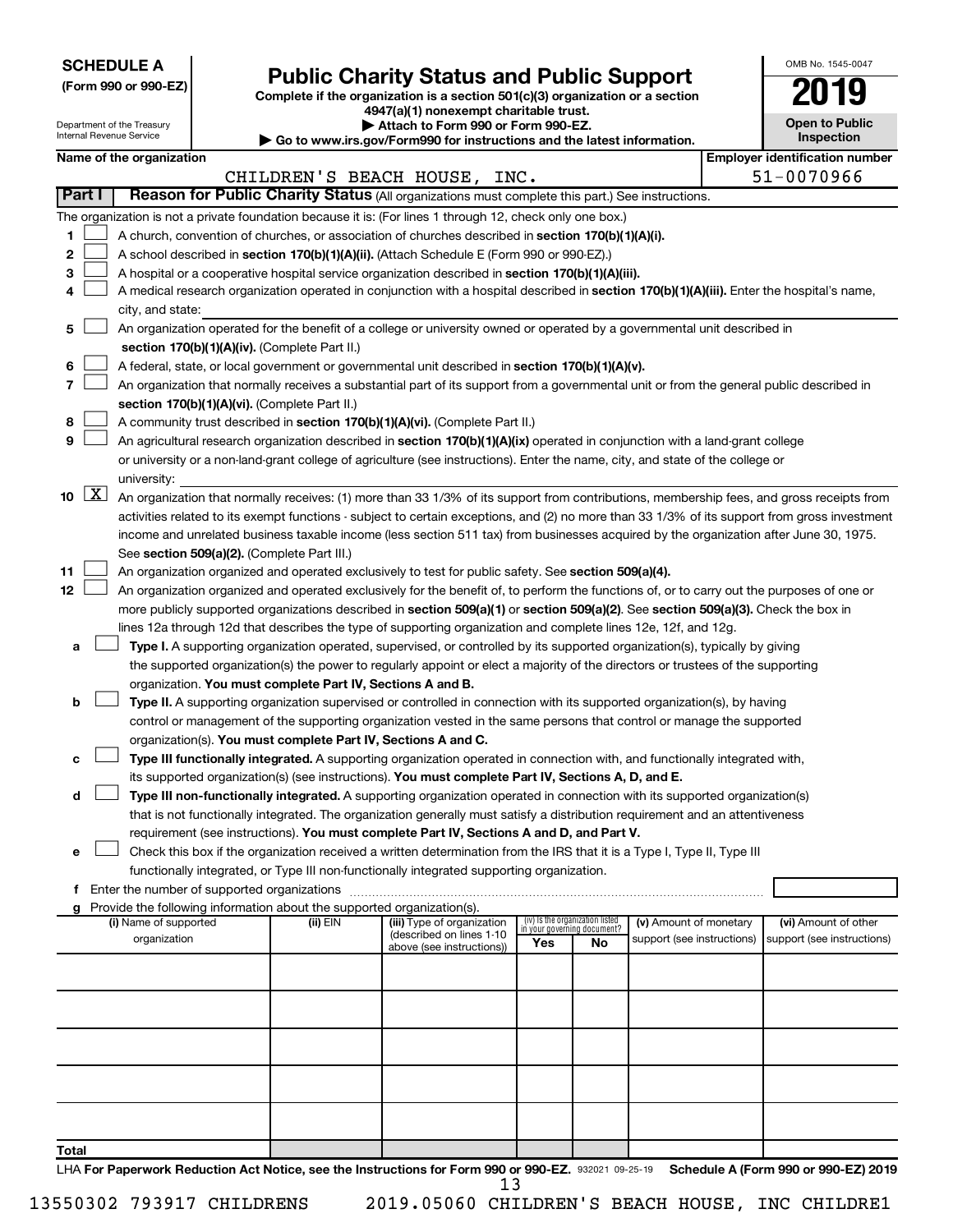**SCHEDULE A (Form 990 or 990-EZ)**

Department of the Treasury
Internal Revenue Service

# Public Charity Status and Public Support

**Complete if the organization is a section 501(c)(3) organization or a section 4947(a)(1) nonexempt charitable trust.**
**▶ Attach to Form 990 or Form 990-EZ.**
**▶ Go to www.irs.gov/Form990 for instructions and the latest information.**

OMB No. 1545-0047

**2019**

**Open to Public Inspection**

**Name of the organization:** CHILDREN'S BEACH HOUSE, INC.

**Employer identification number:** 51-0070966

## Part I — Reason for Public Charity Status (All organizations must complete this part.) See instructions.

The organization is not a private foundation because it is: (For lines 1 through 12, check only one box.)

1. ☐ A church, convention of churches, or association of churches described in **section 170(b)(1)(A)(i).**
2. ☐ A school described in **section 170(b)(1)(A)(ii).** (Attach Schedule E (Form 990 or 990-EZ).)
3. ☐ A hospital or a cooperative hospital service organization described in **section 170(b)(1)(A)(iii).**
4. ☐ A medical research organization operated in conjunction with a hospital described in **section 170(b)(1)(A)(iii).** Enter the hospital's name, city, and state:
5. ☐ An organization operated for the benefit of a college or university owned or operated by a governmental unit described in **section 170(b)(1)(A)(iv).** (Complete Part II.)
6. ☐ A federal, state, or local government or governmental unit described in **section 170(b)(1)(A)(v).**
7. ☐ An organization that normally receives a substantial part of its support from a governmental unit or from the general public described in **section 170(b)(1)(A)(vi).** (Complete Part II.)
8. ☐ A community trust described in **section 170(b)(1)(A)(vi).** (Complete Part II.)
9. ☐ An agricultural research organization described in **section 170(b)(1)(A)(ix)** operated in conjunction with a land-grant college or university or a non-land-grant college of agriculture (see instructions). Enter the name, city, and state of the college or university:
10. ☒ An organization that normally receives: (1) more than 33 1/3% of its support from contributions, membership fees, and gross receipts from activities related to its exempt functions - subject to certain exceptions, and (2) no more than 33 1/3% of its support from gross investment income and unrelated business taxable income (less section 511 tax) from businesses acquired by the organization after June 30, 1975. See **section 509(a)(2).** (Complete Part III.)
11. ☐ An organization organized and operated exclusively to test for public safety. See **section 509(a)(4).**
12. ☐ An organization organized and operated exclusively for the benefit of, to perform the functions of, or to carry out the purposes of one or more publicly supported organizations described in **section 509(a)(1)** or **section 509(a)(2).** See **section 509(a)(3).** Check the box in lines 12a through 12d that describes the type of supporting organization and complete lines 12e, 12f, and 12g.
   - **a** ☐ **Type I.** A supporting organization operated, supervised, or controlled by its supported organization(s), typically by giving the supported organization(s) the power to regularly appoint or elect a majority of the directors or trustees of the supporting organization. **You must complete Part IV, Sections A and B.**
   - **b** ☐ **Type II.** A supporting organization supervised or controlled in connection with its supported organization(s), by having control or management of the supporting organization vested in the same persons that control or manage the supported organization(s). **You must complete Part IV, Sections A and C.**
   - **c** ☐ **Type III functionally integrated.** A supporting organization operated in connection with, and functionally integrated with, its supported organization(s) (see instructions). **You must complete Part IV, Sections A, D, and E.**
   - **d** ☐ **Type III non-functionally integrated.** A supporting organization operated in connection with its supported organization(s) that is not functionally integrated. The organization generally must satisfy a distribution requirement and an attentiveness requirement (see instructions). **You must complete Part IV, Sections A and D, and Part V.**
   - **e** ☐ Check this box if the organization received a written determination from the IRS that it is a Type I, Type II, Type III functionally integrated, or Type III non-functionally integrated supporting organization.
   - **f** Enter the number of supported organizations
   - **g** Provide the following information about the supported organization(s).

| (i) Name of supported organization | (ii) EIN | (iii) Type of organization (described on lines 1-10 above (see instructions)) | (iv) Is the organization listed in your governing document? Yes | No | (v) Amount of monetary support (see instructions) | (vi) Amount of other support (see instructions) |
|---|---|---|---|---|---|---|
| | | | | | | |
| | | | | | | |
| | | | | | | |
| | | | | | | |
| | | | | | | |
| **Total** | | | | | | |

LHA **For Paperwork Reduction Act Notice, see the Instructions for Form 990 or 990-EZ.** 932021 09-25-19 **Schedule A (Form 990 or 990-EZ) 2019**

13550302 793917 CHILDRENS 2019.05060 CHILDREN'S BEACH HOUSE, INC CHILDRE1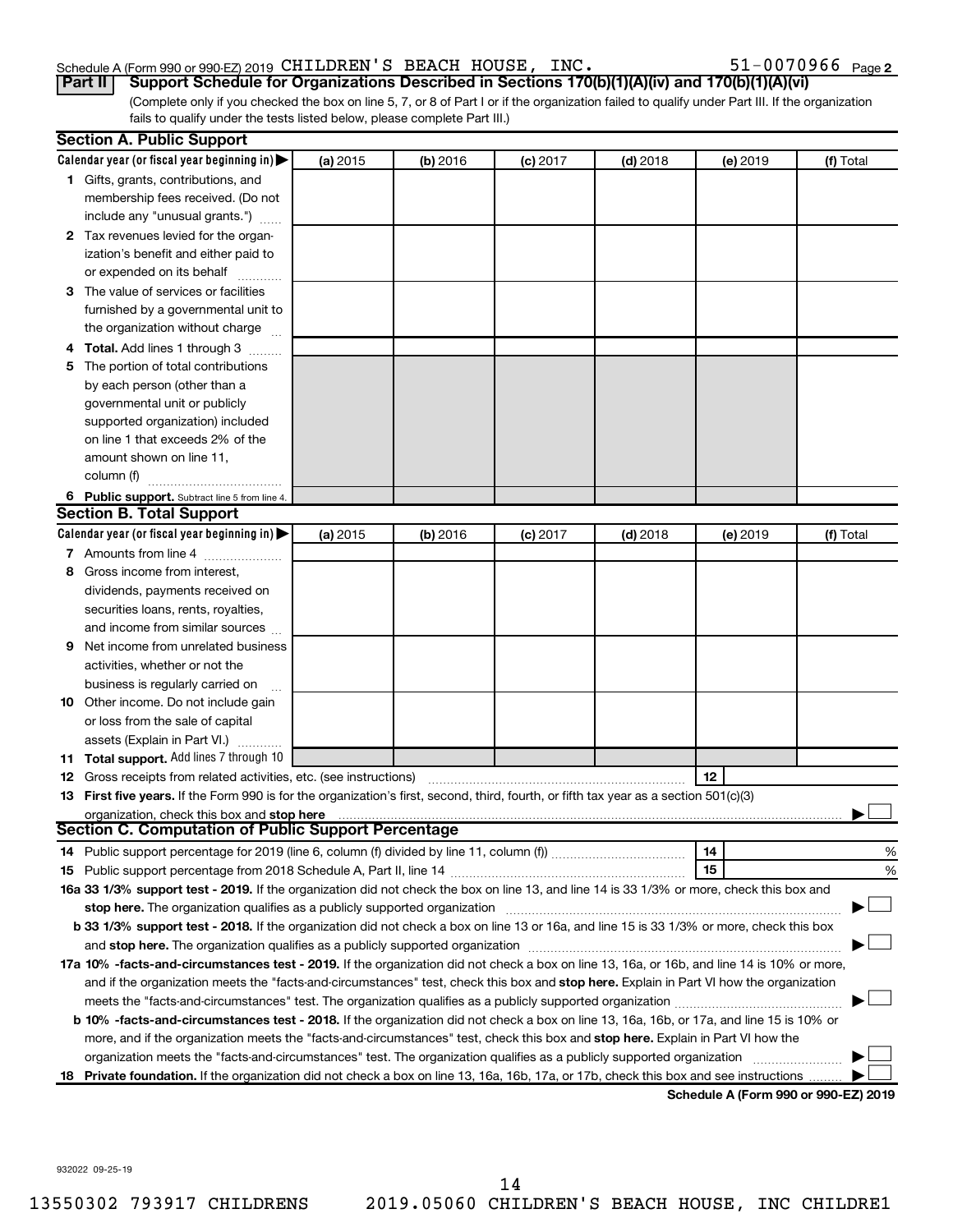Schedule A (Form 990 or 990-EZ) 2019 CHILDREN'S BEACH HOUSE, INC. 51-0070966 Page 2

**Part II Support Schedule for Organizations Described in Sections 170(b)(1)(A)(iv) and 170(b)(1)(A)(vi)**

(Complete only if you checked the box on line 5, 7, or 8 of Part I or if the organization failed to qualify under Part III. If the organization fails to qualify under the tests listed below, please complete Part III.)

## Section A. Public Support

| Calendar year (or fiscal year beginning in) | (a) 2015 | (b) 2016 | (c) 2017 | (d) 2018 | (e) 2019 | (f) Total |
|---|---|---|---|---|---|---|
| 1 Gifts, grants, contributions, and membership fees received. (Do not include any "unusual grants.") | | | | | | |
| 2 Tax revenues levied for the organization's benefit and either paid to or expended on its behalf | | | | | | |
| 3 The value of services or facilities furnished by a governmental unit to the organization without charge | | | | | | |
| 4 **Total.** Add lines 1 through 3 | | | | | | |
| 5 The portion of total contributions by each person (other than a governmental unit or publicly supported organization) included on line 1 that exceeds 2% of the amount shown on line 11, column (f) | | | | | | |
| 6 **Public support.** Subtract line 5 from line 4. | | | | | | |

## Section B. Total Support

| Calendar year (or fiscal year beginning in) | (a) 2015 | (b) 2016 | (c) 2017 | (d) 2018 | (e) 2019 | (f) Total |
|---|---|---|---|---|---|---|
| 7 Amounts from line 4 | | | | | | |
| 8 Gross income from interest, dividends, payments received on securities loans, rents, royalties, and income from similar sources | | | | | | |
| 9 Net income from unrelated business activities, whether or not the business is regularly carried on | | | | | | |
| 10 Other income. Do not include gain or loss from the sale of capital assets (Explain in Part VI.) | | | | | | |
| 11 **Total support.** Add lines 7 through 10 | | | | | | |

12 Gross receipts from related activities, etc. (see instructions) | 12 |

13 **First five years.** If the Form 990 is for the organization's first, second, third, fourth, or fifth tax year as a section 501(c)(3) organization, check this box and **stop here** ☐

## Section C. Computation of Public Support Percentage

14 Public support percentage for 2019 (line 6, column (f) divided by line 11, column (f)) | 14 | %

15 Public support percentage from 2018 Schedule A, Part II, line 14 | 15 | %

**16a 33 1/3% support test - 2019.** If the organization did not check the box on line 13, and line 14 is 33 1/3% or more, check this box and **stop here.** The organization qualifies as a publicly supported organization ☐

**b 33 1/3% support test - 2018.** If the organization did not check a box on line 13 or 16a, and line 15 is 33 1/3% or more, check this box and **stop here.** The organization qualifies as a publicly supported organization ☐

**17a 10% -facts-and-circumstances test - 2019.** If the organization did not check a box on line 13, 16a, or 16b, and line 14 is 10% or more, and if the organization meets the "facts-and-circumstances" test, check this box and **stop here.** Explain in Part VI how the organization meets the "facts-and-circumstances" test. The organization qualifies as a publicly supported organization ☐

**b 10% -facts-and-circumstances test - 2018.** If the organization did not check a box on line 13, 16a, 16b, or 17a, and line 15 is 10% or more, and if the organization meets the "facts-and-circumstances" test, check this box and **stop here.** Explain in Part VI how the organization meets the "facts-and-circumstances" test. The organization qualifies as a publicly supported organization ☐

**18 Private foundation.** If the organization did not check a box on line 13, 16a, 16b, 17a, or 17b, check this box and see instructions ☐

**Schedule A (Form 990 or 990-EZ) 2019**

932022 09-25-19

13550302 793917 CHILDRENS 2019.05060 CHILDREN'S BEACH HOUSE, INC CHILDRE1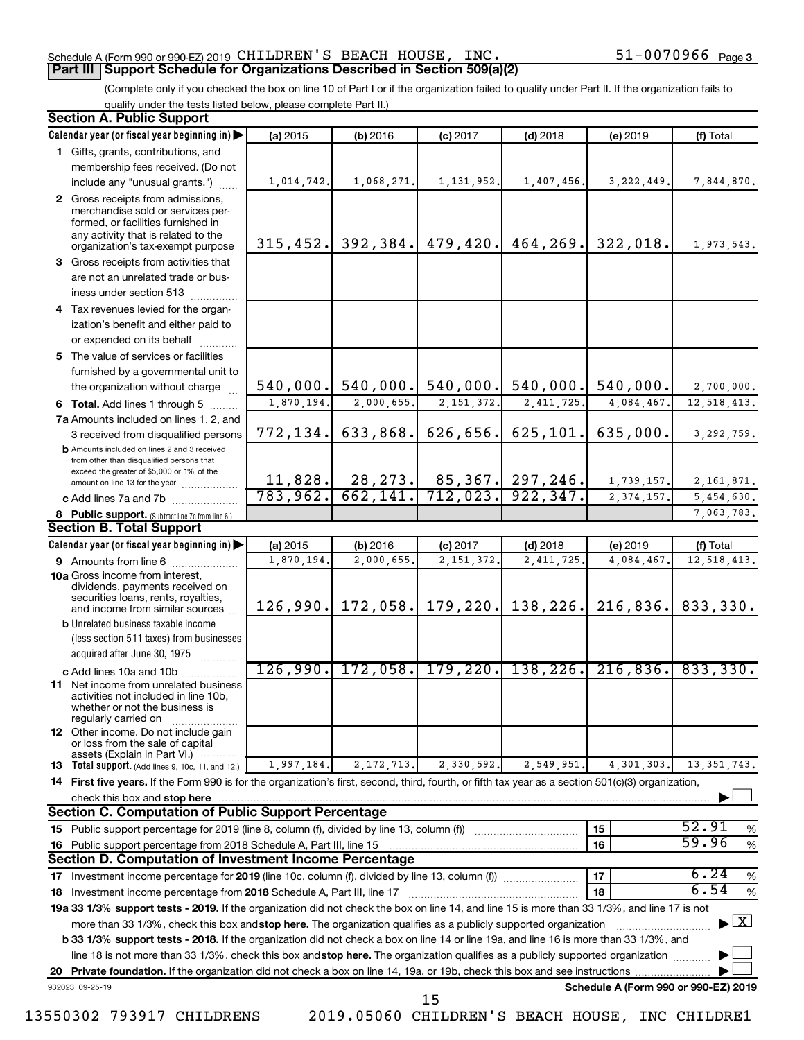Schedule A (Form 990 or 990-EZ) 2019 CHILDREN'S BEACH HOUSE, INC. 51-0070966 Page 3

## Part III Support Schedule for Organizations Described in Section 509(a)(2)

(Complete only if you checked the box on line 10 of Part I or if the organization failed to qualify under Part II. If the organization fails to qualify under the tests listed below, please complete Part II.)

### Section A. Public Support

| Calendar year (or fiscal year beginning in) | (a) 2015 | (b) 2016 | (c) 2017 | (d) 2018 | (e) 2019 | (f) Total |
|---|---|---|---|---|---|---|
| 1 Gifts, grants, contributions, and membership fees received. (Do not include any "unusual grants.") | 1,014,742. | 1,068,271. | 1,131,952. | 1,407,456. | 3,222,449. | 7,844,870. |
| 2 Gross receipts from admissions, merchandise sold or services performed, or facilities furnished in any activity that is related to the organization's tax-exempt purpose | 315,452. | 392,384. | 479,420. | 464,269. | 322,018. | 1,973,543. |
| 3 Gross receipts from activities that are not an unrelated trade or business under section 513 | | | | | | |
| 4 Tax revenues levied for the organization's benefit and either paid to or expended on its behalf | | | | | | |
| 5 The value of services or facilities furnished by a governmental unit to the organization without charge | 540,000. | 540,000. | 540,000. | 540,000. | 540,000. | 2,700,000. |
| 6 Total. Add lines 1 through 5 | 1,870,194. | 2,000,655. | 2,151,372. | 2,411,725. | 4,084,467. | 12,518,413. |
| 7a Amounts included on lines 1, 2, and 3 received from disqualified persons | 772,134. | 633,868. | 626,656. | 625,101. | 635,000. | 3,292,759. |
| b Amounts included on lines 2 and 3 received from other than disqualified persons that exceed the greater of $5,000 or 1% of the amount on line 13 for the year | 11,828. | 28,273. | 85,367. | 297,246. | 1,739,157. | 2,161,871. |
| c Add lines 7a and 7b | 783,962. | 662,141. | 712,023. | 922,347. | 2,374,157. | 5,454,630. |
| 8 Public support. (Subtract line 7c from line 6.) | | | | | | 7,063,783. |

### Section B. Total Support

| Calendar year (or fiscal year beginning in) | (a) 2015 | (b) 2016 | (c) 2017 | (d) 2018 | (e) 2019 | (f) Total |
|---|---|---|---|---|---|---|
| 9 Amounts from line 6 | 1,870,194. | 2,000,655. | 2,151,372. | 2,411,725. | 4,084,467. | 12,518,413. |
| 10a Gross income from interest, dividends, payments received on securities loans, rents, royalties, and income from similar sources | 126,990. | 172,058. | 179,220. | 138,226. | 216,836. | 833,330. |
| b Unrelated business taxable income (less section 511 taxes) from businesses acquired after June 30, 1975 | | | | | | |
| c Add lines 10a and 10b | 126,990. | 172,058. | 179,220. | 138,226. | 216,836. | 833,330. |
| 11 Net income from unrelated business activities not included in line 10b, whether or not the business is regularly carried on | | | | | | |
| 12 Other income. Do not include gain or loss from the sale of capital assets (Explain in Part VI.) | | | | | | |
| 13 Total support. (Add lines 9, 10c, 11, and 12.) | 1,997,184. | 2,172,713. | 2,330,592. | 2,549,951. | 4,301,303. | 13,351,743. |

14 First five years. If the Form 990 is for the organization's first, second, third, fourth, or fifth tax year as a section 501(c)(3) organization, check this box and stop here ☐

### Section C. Computation of Public Support Percentage

| | | |
|---|---|---|
| 15 Public support percentage for 2019 (line 8, column (f), divided by line 13, column (f)) | 15 | 52.91 % |
| 16 Public support percentage from 2018 Schedule A, Part III, line 15 | 16 | 59.96 % |

### Section D. Computation of Investment Income Percentage

| | | |
|---|---|---|
| 17 Investment income percentage for 2019 (line 10c, column (f), divided by line 13, column (f)) | 17 | 6.24 % |
| 18 Investment income percentage from 2018 Schedule A, Part III, line 17 | 18 | 6.54 % |

19a 33 1/3% support tests - 2019. If the organization did not check the box on line 14, and line 15 is more than 33 1/3%, and line 17 is not more than 33 1/3%, check this box and stop here. The organization qualifies as a publicly supported organization ☒

b 33 1/3% support tests - 2018. If the organization did not check a box on line 14 or line 19a, and line 16 is more than 33 1/3%, and line 18 is not more than 33 1/3%, check this box and stop here. The organization qualifies as a publicly supported organization ☐

20 Private foundation. If the organization did not check a box on line 14, 19a, or 19b, check this box and see instructions ☐

932023 09-25-19 Schedule A (Form 990 or 990-EZ) 2019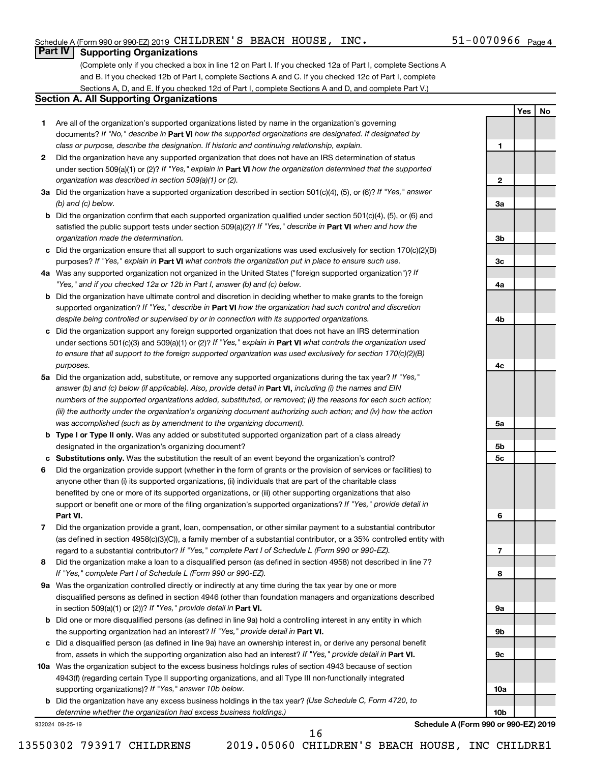Schedule A (Form 990 or 990-EZ) 2019 CHILDREN'S BEACH HOUSE, INC. 51-0070966 Page 4

## Part IV Supporting Organizations

(Complete only if you checked a box in line 12 on Part I. If you checked 12a of Part I, complete Sections A and B. If you checked 12b of Part I, complete Sections A and C. If you checked 12c of Part I, complete Sections A, D, and E. If you checked 12d of Part I, complete Sections A and D, and complete Part V.)

### Section A. All Supporting Organizations

| | | Line | Yes | No |
|---|---|---|---|---|
| **1** | Are all of the organization's supported organizations listed by name in the organization's governing documents? *If "No," describe in* **Part VI** *how the supported organizations are designated. If designated by class or purpose, describe the designation. If historic and continuing relationship, explain.* | 1 | | |
| **2** | Did the organization have any supported organization that does not have an IRS determination of status under section 509(a)(1) or (2)? *If "Yes," explain in* **Part VI** *how the organization determined that the supported organization was described in section 509(a)(1) or (2).* | 2 | | |
| **3a** | Did the organization have a supported organization described in section 501(c)(4), (5), or (6)? *If "Yes," answer (b) and (c) below.* | 3a | | |
| **b** | Did the organization confirm that each supported organization qualified under section 501(c)(4), (5), or (6) and satisfied the public support tests under section 509(a)(2)? *If "Yes," describe in* **Part VI** *when and how the organization made the determination.* | 3b | | |
| **c** | Did the organization ensure that all support to such organizations was used exclusively for section 170(c)(2)(B) purposes? *If "Yes," explain in* **Part VI** *what controls the organization put in place to ensure such use.* | 3c | | |
| **4a** | Was any supported organization not organized in the United States ("foreign supported organization")? *If "Yes," and if you checked 12a or 12b in Part I, answer (b) and (c) below.* | 4a | | |
| **b** | Did the organization have ultimate control and discretion in deciding whether to make grants to the foreign supported organization? *If "Yes," describe in* **Part VI** *how the organization had such control and discretion despite being controlled or supervised by or in connection with its supported organizations.* | 4b | | |
| **c** | Did the organization support any foreign supported organization that does not have an IRS determination under sections 501(c)(3) and 509(a)(1) or (2)? *If "Yes," explain in* **Part VI** *what controls the organization used to ensure that all support to the foreign supported organization was used exclusively for section 170(c)(2)(B) purposes.* | 4c | | |
| **5a** | Did the organization add, substitute, or remove any supported organizations during the tax year? *If "Yes," answer (b) and (c) below (if applicable). Also, provide detail in* **Part VI,** *including (i) the names and EIN numbers of the supported organizations added, substituted, or removed; (ii) the reasons for each such action; (iii) the authority under the organization's organizing document authorizing such action; and (iv) how the action was accomplished (such as by amendment to the organizing document).* | 5a | | |
| **b** | **Type I or Type II only.** Was any added or substituted supported organization part of a class already designated in the organization's organizing document? | 5b | | |
| **c** | **Substitutions only.** Was the substitution the result of an event beyond the organization's control? | 5c | | |
| **6** | Did the organization provide support (whether in the form of grants or the provision of services or facilities) to anyone other than (i) its supported organizations, (ii) individuals that are part of the charitable class benefited by one or more of its supported organizations, or (iii) other supporting organizations that also support or benefit one or more of the filing organization's supported organizations? *If "Yes," provide detail in* **Part VI.** | 6 | | |
| **7** | Did the organization provide a grant, loan, compensation, or other similar payment to a substantial contributor (as defined in section 4958(c)(3)(C)), a family member of a substantial contributor, or a 35% controlled entity with regard to a substantial contributor? *If "Yes," complete Part I of Schedule L (Form 990 or 990-EZ).* | 7 | | |
| **8** | Did the organization make a loan to a disqualified person (as defined in section 4958) not described in line 7? *If "Yes," complete Part I of Schedule L (Form 990 or 990-EZ).* | 8 | | |
| **9a** | Was the organization controlled directly or indirectly at any time during the tax year by one or more disqualified persons as defined in section 4946 (other than foundation managers and organizations described in section 509(a)(1) or (2))? *If "Yes," provide detail in* **Part VI.** | 9a | | |
| **b** | Did one or more disqualified persons (as defined in line 9a) hold a controlling interest in any entity in which the supporting organization had an interest? *If "Yes," provide detail in* **Part VI.** | 9b | | |
| **c** | Did a disqualified person (as defined in line 9a) have an ownership interest in, or derive any personal benefit from, assets in which the supporting organization also had an interest? *If "Yes," provide detail in* **Part VI.** | 9c | | |
| **10a** | Was the organization subject to the excess business holdings rules of section 4943 because of section 4943(f) (regarding certain Type II supporting organizations, and all Type III non-functionally integrated supporting organizations)? *If "Yes," answer 10b below.* | 10a | | |
| **b** | Did the organization have any excess business holdings in the tax year? *(Use Schedule C, Form 4720, to determine whether the organization had excess business holdings.)* | 10b | | |

932024 09-25-19 **Schedule A (Form 990 or 990-EZ) 2019**

13550302 793917 CHILDRENS 2019.05060 CHILDREN'S BEACH HOUSE, INC CHILDRE1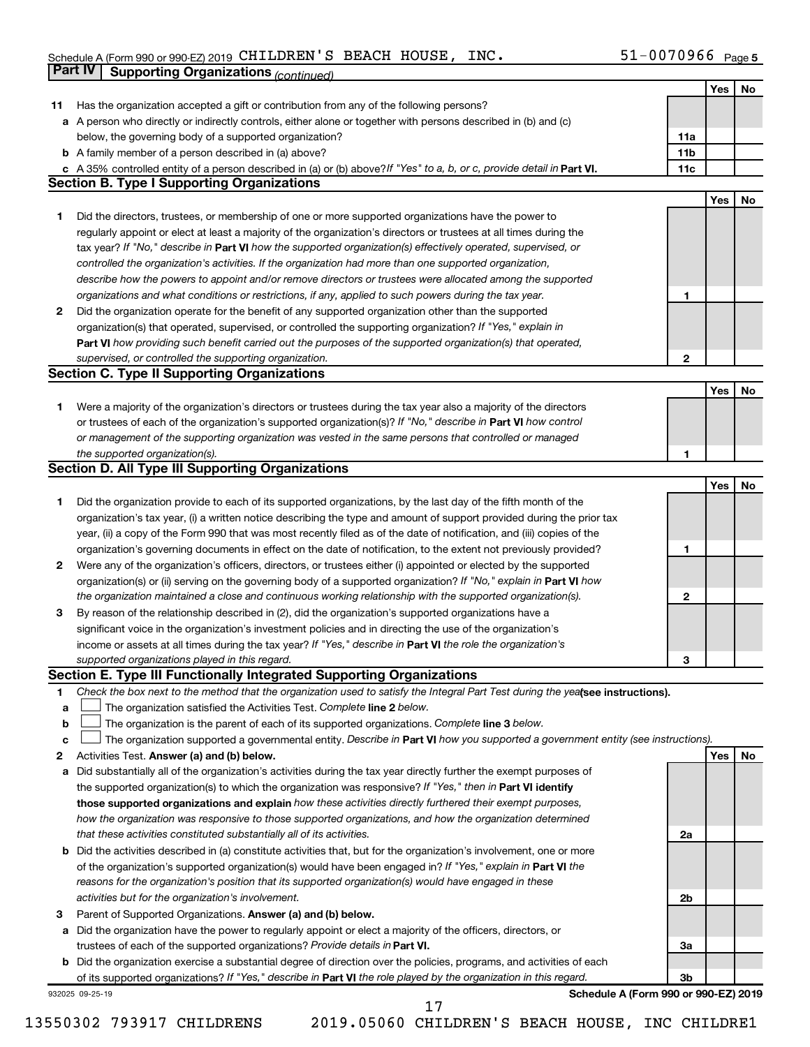Schedule A (Form 990 or 990-EZ) 2019 CHILDREN'S BEACH HOUSE, INC. 51-0070966 Page 5

## Part IV Supporting Organizations *(continued)*

| | | | Yes | No |
|---|---|---|---|---|
| **11** | Has the organization accepted a gift or contribution from any of the following persons? | | | |
| **a** | A person who directly or indirectly controls, either alone or together with persons described in (b) and (c) below, the governing body of a supported organization? | **11a** | | |
| **b** | A family member of a person described in (a) above? | **11b** | | |
| **c** | A 35% controlled entity of a person described in (a) or (b) above? *If "Yes" to a, b, or c, provide detail in* **Part VI.** | **11c** | | |

### Section B. Type I Supporting Organizations

| | | | Yes | No |
|---|---|---|---|---|
| **1** | Did the directors, trustees, or membership of one or more supported organizations have the power to regularly appoint or elect at least a majority of the organization's directors or trustees at all times during the tax year? *If "No," describe in* **Part VI** *how the supported organization(s) effectively operated, supervised, or controlled the organization's activities. If the organization had more than one supported organization, describe how the powers to appoint and/or remove directors or trustees were allocated among the supported organizations and what conditions or restrictions, if any, applied to such powers during the tax year.* | **1** | | |
| **2** | Did the organization operate for the benefit of any supported organization other than the supported organization(s) that operated, supervised, or controlled the supporting organization? *If "Yes," explain in* **Part VI** *how providing such benefit carried out the purposes of the supported organization(s) that operated, supervised, or controlled the supporting organization.* | **2** | | |

### Section C. Type II Supporting Organizations

| | | | Yes | No |
|---|---|---|---|---|
| **1** | Were a majority of the organization's directors or trustees during the tax year also a majority of the directors or trustees of each of the organization's supported organization(s)? *If "No," describe in* **Part VI** *how control or management of the supporting organization was vested in the same persons that controlled or managed the supported organization(s).* | **1** | | |

### Section D. All Type III Supporting Organizations

| | | | Yes | No |
|---|---|---|---|---|
| **1** | Did the organization provide to each of its supported organizations, by the last day of the fifth month of the organization's tax year, (i) a written notice describing the type and amount of support provided during the prior tax year, (ii) a copy of the Form 990 that was most recently filed as of the date of notification, and (iii) copies of the organization's governing documents in effect on the date of notification, to the extent not previously provided? | **1** | | |
| **2** | Were any of the organization's officers, directors, or trustees either (i) appointed or elected by the supported organization(s) or (ii) serving on the governing body of a supported organization? *If "No," explain in* **Part VI** *how the organization maintained a close and continuous working relationship with the supported organization(s).* | **2** | | |
| **3** | By reason of the relationship described in (2), did the organization's supported organizations have a significant voice in the organization's investment policies and in directing the use of the organization's income or assets at all times during the tax year? *If "Yes," describe in* **Part VI** *the role the organization's supported organizations played in this regard.* | **3** | | |

### Section E. Type III Functionally Integrated Supporting Organizations

**1** *Check the box next to the method that the organization used to satisfy the Integral Part Test during the year* **(see instructions).**

- **a** ☐ The organization satisfied the Activities Test. *Complete* **line 2** *below.*
- **b** ☐ The organization is the parent of each of its supported organizations. *Complete* **line 3** *below.*
- **c** ☐ The organization supported a governmental entity. *Describe in* **Part VI** *how you supported a government entity (see instructions).*

| | | | Yes | No |
|---|---|---|---|---|
| **2** | Activities Test. **Answer (a) and (b) below.** | | | |
| **a** | Did substantially all of the organization's activities during the tax year directly further the exempt purposes of the supported organization(s) to which the organization was responsive? *If "Yes," then in* **Part VI identify those supported organizations and explain** *how these activities directly furthered their exempt purposes, how the organization was responsive to those supported organizations, and how the organization determined that these activities constituted substantially all of its activities.* | **2a** | | |
| **b** | Did the activities described in (a) constitute activities that, but for the organization's involvement, one or more of the organization's supported organization(s) would have been engaged in? *If "Yes," explain in* **Part VI** *the reasons for the organization's position that its supported organization(s) would have engaged in these activities but for the organization's involvement.* | **2b** | | |
| **3** | Parent of Supported Organizations. **Answer (a) and (b) below.** | | | |
| **a** | Did the organization have the power to regularly appoint or elect a majority of the officers, directors, or trustees of each of the supported organizations? *Provide details in* **Part VI.** | **3a** | | |
| **b** | Did the organization exercise a substantial degree of direction over the policies, programs, and activities of each of its supported organizations? *If "Yes," describe in* **Part VI** *the role played by the organization in this regard.* | **3b** | | |

932025 09-25-19 **Schedule A (Form 990 or 990-EZ) 2019**

13550302 793917 CHILDRENS 2019.05060 CHILDREN'S BEACH HOUSE, INC CHILDRE1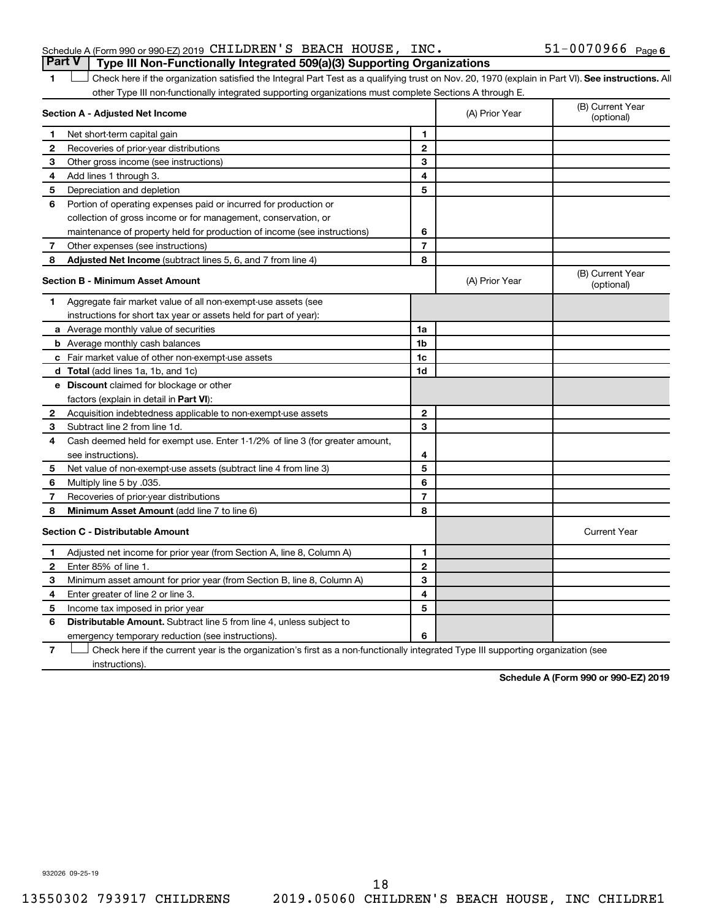Schedule A (Form 990 or 990-EZ) 2019 CHILDREN'S BEACH HOUSE, INC. 51-0070966 Page 6

## Part V | Type III Non-Functionally Integrated 509(a)(3) Supporting Organizations

**1** ☐ Check here if the organization satisfied the Integral Part Test as a qualifying trust on Nov. 20, 1970 (explain in Part VI). **See instructions.** All other Type III non-functionally integrated supporting organizations must complete Sections A through E.

| **Section A - Adjusted Net Income** | | (A) Prior Year | (B) Current Year (optional) |
|---|---|---|---|
| **1** Net short-term capital gain | 1 | | |
| **2** Recoveries of prior-year distributions | 2 | | |
| **3** Other gross income (see instructions) | 3 | | |
| **4** Add lines 1 through 3. | 4 | | |
| **5** Depreciation and depletion | 5 | | |
| **6** Portion of operating expenses paid or incurred for production or collection of gross income or for management, conservation, or maintenance of property held for production of income (see instructions) | 6 | | |
| **7** Other expenses (see instructions) | 7 | | |
| **8** **Adjusted Net Income** (subtract lines 5, 6, and 7 from line 4) | 8 | | |

| **Section B - Minimum Asset Amount** | | (A) Prior Year | (B) Current Year (optional) |
|---|---|---|---|
| **1** Aggregate fair market value of all non-exempt-use assets (see instructions for short tax year or assets held for part of year): | | | |
| **a** Average monthly value of securities | 1a | | |
| **b** Average monthly cash balances | 1b | | |
| **c** Fair market value of other non-exempt-use assets | 1c | | |
| **d** **Total** (add lines 1a, 1b, and 1c) | 1d | | |
| **e** **Discount** claimed for blockage or other factors (explain in detail in **Part VI**): | | | |
| **2** Acquisition indebtedness applicable to non-exempt-use assets | 2 | | |
| **3** Subtract line 2 from line 1d. | 3 | | |
| **4** Cash deemed held for exempt use. Enter 1-1/2% of line 3 (for greater amount, see instructions). | 4 | | |
| **5** Net value of non-exempt-use assets (subtract line 4 from line 3) | 5 | | |
| **6** Multiply line 5 by .035. | 6 | | |
| **7** Recoveries of prior-year distributions | 7 | | |
| **8** **Minimum Asset Amount** (add line 7 to line 6) | 8 | | |

| **Section C - Distributable Amount** | | | Current Year |
|---|---|---|---|
| **1** Adjusted net income for prior year (from Section A, line 8, Column A) | 1 | | |
| **2** Enter 85% of line 1. | 2 | | |
| **3** Minimum asset amount for prior year (from Section B, line 8, Column A) | 3 | | |
| **4** Enter greater of line 2 or line 3. | 4 | | |
| **5** Income tax imposed in prior year | 5 | | |
| **6** **Distributable Amount.** Subtract line 5 from line 4, unless subject to emergency temporary reduction (see instructions). | 6 | | |

**7** ☐ Check here if the current year is the organization's first as a non-functionally integrated Type III supporting organization (see instructions).

**Schedule A (Form 990 or 990-EZ) 2019**

932026 09-25-19

13550302 793917 CHILDRENS 2019.05060 CHILDREN'S BEACH HOUSE, INC CHILDRE1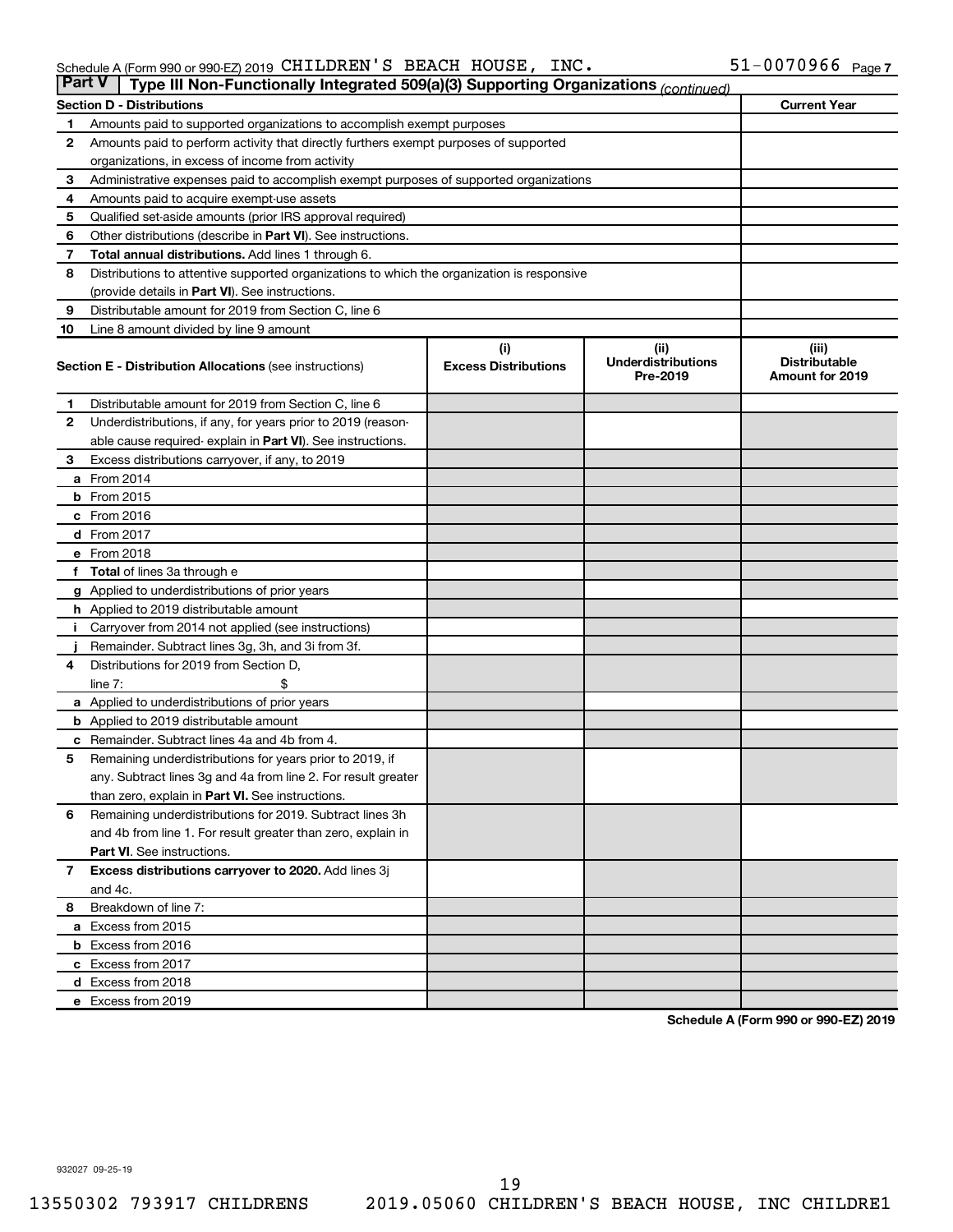Schedule A (Form 990 or 990-EZ) 2019 CHILDREN'S BEACH HOUSE, INC. 51-0070966 Page 7

**Part V | Type III Non-Functionally Integrated 509(a)(3) Supporting Organizations** *(continued)*

| **Section D - Distributions** | | **Current Year** |
|---|---|---|
| 1 | Amounts paid to supported organizations to accomplish exempt purposes | |
| 2 | Amounts paid to perform activity that directly furthers exempt purposes of supported organizations, in excess of income from activity | |
| 3 | Administrative expenses paid to accomplish exempt purposes of supported organizations | |
| 4 | Amounts paid to acquire exempt-use assets | |
| 5 | Qualified set-aside amounts (prior IRS approval required) | |
| 6 | Other distributions (describe in **Part VI**). See instructions. | |
| 7 | **Total annual distributions.** Add lines 1 through 6. | |
| 8 | Distributions to attentive supported organizations to which the organization is responsive (provide details in **Part VI**). See instructions. | |
| 9 | Distributable amount for 2019 from Section C, line 6 | |
| 10 | Line 8 amount divided by line 9 amount | |

| | **Section E - Distribution Allocations** (see instructions) | (i) Excess Distributions | (ii) Underdistributions Pre-2019 | (iii) Distributable Amount for 2019 |
|---|---|---|---|---|
| 1 | Distributable amount for 2019 from Section C, line 6 | | | |
| 2 | Underdistributions, if any, for years prior to 2019 (reasonable cause required- explain in **Part VI**). See instructions. | | | |
| 3 | Excess distributions carryover, if any, to 2019 | | | |
| a | From 2014 | | | |
| b | From 2015 | | | |
| c | From 2016 | | | |
| d | From 2017 | | | |
| e | From 2018 | | | |
| f | **Total** of lines 3a through e | | | |
| g | Applied to underdistributions of prior years | | | |
| h | Applied to 2019 distributable amount | | | |
| i | Carryover from 2014 not applied (see instructions) | | | |
| j | Remainder. Subtract lines 3g, 3h, and 3i from 3f. | | | |
| 4 | Distributions for 2019 from Section D, line 7: $ | | | |
| a | Applied to underdistributions of prior years | | | |
| b | Applied to 2019 distributable amount | | | |
| c | Remainder. Subtract lines 4a and 4b from 4. | | | |
| 5 | Remaining underdistributions for years prior to 2019, if any. Subtract lines 3g and 4a from line 2. For result greater than zero, explain in **Part VI.** See instructions. | | | |
| 6 | Remaining underdistributions for 2019. Subtract lines 3h and 4b from line 1. For result greater than zero, explain in **Part VI**. See instructions. | | | |
| 7 | **Excess distributions carryover to 2020.** Add lines 3j and 4c. | | | |
| 8 | Breakdown of line 7: | | | |
| a | Excess from 2015 | | | |
| b | Excess from 2016 | | | |
| c | Excess from 2017 | | | |
| d | Excess from 2018 | | | |
| e | Excess from 2019 | | | |

**Schedule A (Form 990 or 990-EZ) 2019**

932027 09-25-19

13550302 793917 CHILDRENS 2019.05060 CHILDREN'S BEACH HOUSE, INC CHILDRE1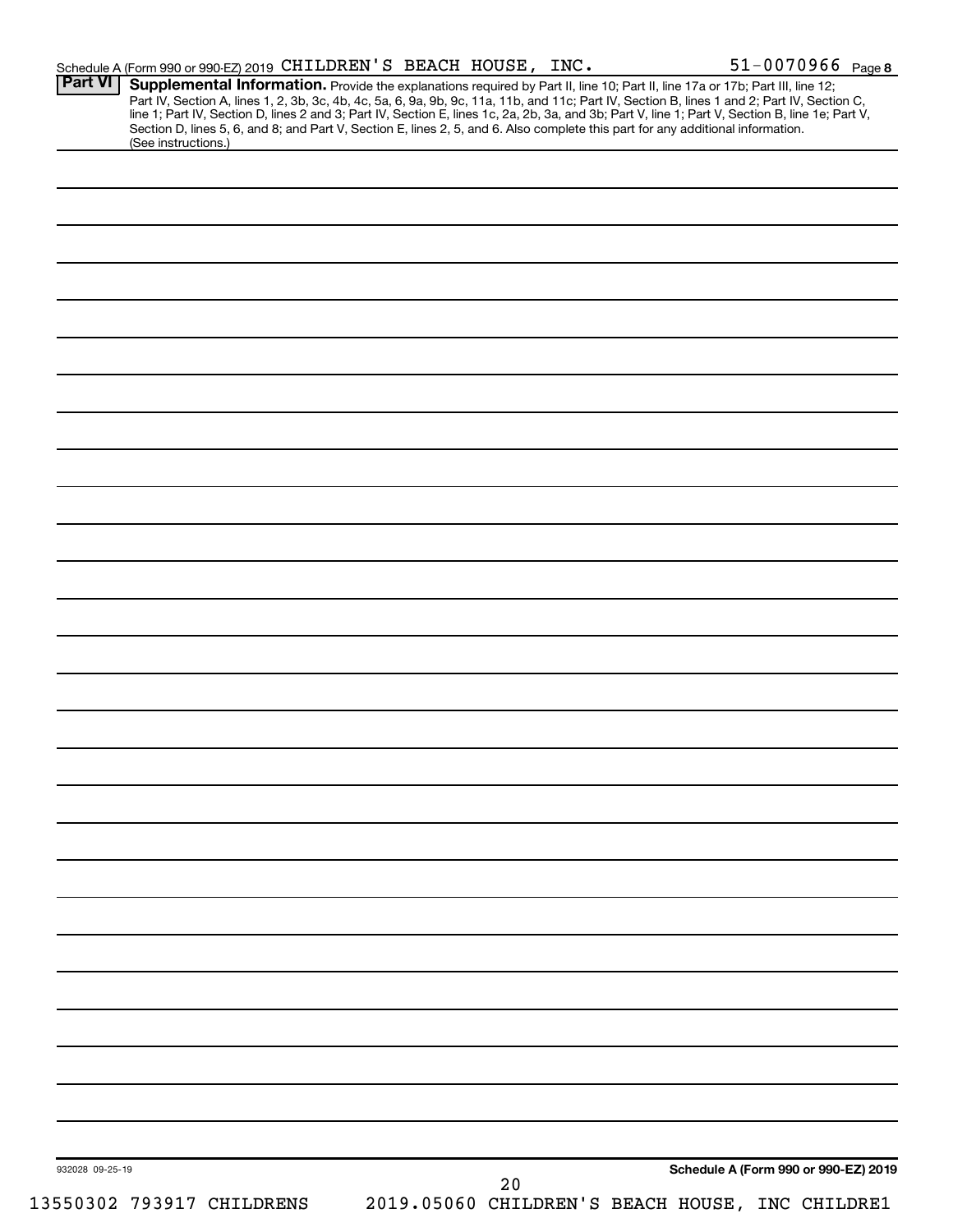Schedule A (Form 990 or 990-EZ) 2019 CHILDREN'S BEACH HOUSE, INC. 51-0070966 Page 8

**Part VI** **Supplemental Information.** Provide the explanations required by Part II, line 10; Part II, line 17a or 17b; Part III, line 12; Part IV, Section A, lines 1, 2, 3b, 3c, 4b, 4c, 5a, 6, 9a, 9b, 9c, 11a, 11b, and 11c; Part IV, Section B, lines 1 and 2; Part IV, Section C, line 1; Part IV, Section D, lines 2 and 3; Part IV, Section E, lines 1c, 2a, 2b, 3a, and 3b; Part V, line 1; Part V, Section B, line 1e; Part V, Section D, lines 5, 6, and 8; and Part V, Section E, lines 2, 5, and 6. Also complete this part for any additional information. (See instructions.)

932028 09-25-19

**Schedule A (Form 990 or 990-EZ) 2019**

13550302 793917 CHILDRENS 2019.05060 CHILDREN'S BEACH HOUSE, INC CHILDRE1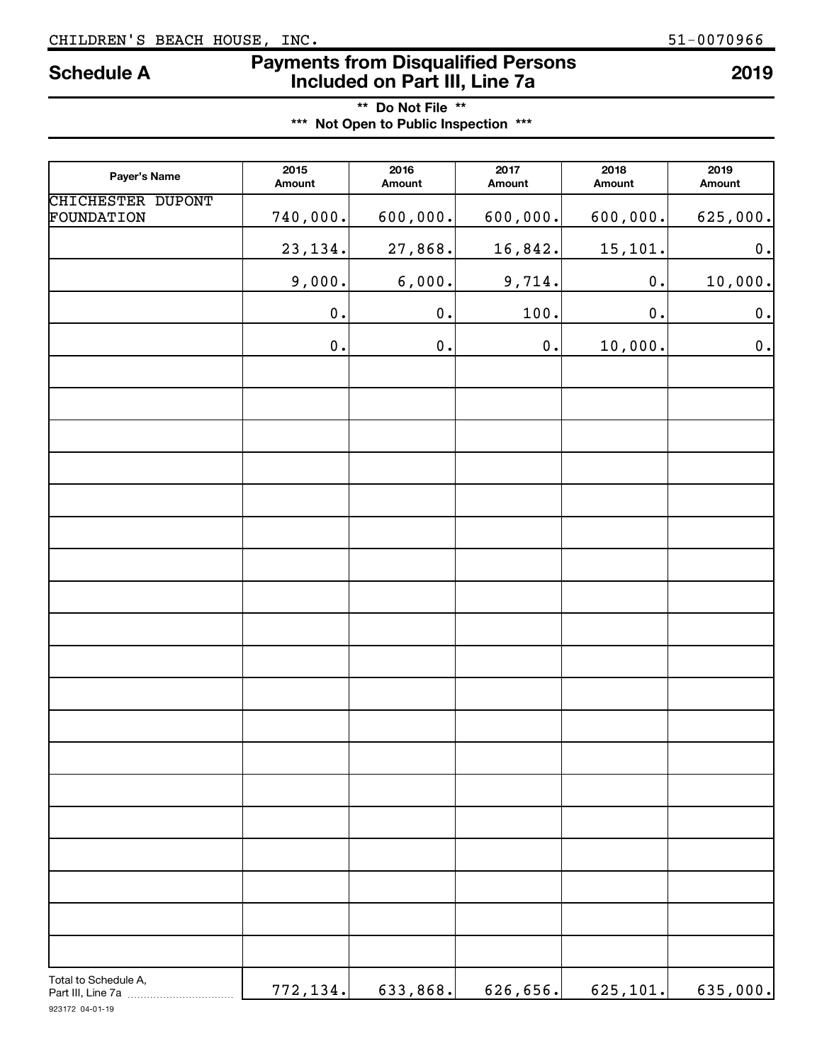CHILDREN'S BEACH HOUSE, INC. 51-0070966

# Schedule A — Payments from Disqualified Persons Included on Part III, Line 7a — 2019

**\*\* Do Not File \*\***

**\*\*\* Not Open to Public Inspection \*\*\***

| Payer's Name | 2015 Amount | 2016 Amount | 2017 Amount | 2018 Amount | 2019 Amount |
|---|---|---|---|---|---|
| CHICHESTER DUPONT FOUNDATION | 740,000. | 600,000. | 600,000. | 600,000. | 625,000. |
| | 23,134. | 27,868. | 16,842. | 15,101. | 0. |
| | 9,000. | 6,000. | 9,714. | 0. | 10,000. |
| | 0. | 0. | 100. | 0. | 0. |
| | 0. | 0. | 0. | 10,000. | 0. |
| Total to Schedule A, Part III, Line 7a | 772,134. | 633,868. | 626,656. | 625,101. | 635,000. |

923172 04-01-19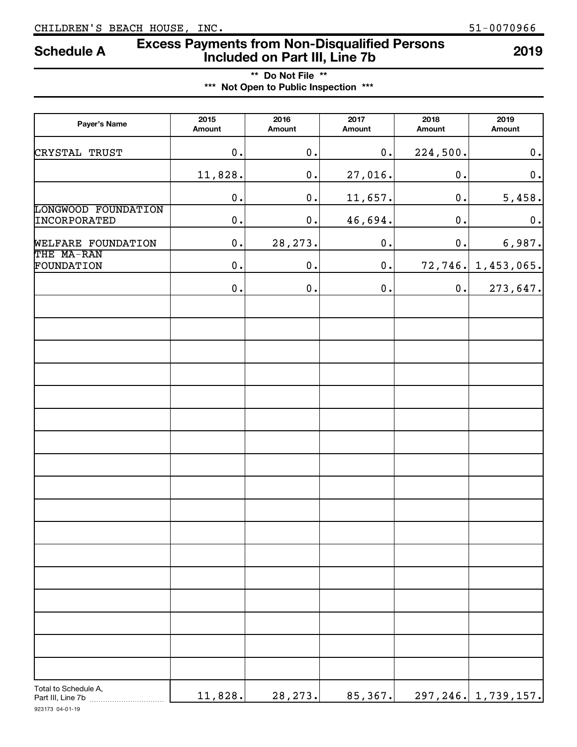CHILDREN'S BEACH HOUSE, INC. 51-0070966

# Schedule A — Excess Payments from Non-Disqualified Persons Included on Part III, Line 7b — 2019

** Do Not File **

*** Not Open to Public Inspection ***

| Payer's Name | 2015 Amount | 2016 Amount | 2017 Amount | 2018 Amount | 2019 Amount |
|---|---|---|---|---|---|
| CRYSTAL TRUST | 0. | 0. | 0. | 224,500. | 0. |
| | 11,828. | 0. | 27,016. | 0. | 0. |
| | 0. | 0. | 11,657. | 0. | 5,458. |
| LONGWOOD FOUNDATION INCORPORATED | 0. | 0. | 46,694. | 0. | 0. |
| WELFARE FOUNDATION | 0. | 28,273. | 0. | 0. | 6,987. |
| THE MA-RAN FOUNDATION | 0. | 0. | 0. | 72,746. | 1,453,065. |
| | 0. | 0. | 0. | 0. | 273,647. |
| Total to Schedule A, Part III, Line 7b | 11,828. | 28,273. | 85,367. | 297,246. | 1,739,157. |

923173 04-01-19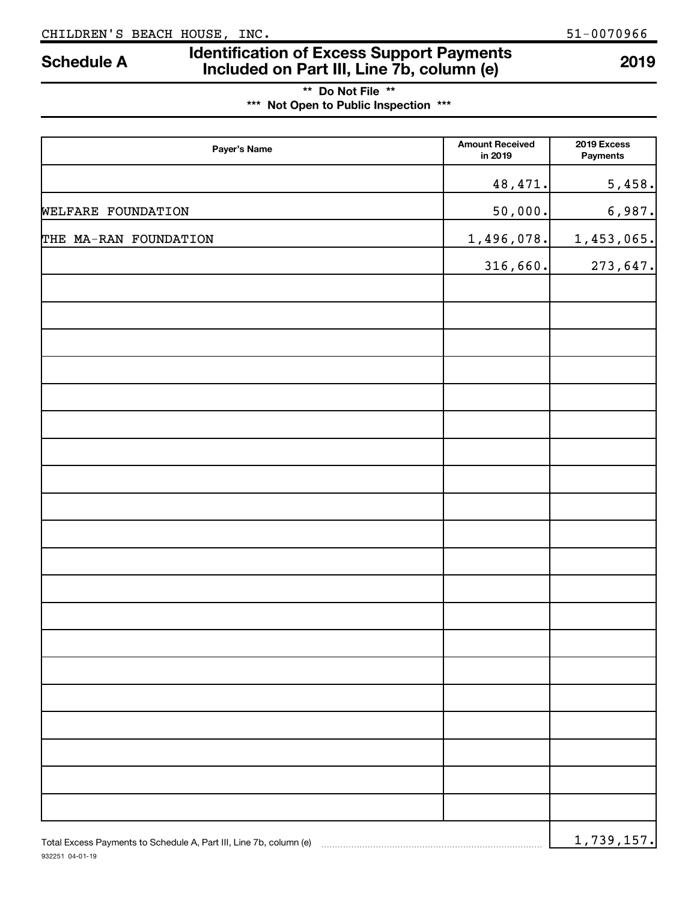CHILDREN'S BEACH HOUSE, INC. 51-0070966

# Schedule A — Identification of Excess Support Payments Included on Part III, Line 7b, column (e) — 2019

**\*\* Do Not File \*\***

**\*\*\* Not Open to Public Inspection \*\*\***

| Payer's Name | Amount Received in 2019 | 2019 Excess Payments |
|---|---|---|
| | 48,471. | 5,458. |
| WELFARE FOUNDATION | 50,000. | 6,987. |
| THE MA-RAN FOUNDATION | 1,496,078. | 1,453,065. |
| | 316,660. | 273,647. |
| | | |
| | | |
| | | |
| | | |
| | | |
| | | |
| | | |
| | | |
| | | |
| | | |
| | | |
| | | |
| | | |
| | | |
| | | |
| | | |
| | | |
| | | |
| | | |
| | | |

Total Excess Payments to Schedule A, Part III, Line 7b, column (e) ........ 1,739,157.

932251 04-01-19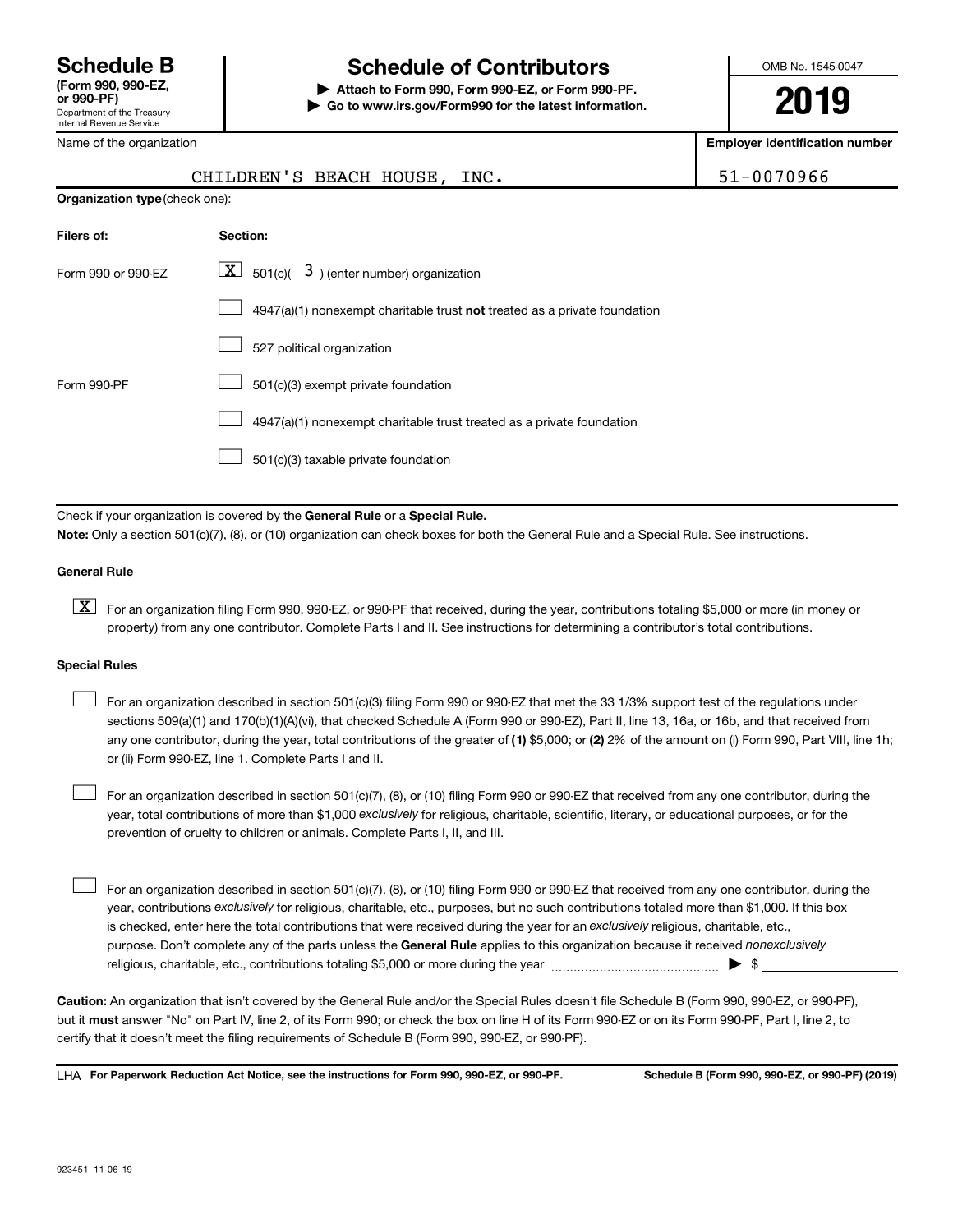**Schedule B**
**(Form 990, 990-EZ, or 990-PF)**
Department of the Treasury
Internal Revenue Service

# Schedule of Contributors

▶ **Attach to Form 990, Form 990-EZ, or Form 990-PF.**
▶ **Go to www.irs.gov/Form990 for the latest information.**

OMB No. 1545-0047

**2019**

| Name of the organization | Employer identification number |
|---|---|
| CHILDREN'S BEACH HOUSE, INC. | 51-0070966 |

**Organization type** (check one):

| Filers of: | Section: |
|---|---|
| Form 990 or 990-EZ | [X] 501(c)( 3 ) (enter number) organization |
| | [ ] 4947(a)(1) nonexempt charitable trust **not** treated as a private foundation |
| | [ ] 527 political organization |
| Form 990-PF | [ ] 501(c)(3) exempt private foundation |
| | [ ] 4947(a)(1) nonexempt charitable trust treated as a private foundation |
| | [ ] 501(c)(3) taxable private foundation |

Check if your organization is covered by the **General Rule** or a **Special Rule.**

**Note:** Only a section 501(c)(7), (8), or (10) organization can check boxes for both the General Rule and a Special Rule. See instructions.

### General Rule

[X] For an organization filing Form 990, 990-EZ, or 990-PF that received, during the year, contributions totaling $5,000 or more (in money or property) from any one contributor. Complete Parts I and II. See instructions for determining a contributor's total contributions.

### Special Rules

[ ] For an organization described in section 501(c)(3) filing Form 990 or 990-EZ that met the 33 1/3% support test of the regulations under sections 509(a)(1) and 170(b)(1)(A)(vi), that checked Schedule A (Form 990 or 990-EZ), Part II, line 13, 16a, or 16b, and that received from any one contributor, during the year, total contributions of the greater of **(1)** $5,000; or **(2)** 2% of the amount on (i) Form 990, Part VIII, line 1h; or (ii) Form 990-EZ, line 1. Complete Parts I and II.

[ ] For an organization described in section 501(c)(7), (8), or (10) filing Form 990 or 990-EZ that received from any one contributor, during the year, total contributions of more than $1,000 *exclusively* for religious, charitable, scientific, literary, or educational purposes, or for the prevention of cruelty to children or animals. Complete Parts I, II, and III.

[ ] For an organization described in section 501(c)(7), (8), or (10) filing Form 990 or 990-EZ that received from any one contributor, during the year, contributions *exclusively* for religious, charitable, etc., purposes, but no such contributions totaled more than $1,000. If this box is checked, enter here the total contributions that were received during the year for an *exclusively* religious, charitable, etc., purpose. Don't complete any of the parts unless the **General Rule** applies to this organization because it received *nonexclusively* religious, charitable, etc., contributions totaling $5,000 or more during the year ▶ $ ____________

**Caution:** An organization that isn't covered by the General Rule and/or the Special Rules doesn't file Schedule B (Form 990, 990-EZ, or 990-PF), but it **must** answer "No" on Part IV, line 2, of its Form 990; or check the box on line H of its Form 990-EZ or on its Form 990-PF, Part I, line 2, to certify that it doesn't meet the filing requirements of Schedule B (Form 990, 990-EZ, or 990-PF).

LHA **For Paperwork Reduction Act Notice, see the instructions for Form 990, 990-EZ, or 990-PF.** **Schedule B (Form 990, 990-EZ, or 990-PF) (2019)**

923451 11-06-19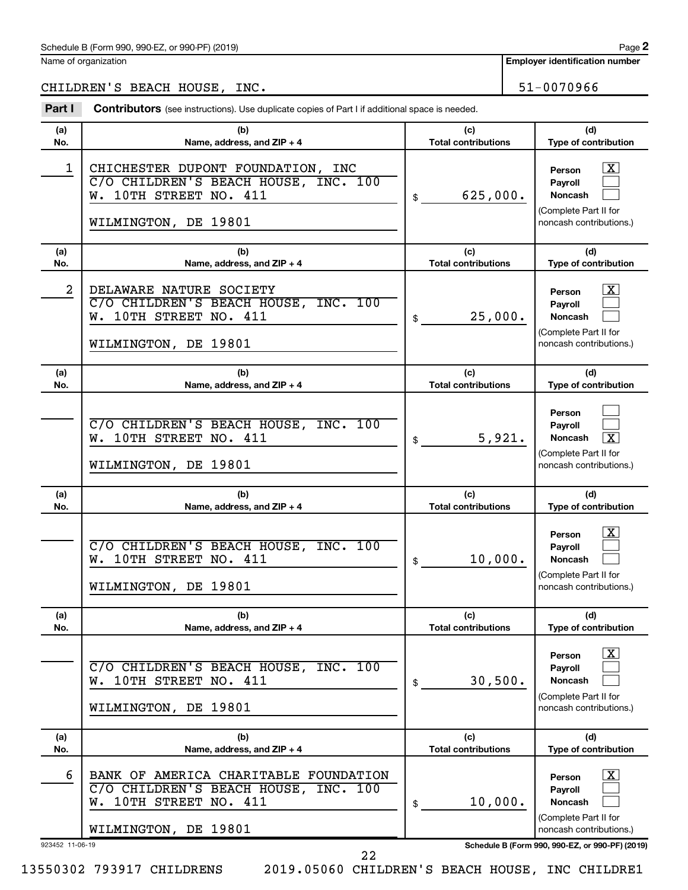Schedule B (Form 990, 990-EZ, or 990-PF) (2019)

Name of organization: CHILDREN'S BEACH HOUSE, INC.

Employer identification number: 51-0070966

## Part I Contributors (see instructions). Use duplicate copies of Part I if additional space is needed.

| (a) No. | (b) Name, address, and ZIP + 4 | (c) Total contributions | (d) Type of contribution |
|---|---|---|---|
| 1 | CHICHESTER DUPONT FOUNDATION, INC<br>C/O CHILDREN'S BEACH HOUSE, INC. 100 W. 10TH STREET NO. 411<br>WILMINGTON, DE 19801 | $ 625,000. | Person [X]<br>Payroll [ ]<br>Noncash [ ]<br>(Complete Part II for noncash contributions.) |
| 2 | DELAWARE NATURE SOCIETY<br>C/O CHILDREN'S BEACH HOUSE, INC. 100 W. 10TH STREET NO. 411<br>WILMINGTON, DE 19801 | $ 25,000. | Person [X]<br>Payroll [ ]<br>Noncash [ ]<br>(Complete Part II for noncash contributions.) |
| | C/O CHILDREN'S BEACH HOUSE, INC. 100 W. 10TH STREET NO. 411<br>WILMINGTON, DE 19801 | $ 5,921. | Person [ ]<br>Payroll [ ]<br>Noncash [X]<br>(Complete Part II for noncash contributions.) |
| | C/O CHILDREN'S BEACH HOUSE, INC. 100 W. 10TH STREET NO. 411<br>WILMINGTON, DE 19801 | $ 10,000. | Person [X]<br>Payroll [ ]<br>Noncash [ ]<br>(Complete Part II for noncash contributions.) |
| | C/O CHILDREN'S BEACH HOUSE, INC. 100 W. 10TH STREET NO. 411<br>WILMINGTON, DE 19801 | $ 30,500. | Person [X]<br>Payroll [ ]<br>Noncash [ ]<br>(Complete Part II for noncash contributions.) |
| 6 | BANK OF AMERICA CHARITABLE FOUNDATION<br>C/O CHILDREN'S BEACH HOUSE, INC. 100 W. 10TH STREET NO. 411<br>WILMINGTON, DE 19801 | $ 10,000. | Person [X]<br>Payroll [ ]<br>Noncash [ ]<br>(Complete Part II for noncash contributions.) |

923452 11-06-19

Schedule B (Form 990, 990-EZ, or 990-PF) (2019)

13550302 793917 CHILDRENS 2019.05060 CHILDREN'S BEACH HOUSE, INC CHILDRE1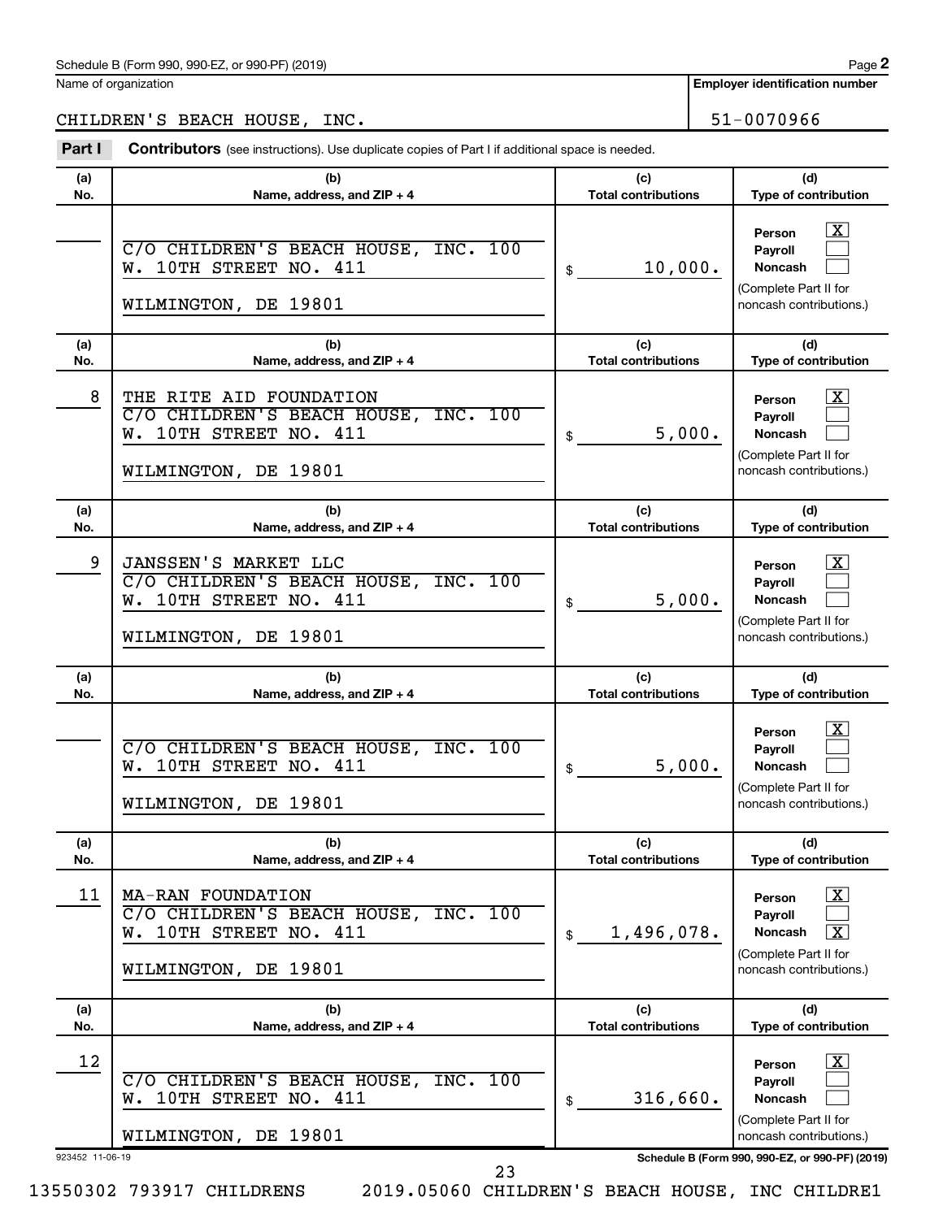Schedule B (Form 990, 990-EZ, or 990-PF) (2019)

Name of organization: CHILDREN'S BEACH HOUSE, INC.

Employer identification number: 51-0070966

**Part I** **Contributors** (see instructions). Use duplicate copies of Part I if additional space is needed.

| (a) No. | (b) Name, address, and ZIP + 4 | (c) Total contributions | (d) Type of contribution |
|---|---|---|---|
| | C/O CHILDREN'S BEACH HOUSE, INC. 100 W. 10TH STREET NO. 411 WILMINGTON, DE 19801 | $ 10,000. | Person [X] Payroll [ ] Noncash [ ] (Complete Part II for noncash contributions.) |
| 8 | THE RITE AID FOUNDATION C/O CHILDREN'S BEACH HOUSE, INC. 100 W. 10TH STREET NO. 411 WILMINGTON, DE 19801 | $ 5,000. | Person [X] Payroll [ ] Noncash [ ] (Complete Part II for noncash contributions.) |
| 9 | JANSSEN'S MARKET LLC C/O CHILDREN'S BEACH HOUSE, INC. 100 W. 10TH STREET NO. 411 WILMINGTON, DE 19801 | $ 5,000. | Person [X] Payroll [ ] Noncash [ ] (Complete Part II for noncash contributions.) |
| | C/O CHILDREN'S BEACH HOUSE, INC. 100 W. 10TH STREET NO. 411 WILMINGTON, DE 19801 | $ 5,000. | Person [X] Payroll [ ] Noncash [ ] (Complete Part II for noncash contributions.) |
| 11 | MA-RAN FOUNDATION C/O CHILDREN'S BEACH HOUSE, INC. 100 W. 10TH STREET NO. 411 WILMINGTON, DE 19801 | $ 1,496,078. | Person [X] Payroll [ ] Noncash [X] (Complete Part II for noncash contributions.) |
| 12 | C/O CHILDREN'S BEACH HOUSE, INC. 100 W. 10TH STREET NO. 411 WILMINGTON, DE 19801 | $ 316,660. | Person [X] Payroll [ ] Noncash [ ] (Complete Part II for noncash contributions.) |

923452 11-06-19

13550302 793917 CHILDRENS 2019.05060 CHILDREN'S BEACH HOUSE, INC CHILDRE1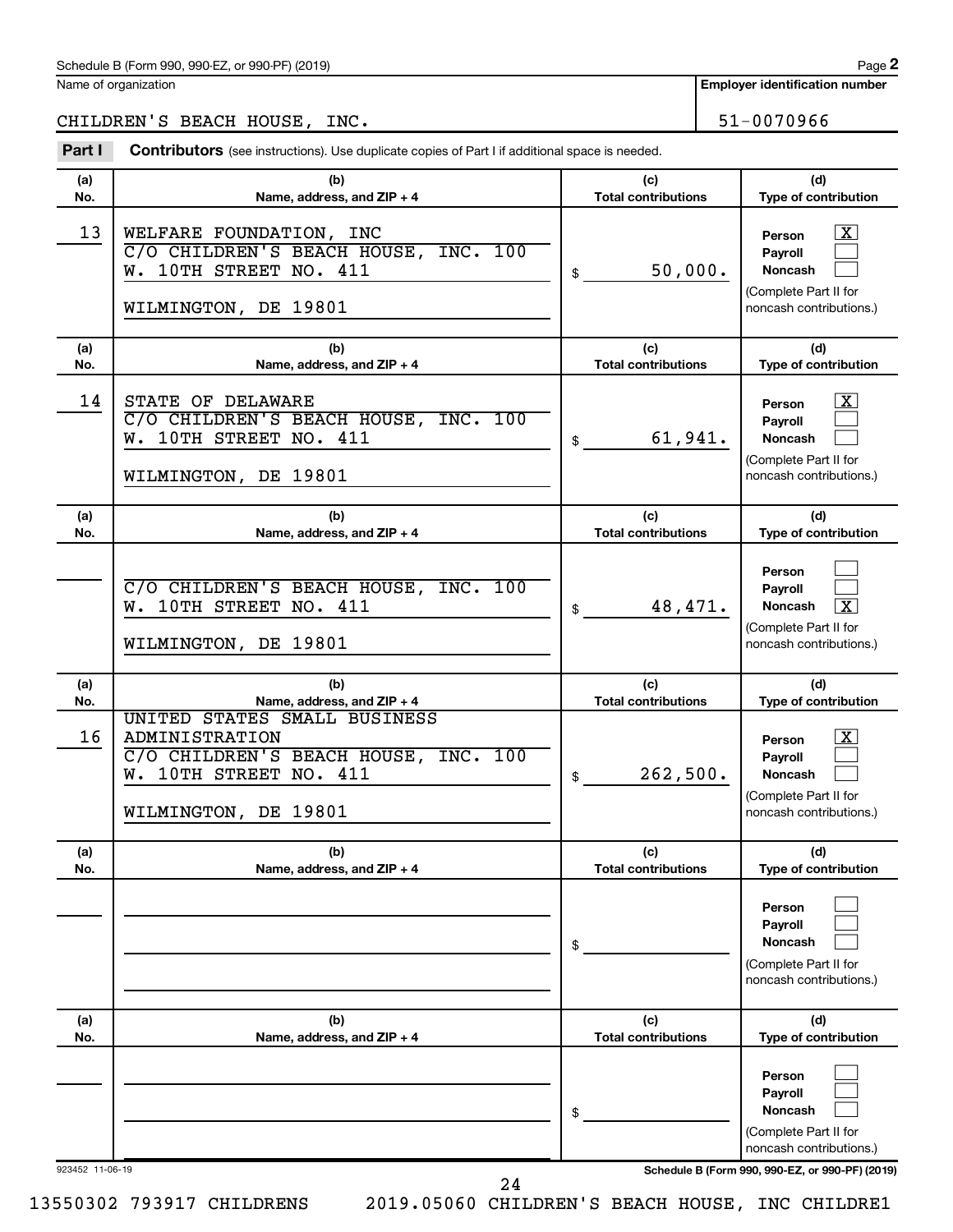Schedule B (Form 990, 990-EZ, or 990-PF) (2019)

Name of organization: CHILDREN'S BEACH HOUSE, INC.

Employer identification number: 51-0070966

**Part I** **Contributors** (see instructions). Use duplicate copies of Part I if additional space is needed.

| (a) No. | (b) Name, address, and ZIP + 4 | (c) Total contributions | (d) Type of contribution |
|---|---|---|---|
| 13 | WELFARE FOUNDATION, INC<br>C/O CHILDREN'S BEACH HOUSE, INC. 100<br>W. 10TH STREET NO. 411<br>WILMINGTON, DE 19801 | $ 50,000. | Person [X]<br>Payroll [ ]<br>Noncash [ ]<br>(Complete Part II for noncash contributions.) |
| 14 | STATE OF DELAWARE<br>C/O CHILDREN'S BEACH HOUSE, INC. 100<br>W. 10TH STREET NO. 411<br>WILMINGTON, DE 19801 | $ 61,941. | Person [X]<br>Payroll [ ]<br>Noncash [ ]<br>(Complete Part II for noncash contributions.) |
| | C/O CHILDREN'S BEACH HOUSE, INC. 100<br>W. 10TH STREET NO. 411<br>WILMINGTON, DE 19801 | $ 48,471. | Person [ ]<br>Payroll [ ]<br>Noncash [X]<br>(Complete Part II for noncash contributions.) |
| 16 | UNITED STATES SMALL BUSINESS ADMINISTRATION<br>C/O CHILDREN'S BEACH HOUSE, INC. 100<br>W. 10TH STREET NO. 411<br>WILMINGTON, DE 19801 | $ 262,500. | Person [X]<br>Payroll [ ]<br>Noncash [ ]<br>(Complete Part II for noncash contributions.) |
| | | $ | Person [ ]<br>Payroll [ ]<br>Noncash [ ]<br>(Complete Part II for noncash contributions.) |
| | | $ | Person [ ]<br>Payroll [ ]<br>Noncash [ ]<br>(Complete Part II for noncash contributions.) |

923452 11-06-19

Schedule B (Form 990, 990-EZ, or 990-PF) (2019)

13550302 793917 CHILDRENS 2019.05060 CHILDREN'S BEACH HOUSE, INC CHILDRE1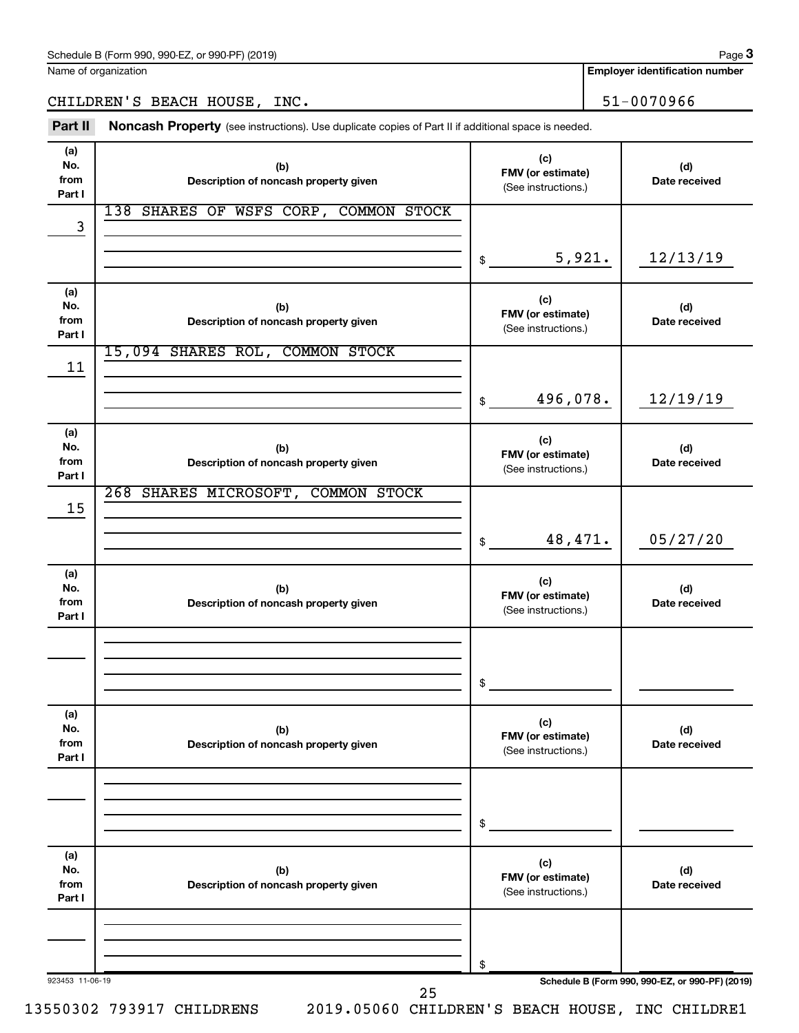Schedule B (Form 990, 990-EZ, or 990-PF) (2019)

Name of organization: CHILDREN'S BEACH HOUSE, INC.

Employer identification number: 51-0070966

## Part II Noncash Property (see instructions). Use duplicate copies of Part II if additional space is needed.

| (a) No. from Part I | (b) Description of noncash property given | (c) FMV (or estimate) (See instructions.) | (d) Date received |
|---|---|---|---|
| 3 | 138 SHARES OF WSFS CORP, COMMON STOCK | $ 5,921. | 12/13/19 |
| 11 | 15,094 SHARES ROL, COMMON STOCK | $ 496,078. | 12/19/19 |
| 15 | 268 SHARES MICROSOFT, COMMON STOCK | $ 48,471. | 05/27/20 |
| | | $ | |
| | | $ | |
| | | $ | |

923453 11-06-19 Schedule B (Form 990, 990-EZ, or 990-PF) (2019)

13550302 793917 CHILDRENS 2019.05060 CHILDREN'S BEACH HOUSE, INC CHILDRE1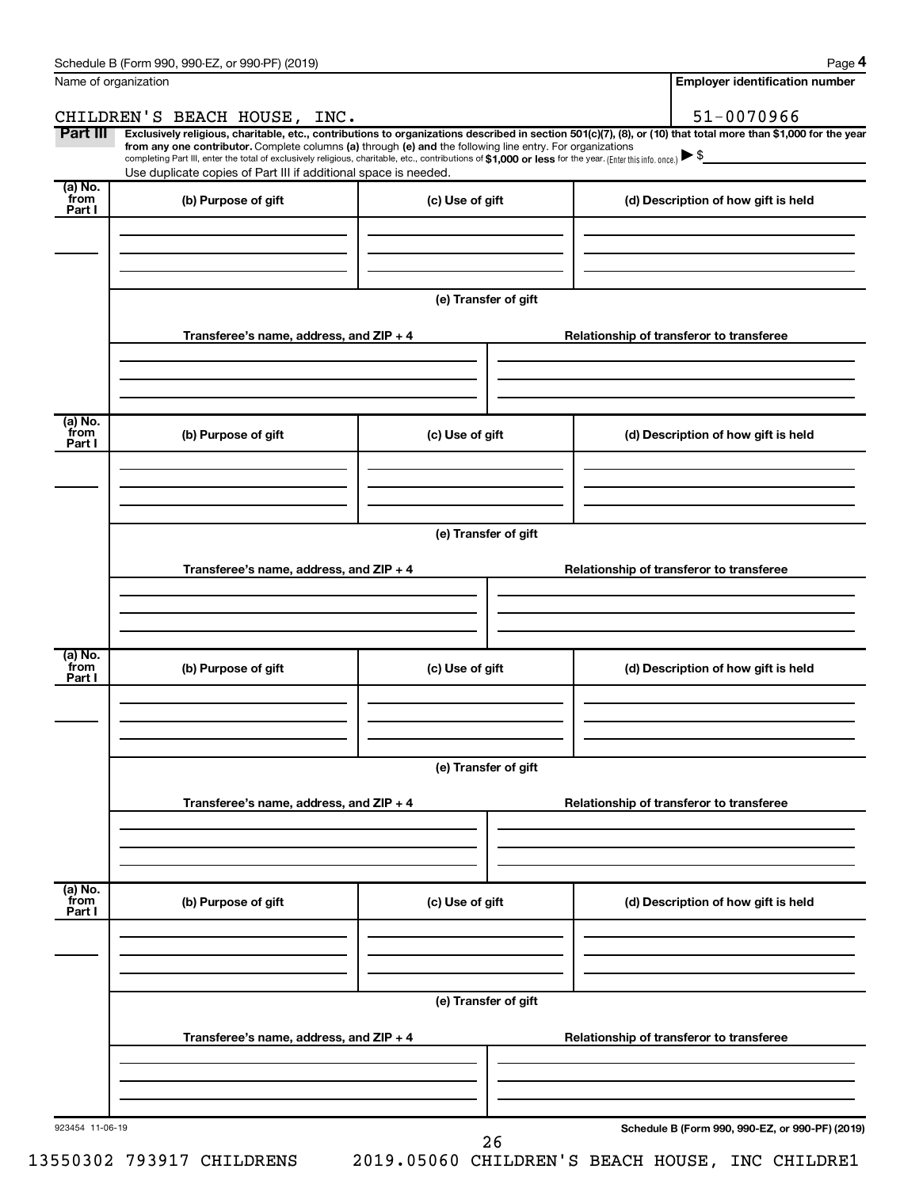Name of organization

**Employer identification number**

CHILDREN'S BEACH HOUSE, INC.

51-0070966

**Part III** **Exclusively religious, charitable, etc., contributions to organizations described in section 501(c)(7), (8), or (10) that total more than $1,000 for the year from any one contributor.** Complete columns **(a)** through **(e)** and the following line entry. For organizations completing Part III, enter the total of exclusively religious, charitable, etc., contributions of **$1,000 or less** for the year. (Enter this info. once.) ▶ $

Use duplicate copies of Part III if additional space is needed.

| (a) No. from Part I | (b) Purpose of gift | (c) Use of gift | (d) Description of how gift is held |
|---|---|---|---|
| | | | |

**(e) Transfer of gift**

| Transferee's name, address, and ZIP + 4 | Relationship of transferor to transferee |
|---|---|
| | |

| (a) No. from Part I | (b) Purpose of gift | (c) Use of gift | (d) Description of how gift is held |
|---|---|---|---|
| | | | |

**(e) Transfer of gift**

| Transferee's name, address, and ZIP + 4 | Relationship of transferor to transferee |
|---|---|
| | |

| (a) No. from Part I | (b) Purpose of gift | (c) Use of gift | (d) Description of how gift is held |
|---|---|---|---|
| | | | |

**(e) Transfer of gift**

| Transferee's name, address, and ZIP + 4 | Relationship of transferor to transferee |
|---|---|
| | |

| (a) No. from Part I | (b) Purpose of gift | (c) Use of gift | (d) Description of how gift is held |
|---|---|---|---|
| | | | |

**(e) Transfer of gift**

| Transferee's name, address, and ZIP + 4 | Relationship of transferor to transferee |
|---|---|
| | |

923454 11-06-19

**Schedule B (Form 990, 990-EZ, or 990-PF) (2019)**

13550302 793917 CHILDRENS 2019.05060 CHILDREN'S BEACH HOUSE, INC CHILDRE1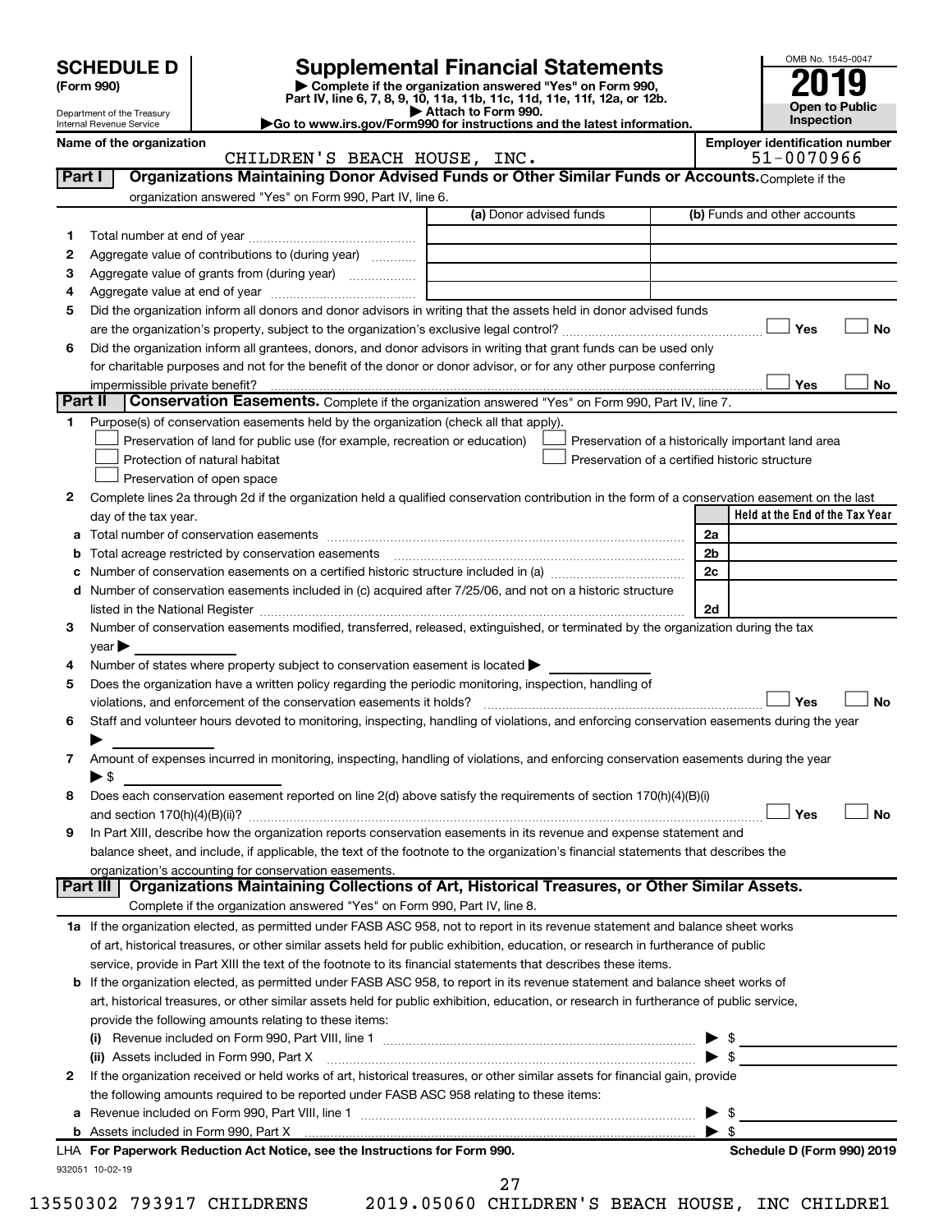**SCHEDULE D**
**(Form 990)**

Department of the Treasury
Internal Revenue Service

# Supplemental Financial Statements

▶ Complete if the organization answered "Yes" on Form 990, Part IV, line 6, 7, 8, 9, 10, 11a, 11b, 11c, 11d, 11e, 11f, 12a, or 12b.
▶ Attach to Form 990.
▶Go to www.irs.gov/Form990 for instructions and the latest information.

OMB No. 1545-0047

**2019**

**Open to Public Inspection**

**Name of the organization**
CHILDREN'S BEACH HOUSE, INC.

**Employer identification number**
51-0070966

**Part I** **Organizations Maintaining Donor Advised Funds or Other Similar Funds or Accounts.** Complete if the organization answered "Yes" on Form 990, Part IV, line 6.

| | | (a) Donor advised funds | (b) Funds and other accounts |
|---|---|---|---|
| 1 | Total number at end of year | | |
| 2 | Aggregate value of contributions to (during year) | | |
| 3 | Aggregate value of grants from (during year) | | |
| 4 | Aggregate value at end of year | | |

5 Did the organization inform all donors and donor advisors in writing that the assets held in donor advised funds are the organization's property, subject to the organization's exclusive legal control? ☐ Yes ☐ No

6 Did the organization inform all grantees, donors, and donor advisors in writing that grant funds can be used only for charitable purposes and not for the benefit of the donor or donor advisor, or for any other purpose conferring impermissible private benefit? ☐ Yes ☐ No

**Part II** **Conservation Easements.** Complete if the organization answered "Yes" on Form 990, Part IV, line 7.

1 Purpose(s) of conservation easements held by the organization (check all that apply).
- ☐ Preservation of land for public use (for example, recreation or education)
- ☐ Preservation of a historically important land area
- ☐ Protection of natural habitat
- ☐ Preservation of a certified historic structure
- ☐ Preservation of open space

2 Complete lines 2a through 2d if the organization held a qualified conservation contribution in the form of a conservation easement on the last day of the tax year.

| | | | Held at the End of the Tax Year |
|---|---|---|---|
| a | Total number of conservation easements | 2a | |
| b | Total acreage restricted by conservation easements | 2b | |
| c | Number of conservation easements on a certified historic structure included in (a) | 2c | |
| d | Number of conservation easements included in (c) acquired after 7/25/06, and not on a historic structure listed in the National Register | 2d | |

3 Number of conservation easements modified, transferred, released, extinguished, or terminated by the organization during the tax year ▶

4 Number of states where property subject to conservation easement is located ▶

5 Does the organization have a written policy regarding the periodic monitoring, inspection, handling of violations, and enforcement of the conservation easements it holds? ☐ Yes ☐ No

6 Staff and volunteer hours devoted to monitoring, inspecting, handling of violations, and enforcing conservation easements during the year ▶

7 Amount of expenses incurred in monitoring, inspecting, handling of violations, and enforcing conservation easements during the year ▶ $

8 Does each conservation easement reported on line 2(d) above satisfy the requirements of section 170(h)(4)(B)(i) and section 170(h)(4)(B)(ii)? ☐ Yes ☐ No

9 In Part XIII, describe how the organization reports conservation easements in its revenue and expense statement and balance sheet, and include, if applicable, the text of the footnote to the organization's financial statements that describes the organization's accounting for conservation easements.

**Part III** **Organizations Maintaining Collections of Art, Historical Treasures, or Other Similar Assets.** Complete if the organization answered "Yes" on Form 990, Part IV, line 8.

1a If the organization elected, as permitted under FASB ASC 958, not to report in its revenue statement and balance sheet works of art, historical treasures, or other similar assets held for public exhibition, education, or research in furtherance of public service, provide in Part XIII the text of the footnote to its financial statements that describes these items.

b If the organization elected, as permitted under FASB ASC 958, to report in its revenue statement and balance sheet works of art, historical treasures, or other similar assets held for public exhibition, education, or research in furtherance of public service, provide the following amounts relating to these items:

(i) Revenue included on Form 990, Part VIII, line 1 ▶ $

(ii) Assets included in Form 990, Part X ▶ $

2 If the organization received or held works of art, historical treasures, or other similar assets for financial gain, provide the following amounts required to be reported under FASB ASC 958 relating to these items:

a Revenue included on Form 990, Part VIII, line 1 ▶ $

b Assets included in Form 990, Part X ▶ $

LHA **For Paperwork Reduction Act Notice, see the Instructions for Form 990.** **Schedule D (Form 990) 2019**

932051 10-02-19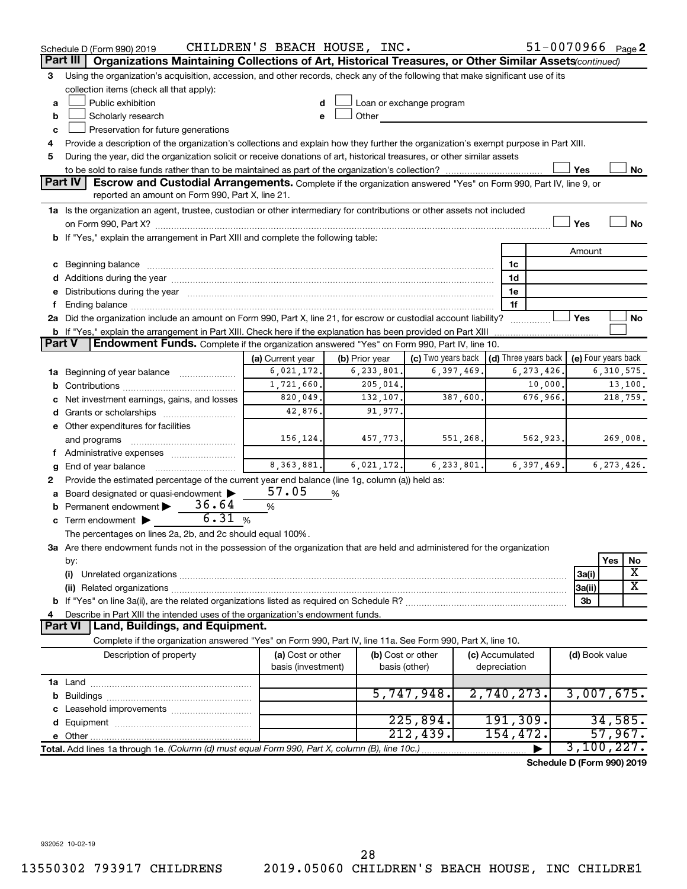Schedule D (Form 990) 2019 CHILDREN'S BEACH HOUSE, INC. 51-0070966 Page 2

## Part III Organizations Maintaining Collections of Art, Historical Treasures, or Other Similar Assets *(continued)*

3 Using the organization's acquisition, accession, and other records, check any of the following that make significant use of its collection items (check all that apply):

- a ☐ Public exhibition
- b ☐ Scholarly research
- c ☐ Preservation for future generations
- d ☐ Loan or exchange program
- e ☐ Other

4 Provide a description of the organization's collections and explain how they further the organization's exempt purpose in Part XIII.

5 During the year, did the organization solicit or receive donations of art, historical treasures, or other similar assets to be sold to raise funds rather than to be maintained as part of the organization's collection? ☐ Yes ☐ No

## Part IV Escrow and Custodial Arrangements.

Complete if the organization answered "Yes" on Form 990, Part IV, line 9, or reported an amount on Form 990, Part X, line 21.

1a Is the organization an agent, trustee, custodian or other intermediary for contributions or other assets not included on Form 990, Part X? ☐ Yes ☐ No

b If "Yes," explain the arrangement in Part XIII and complete the following table:

| | | Amount |
|---|---|---|
| c Beginning balance | 1c | |
| d Additions during the year | 1d | |
| e Distributions during the year | 1e | |
| f Ending balance | 1f | |

2a Did the organization include an amount on Form 990, Part X, line 21, for escrow or custodial account liability? ☐ Yes ☐ No

b If "Yes," explain the arrangement in Part XIII. Check here if the explanation has been provided on Part XIII ☐

## Part V Endowment Funds.

Complete if the organization answered "Yes" on Form 990, Part IV, line 10.

| | (a) Current year | (b) Prior year | (c) Two years back | (d) Three years back | (e) Four years back |
|---|---|---|---|---|---|
| 1a Beginning of year balance | 6,021,172. | 6,233,801. | 6,397,469. | 6,273,426. | 6,310,575. |
| b Contributions | 1,721,660. | 205,014. | | 10,000. | 13,100. |
| c Net investment earnings, gains, and losses | 820,049. | 132,107. | 387,600. | 676,966. | 218,759. |
| d Grants or scholarships | 42,876. | 91,977. | | | |
| e Other expenditures for facilities and programs | 156,124. | 457,773. | 551,268. | 562,923. | 269,008. |
| f Administrative expenses | | | | | |
| g End of year balance | 8,363,881. | 6,021,172. | 6,233,801. | 6,397,469. | 6,273,426. |

2 Provide the estimated percentage of the current year end balance (line 1g, column (a)) held as:

- a Board designated or quasi-endowment ▶ 57.05 %
- b Permanent endowment ▶ 36.64 %
- c Term endowment ▶ 6.31 %

The percentages on lines 2a, 2b, and 2c should equal 100%.

3a Are there endowment funds not in the possession of the organization that are held and administered for the organization by:

| | | Yes | No |
|---|---|---|---|
| (i) Unrelated organizations | 3a(i) | | X |
| (ii) Related organizations | 3a(ii) | | X |
| b If "Yes" on line 3a(ii), are the related organizations listed as required on Schedule R? | 3b | | |

4 Describe in Part XIII the intended uses of the organization's endowment funds.

## Part VI Land, Buildings, and Equipment.

Complete if the organization answered "Yes" on Form 990, Part IV, line 11a. See Form 990, Part X, line 10.

| Description of property | (a) Cost or other basis (investment) | (b) Cost or other basis (other) | (c) Accumulated depreciation | (d) Book value |
|---|---|---|---|---|
| 1a Land | | | | |
| b Buildings | | 5,747,948. | 2,740,273. | 3,007,675. |
| c Leasehold improvements | | | | |
| d Equipment | | 225,894. | 191,309. | 34,585. |
| e Other | | 212,439. | 154,472. | 57,967. |
| **Total.** Add lines 1a through 1e. *(Column (d) must equal Form 990, Part X, column (B), line 10c.)* | | | ▶ | 3,100,227. |

**Schedule D (Form 990) 2019**

932052 10-02-19

13550302 793917 CHILDRENS 2019.05060 CHILDREN'S BEACH HOUSE, INC CHILDRE1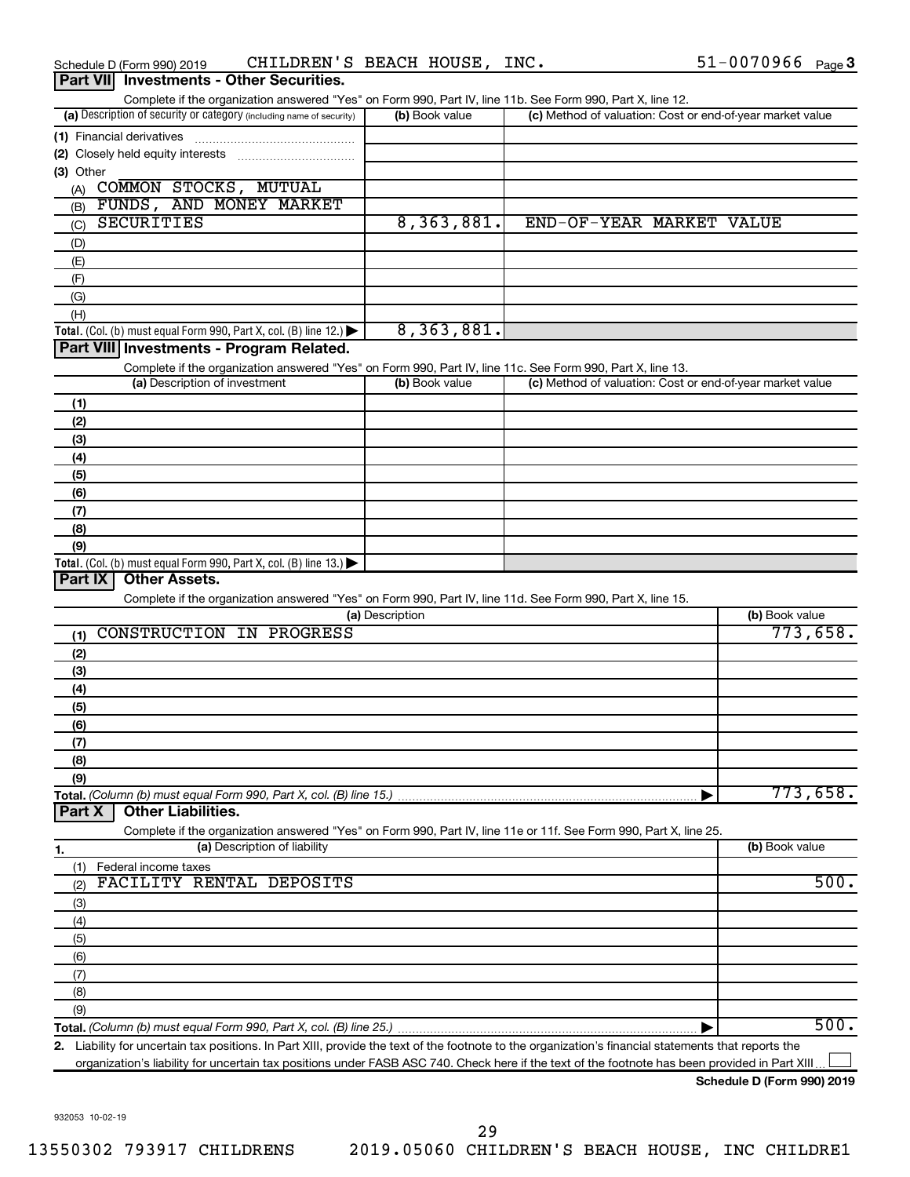Schedule D (Form 990) 2019 CHILDREN'S BEACH HOUSE, INC. 51-0070966 Page 3

## Part VII Investments - Other Securities.

Complete if the organization answered "Yes" on Form 990, Part IV, line 11b. See Form 990, Part X, line 12.

| (a) Description of security or category (including name of security) | (b) Book value | (c) Method of valuation: Cost or end-of-year market value |
|---|---|---|
| (1) Financial derivatives | | |
| (2) Closely held equity interests | | |
| (3) Other | | |
| (A) COMMON STOCKS, MUTUAL | | |
| (B) FUNDS, AND MONEY MARKET | | |
| (C) SECURITIES | 8,363,881. | END-OF-YEAR MARKET VALUE |
| (D) | | |
| (E) | | |
| (F) | | |
| (G) | | |
| (H) | | |
| **Total.** (Col. (b) must equal Form 990, Part X, col. (B) line 12.) ▶ | 8,363,881. | |

## Part VIII Investments - Program Related.

Complete if the organization answered "Yes" on Form 990, Part IV, line 11c. See Form 990, Part X, line 13.

| (a) Description of investment | (b) Book value | (c) Method of valuation: Cost or end-of-year market value |
|---|---|---|
| (1) | | |
| (2) | | |
| (3) | | |
| (4) | | |
| (5) | | |
| (6) | | |
| (7) | | |
| (8) | | |
| (9) | | |
| **Total.** (Col. (b) must equal Form 990, Part X, col. (B) line 13.) ▶ | | |

## Part IX Other Assets.

Complete if the organization answered "Yes" on Form 990, Part IV, line 11d. See Form 990, Part X, line 15.

| (a) Description | (b) Book value |
|---|---|
| (1) CONSTRUCTION IN PROGRESS | 773,658. |
| (2) | |
| (3) | |
| (4) | |
| (5) | |
| (6) | |
| (7) | |
| (8) | |
| (9) | |
| **Total.** *(Column (b) must equal Form 990, Part X, col. (B) line 15.)* ▶ | 773,658. |

## Part X Other Liabilities.

Complete if the organization answered "Yes" on Form 990, Part IV, line 11e or 11f. See Form 990, Part X, line 25.

| 1. (a) Description of liability | (b) Book value |
|---|---|
| (1) Federal income taxes | |
| (2) FACILITY RENTAL DEPOSITS | 500. |
| (3) | |
| (4) | |
| (5) | |
| (6) | |
| (7) | |
| (8) | |
| (9) | |
| **Total.** *(Column (b) must equal Form 990, Part X, col. (B) line 25.)* ▶ | 500. |

**2.** Liability for uncertain tax positions. In Part XIII, provide the text of the footnote to the organization's financial statements that reports the organization's liability for uncertain tax positions under FASB ASC 740. Check here if the text of the footnote has been provided in Part XIII ☐

**Schedule D (Form 990) 2019**

932053 10-02-19

13550302 793917 CHILDRENS 2019.05060 CHILDREN'S BEACH HOUSE, INC CHILDRE1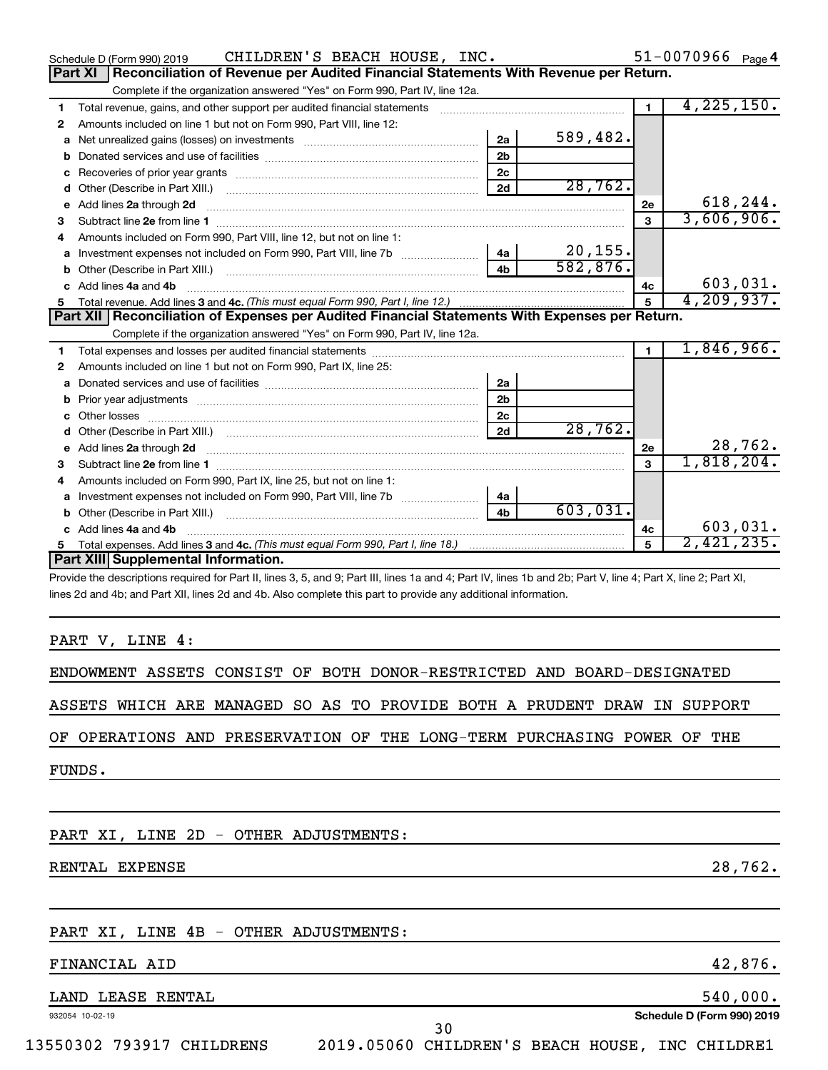Schedule D (Form 990) 2019 CHILDREN'S BEACH HOUSE, INC. 51-0070966 Page 4

## Part XI Reconciliation of Revenue per Audited Financial Statements With Revenue per Return.

Complete if the organization answered "Yes" on Form 990, Part IV, line 12a.

| | | | | | |
|---|---|---|---|---|---|
| 1 | Total revenue, gains, and other support per audited financial statements | | | 1 | 4,225,150. |
| 2 | Amounts included on line 1 but not on Form 990, Part VIII, line 12: | | | | |
| a | Net unrealized gains (losses) on investments | 2a | 589,482. | | |
| b | Donated services and use of facilities | 2b | | | |
| c | Recoveries of prior year grants | 2c | | | |
| d | Other (Describe in Part XIII.) | 2d | 28,762. | | |
| e | Add lines 2a through 2d | | | 2e | 618,244. |
| 3 | Subtract line 2e from line 1 | | | 3 | 3,606,906. |
| 4 | Amounts included on Form 990, Part VIII, line 12, but not on line 1: | | | | |
| a | Investment expenses not included on Form 990, Part VIII, line 7b | 4a | 20,155. | | |
| b | Other (Describe in Part XIII.) | 4b | 582,876. | | |
| c | Add lines 4a and 4b | | | 4c | 603,031. |
| 5 | Total revenue. Add lines 3 and 4c. *(This must equal Form 990, Part I, line 12.)* | | | 5 | 4,209,937. |

## Part XII Reconciliation of Expenses per Audited Financial Statements With Expenses per Return.

Complete if the organization answered "Yes" on Form 990, Part IV, line 12a.

| | | | | | |
|---|---|---|---|---|---|
| 1 | Total expenses and losses per audited financial statements | | | 1 | 1,846,966. |
| 2 | Amounts included on line 1 but not on Form 990, Part IX, line 25: | | | | |
| a | Donated services and use of facilities | 2a | | | |
| b | Prior year adjustments | 2b | | | |
| c | Other losses | 2c | | | |
| d | Other (Describe in Part XIII.) | 2d | 28,762. | | |
| e | Add lines 2a through 2d | | | 2e | 28,762. |
| 3 | Subtract line 2e from line 1 | | | 3 | 1,818,204. |
| 4 | Amounts included on Form 990, Part IX, line 25, but not on line 1: | | | | |
| a | Investment expenses not included on Form 990, Part VIII, line 7b | 4a | | | |
| b | Other (Describe in Part XIII.) | 4b | 603,031. | | |
| c | Add lines 4a and 4b | | | 4c | 603,031. |
| 5 | Total expenses. Add lines 3 and 4c. *(This must equal Form 990, Part I, line 18.)* | | | 5 | 2,421,235. |

## Part XIII Supplemental Information.

Provide the descriptions required for Part II, lines 3, 5, and 9; Part III, lines 1a and 4; Part IV, lines 1b and 2b; Part V, line 4; Part X, line 2; Part XI, lines 2d and 4b; and Part XII, lines 2d and 4b. Also complete this part to provide any additional information.

PART V, LINE 4:

ENDOWMENT ASSETS CONSIST OF BOTH DONOR-RESTRICTED AND BOARD-DESIGNATED ASSETS WHICH ARE MANAGED SO AS TO PROVIDE BOTH A PRUDENT DRAW IN SUPPORT OF OPERATIONS AND PRESERVATION OF THE LONG-TERM PURCHASING POWER OF THE FUNDS.

PART XI, LINE 2D - OTHER ADJUSTMENTS:

| | |
|---|---|
| RENTAL EXPENSE | 28,762. |

PART XI, LINE 4B - OTHER ADJUSTMENTS:

| | |
|---|---|
| FINANCIAL AID | 42,876. |
| LAND LEASE RENTAL | 540,000. |

932054 10-02-19 Schedule D (Form 990) 2019

13550302 793917 CHILDRENS 2019.05060 CHILDREN'S BEACH HOUSE, INC CHILDRE1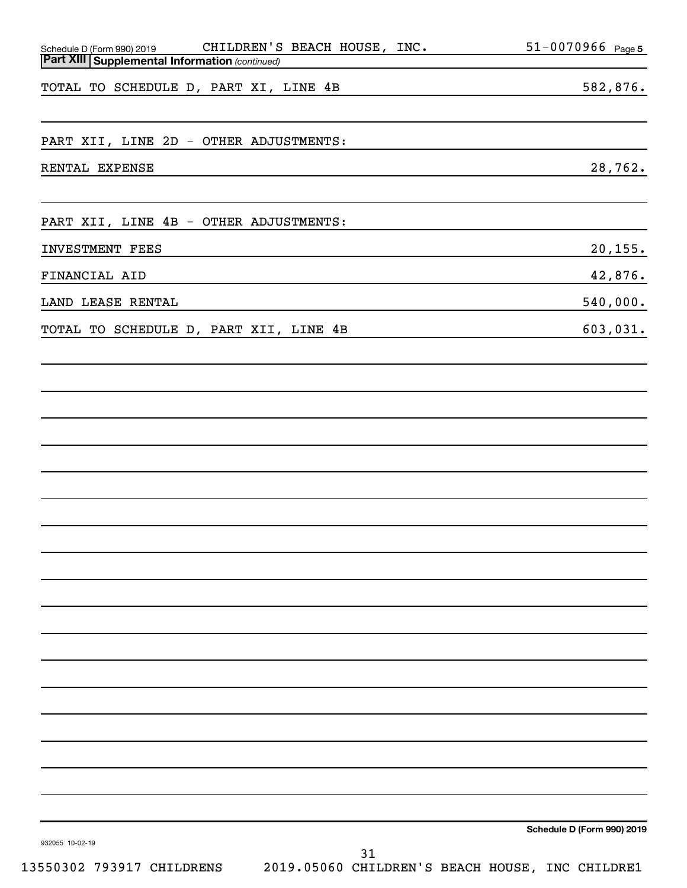Schedule D (Form 990) 2019 CHILDREN'S BEACH HOUSE, INC. 51-0070966 Page 5

**Part XIII Supplemental Information** *(continued)*

| | |
|---|---|
| TOTAL TO SCHEDULE D, PART XI, LINE 4B | 582,876. |
| | |
| PART XII, LINE 2D - OTHER ADJUSTMENTS: | |
| RENTAL EXPENSE | 28,762. |
| | |
| PART XII, LINE 4B - OTHER ADJUSTMENTS: | |
| INVESTMENT FEES | 20,155. |
| FINANCIAL AID | 42,876. |
| LAND LEASE RENTAL | 540,000. |
| TOTAL TO SCHEDULE D, PART XII, LINE 4B | 603,031. |

**Schedule D (Form 990) 2019**

932055 10-02-19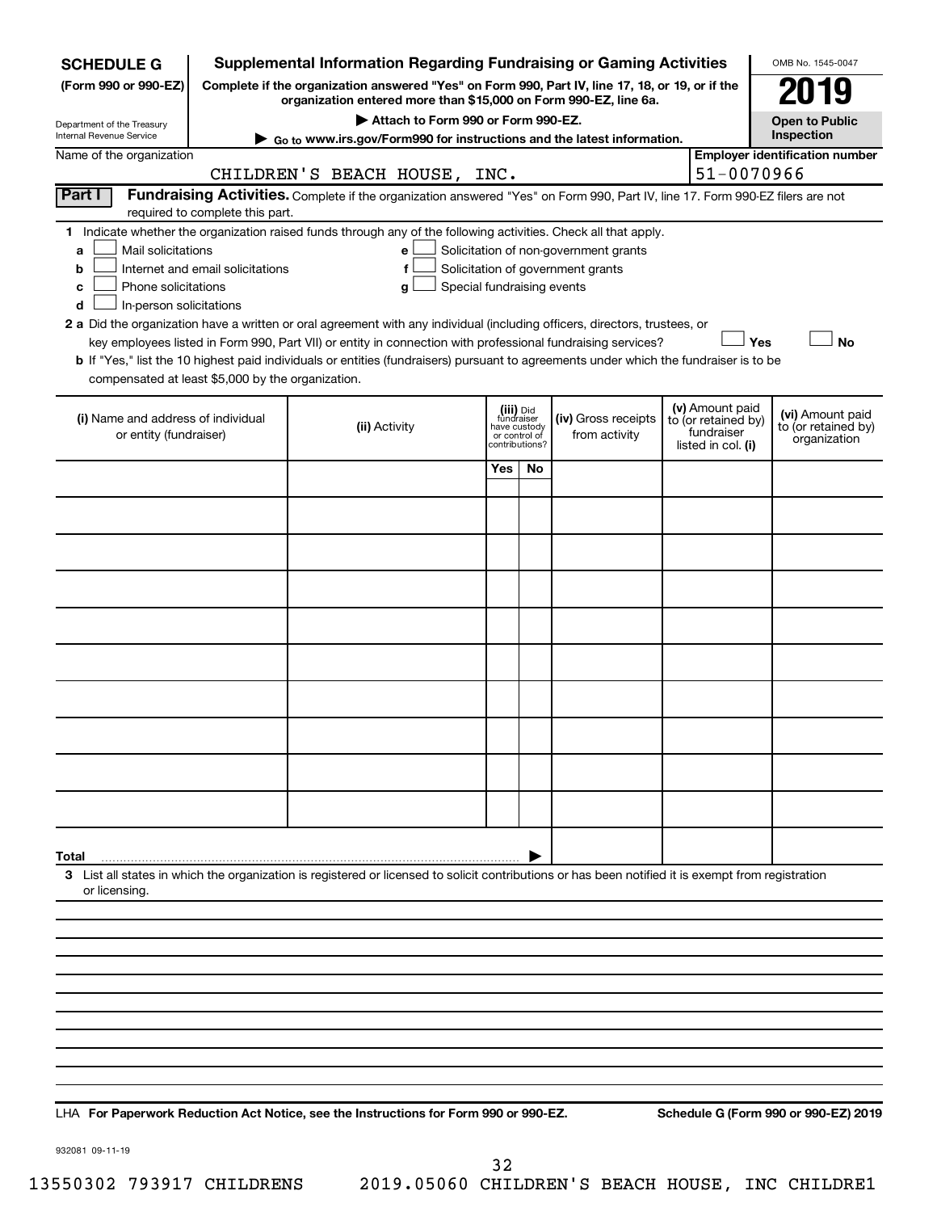**SCHEDULE G (Form 990 or 990-EZ)**

Department of the Treasury
Internal Revenue Service

# Supplemental Information Regarding Fundraising or Gaming Activities

**Complete if the organization answered "Yes" on Form 990, Part IV, line 17, 18, or 19, or if the organization entered more than $15,000 on Form 990-EZ, line 6a.**

▶ **Attach to Form 990 or Form 990-EZ.**

▶ **Go to www.irs.gov/Form990 for instructions and the latest information.**

OMB No. 1545-0047

**2019**

**Open to Public Inspection**

Name of the organization: CHILDREN'S BEACH HOUSE, INC.

**Employer identification number:** 51-0070966

**Part I** **Fundraising Activities.** Complete if the organization answered "Yes" on Form 990, Part IV, line 17. Form 990-EZ filers are not required to complete this part.

**1** Indicate whether the organization raised funds through any of the following activities. Check all that apply.

- **a** ☐ Mail solicitations
- **b** ☐ Internet and email solicitations
- **c** ☐ Phone solicitations
- **d** ☐ In-person solicitations
- **e** ☐ Solicitation of non-government grants
- **f** ☐ Solicitation of government grants
- **g** ☐ Special fundraising events

**2 a** Did the organization have a written or oral agreement with any individual (including officers, directors, trustees, or key employees listed in Form 990, Part VII) or entity in connection with professional fundraising services? ☐ **Yes** ☐ **No**

**b** If "Yes," list the 10 highest paid individuals or entities (fundraisers) pursuant to agreements under which the fundraiser is to be compensated at least $5,000 by the organization.

| (i) Name and address of individual or entity (fundraiser) | (ii) Activity | (iii) Did fundraiser have custody or control of contributions? Yes | No | (iv) Gross receipts from activity | (v) Amount paid to (or retained by) fundraiser listed in col. (i) | (vi) Amount paid to (or retained by) organization |
|---|---|---|---|---|---|---|
| | | | | | | |
| | | | | | | |
| | | | | | | |
| | | | | | | |
| | | | | | | |
| | | | | | | |
| | | | | | | |
| | | | | | | |
| | | | | | | |
| | | | | | | |
| **Total** ▶ | | | | | | |

**3** List all states in which the organization is registered or licensed to solicit contributions or has been notified it is exempt from registration or licensing.

LHA **For Paperwork Reduction Act Notice, see the Instructions for Form 990 or 990-EZ.** **Schedule G (Form 990 or 990-EZ) 2019**

932081 09-11-19

13550302 793917 CHILDRENS 2019.05060 CHILDREN'S BEACH HOUSE, INC CHILDRE1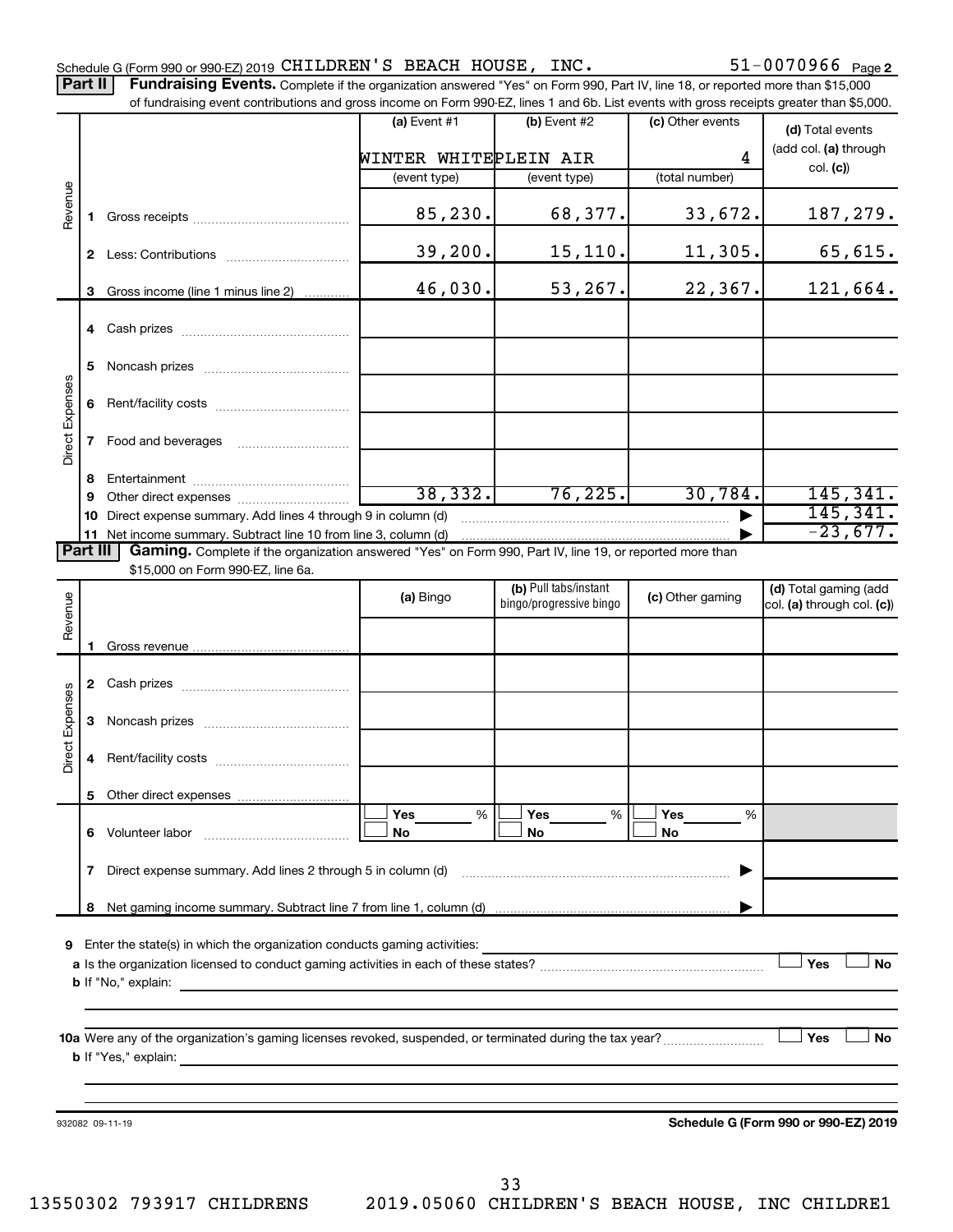Schedule G (Form 990 or 990-EZ) 2019 CHILDREN'S BEACH HOUSE, INC. 51-0070966 Page 2

**Part II** **Fundraising Events.** Complete if the organization answered "Yes" on Form 990, Part IV, line 18, or reported more than $15,000 of fundraising event contributions and gross income on Form 990-EZ, lines 1 and 6b. List events with gross receipts greater than $5,000.

| | | (a) Event #1 | (b) Event #2 | (c) Other events | (d) Total events (add col. (a) through col. (c)) |
|---|---|---|---|---|---|
| | | WINTER WHITE | PLEIN AIR | 4 | |
| | | (event type) | (event type) | (total number) | |
| Revenue | 1 Gross receipts | 85,230. | 68,377. | 33,672. | 187,279. |
| | 2 Less: Contributions | 39,200. | 15,110. | 11,305. | 65,615. |
| | 3 Gross income (line 1 minus line 2) | 46,030. | 53,267. | 22,367. | 121,664. |
| Direct Expenses | 4 Cash prizes | | | | |
| | 5 Noncash prizes | | | | |
| | 6 Rent/facility costs | | | | |
| | 7 Food and beverages | | | | |
| | 8 Entertainment | | | | |
| | 9 Other direct expenses | 38,332. | 76,225. | 30,784. | 145,341. |
| | 10 Direct expense summary. Add lines 4 through 9 in column (d) | | | ▶ | 145,341. |
| | 11 Net income summary. Subtract line 10 from line 3, column (d) | | | ▶ | -23,677. |

**Part III** **Gaming.** Complete if the organization answered "Yes" on Form 990, Part IV, line 19, or reported more than $15,000 on Form 990-EZ, line 6a.

| | | (a) Bingo | (b) Pull tabs/instant bingo/progressive bingo | (c) Other gaming | (d) Total gaming (add col. (a) through col. (c)) |
|---|---|---|---|---|---|
| Revenue | 1 Gross revenue | | | | |
| Direct Expenses | 2 Cash prizes | | | | |
| | 3 Noncash prizes | | | | |
| | 4 Rent/facility costs | | | | |
| | 5 Other direct expenses | | | | |
| | 6 Volunteer labor | ☐ Yes ___ % ☐ No | ☐ Yes ___ % ☐ No | ☐ Yes ___ % ☐ No | |
| | 7 Direct expense summary. Add lines 2 through 5 in column (d) | | | ▶ | |
| | 8 Net gaming income summary. Subtract line 7 from line 1, column (d) | | | ▶ | |

9 Enter the state(s) in which the organization conducts gaming activities:

a Is the organization licensed to conduct gaming activities in each of these states? ☐ Yes ☐ No

b If "No," explain:

10a Were any of the organization's gaming licenses revoked, suspended, or terminated during the tax year? ☐ Yes ☐ No

b If "Yes," explain:

932082 09-11-19

**Schedule G (Form 990 or 990-EZ) 2019**

13550302 793917 CHILDRENS 2019.05060 CHILDREN'S BEACH HOUSE, INC CHILDRE1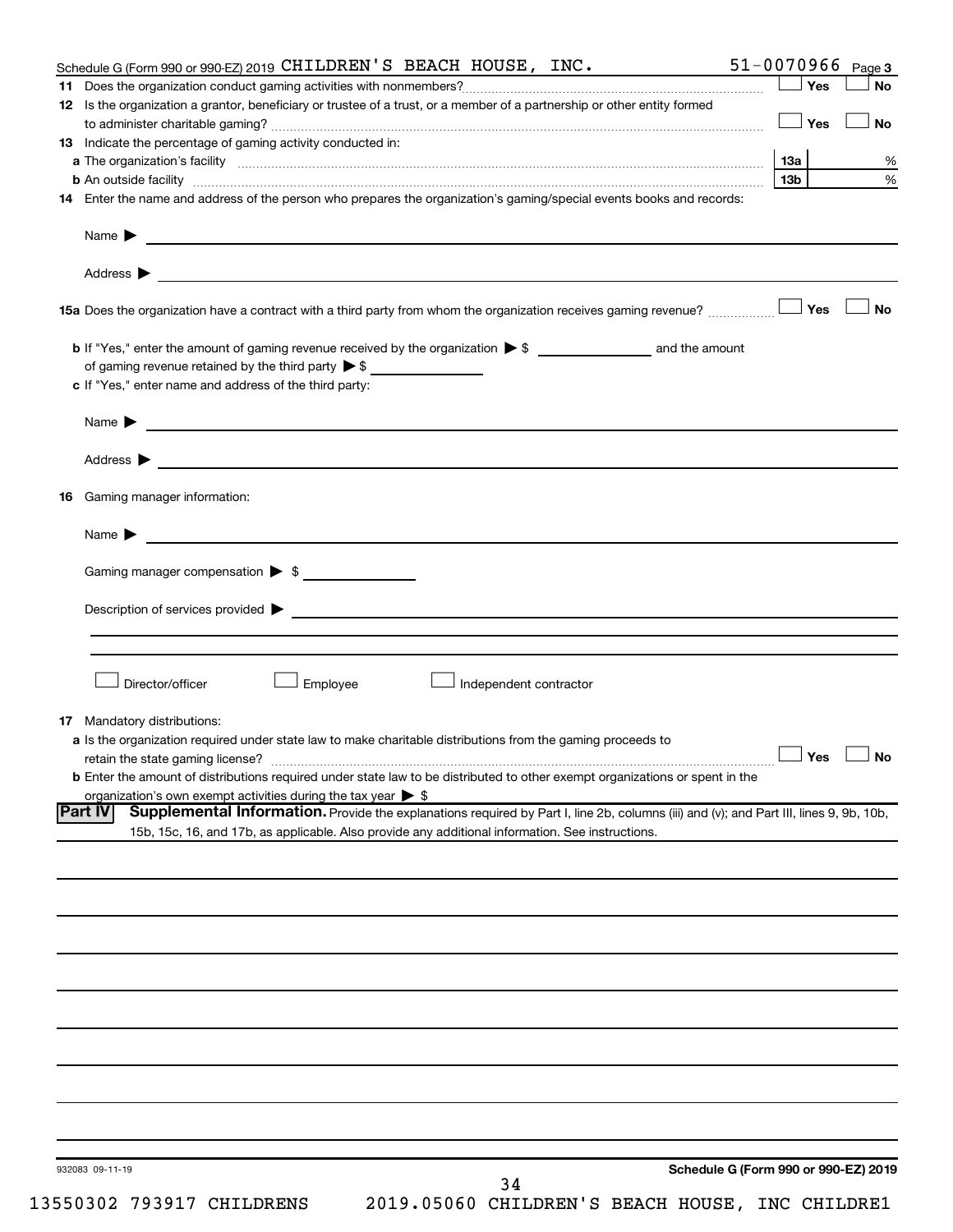Schedule G (Form 990 or 990-EZ) 2019 CHILDREN'S BEACH HOUSE, INC. 51-0070966 Page 3

11 Does the organization conduct gaming activities with nonmembers? ☐ Yes ☐ No

12 Is the organization a grantor, beneficiary or trustee of a trust, or a member of a partnership or other entity formed to administer charitable gaming? ☐ Yes ☐ No

13 Indicate the percentage of gaming activity conducted in:

a The organization's facility | 13a | %

b An outside facility | 13b | %

14 Enter the name and address of the person who prepares the organization's gaming/special events books and records:

Name ▶

Address ▶

15a Does the organization have a contract with a third party from whom the organization receives gaming revenue? ☐ Yes ☐ No

b If "Yes," enter the amount of gaming revenue received by the organization ▶ $ ______ and the amount of gaming revenue retained by the third party ▶ $ ______

c If "Yes," enter name and address of the third party:

Name ▶

Address ▶

16 Gaming manager information:

Name ▶

Gaming manager compensation ▶ $

Description of services provided ▶

☐ Director/officer ☐ Employee ☐ Independent contractor

17 Mandatory distributions:

a Is the organization required under state law to make charitable distributions from the gaming proceeds to retain the state gaming license? ☐ Yes ☐ No

b Enter the amount of distributions required under state law to be distributed to other exempt organizations or spent in the organization's own exempt activities during the tax year ▶ $

## Part IV Supplemental Information.

Provide the explanations required by Part I, line 2b, columns (iii) and (v); and Part III, lines 9, 9b, 10b, 15b, 15c, 16, and 17b, as applicable. Also provide any additional information. See instructions.

932083 09-11-19

Schedule G (Form 990 or 990-EZ) 2019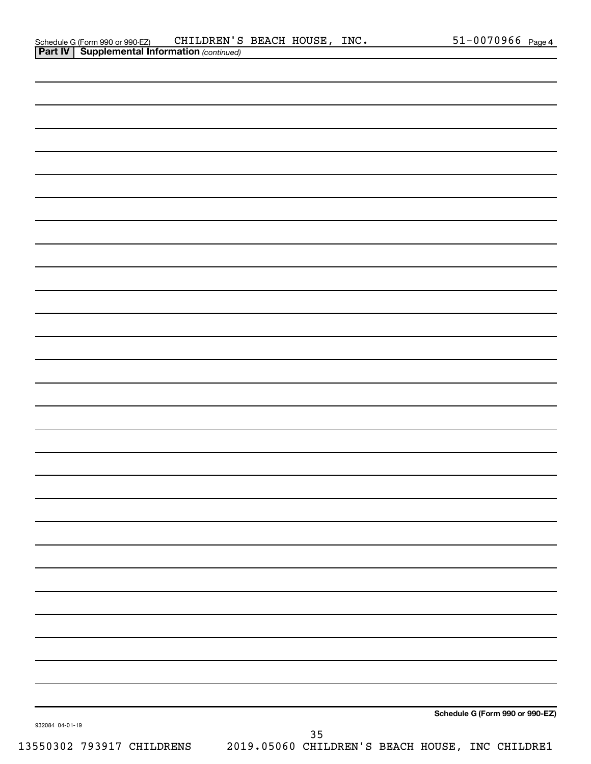Schedule G (Form 990 or 990-EZ) CHILDREN'S BEACH HOUSE, INC. 51-0070966 Page 4

**Part IV | Supplemental Information** *(continued)*

**Schedule G (Form 990 or 990-EZ)**

932084 04-01-19

13550302 793917 CHILDRENS 2019.05060 CHILDREN'S BEACH HOUSE, INC CHILDRE1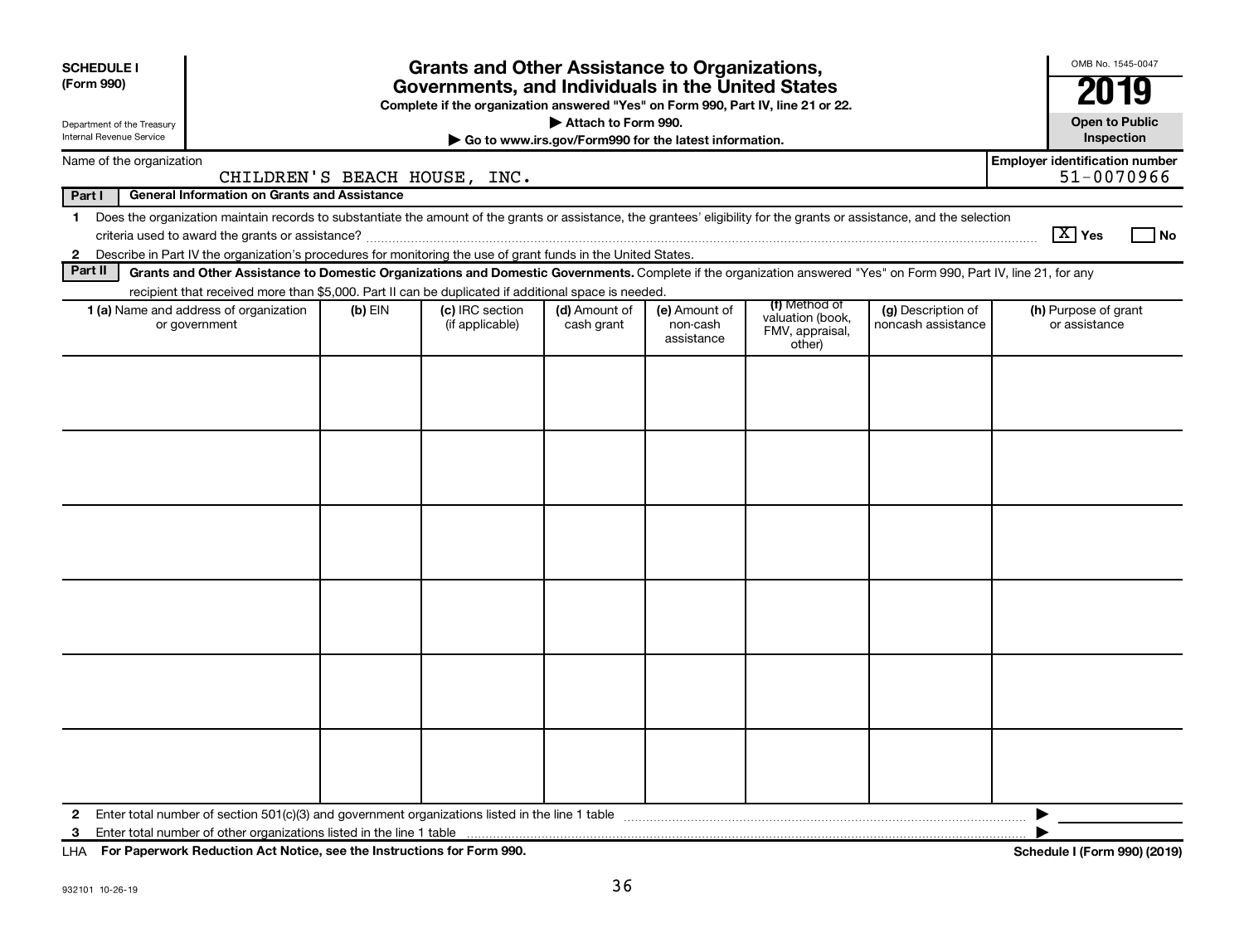**SCHEDULE I (Form 990)**

Department of the Treasury
Internal Revenue Service

# Grants and Other Assistance to Organizations, Governments, and Individuals in the United States

**Complete if the organization answered "Yes" on Form 990, Part IV, line 21 or 22.**

▶ **Attach to Form 990.**

▶ **Go to www.irs.gov/Form990 for the latest information.**

OMB No. 1545-0047

**2019**

**Open to Public Inspection**

Name of the organization: CHILDREN'S BEACH HOUSE, INC.

**Employer identification number:** 51-0070966

**Part I — General Information on Grants and Assistance**

1 Does the organization maintain records to substantiate the amount of the grants or assistance, the grantees' eligibility for the grants or assistance, and the selection criteria used to award the grants or assistance? [X] Yes [ ] No

2 Describe in Part IV the organization's procedures for monitoring the use of grant funds in the United States.

**Part II — Grants and Other Assistance to Domestic Organizations and Domestic Governments.** Complete if the organization answered "Yes" on Form 990, Part IV, line 21, for any recipient that received more than $5,000. Part II can be duplicated if additional space is needed.

| 1 (a) Name and address of organization or government | (b) EIN | (c) IRC section (if applicable) | (d) Amount of cash grant | (e) Amount of non-cash assistance | (f) Method of valuation (book, FMV, appraisal, other) | (g) Description of noncash assistance | (h) Purpose of grant or assistance |
|---|---|---|---|---|---|---|---|
| | | | | | | | |
| | | | | | | | |
| | | | | | | | |
| | | | | | | | |
| | | | | | | | |
| | | | | | | | |

2 Enter total number of section 501(c)(3) and government organizations listed in the line 1 table ▶

3 Enter total number of other organizations listed in the line 1 table ▶

LHA **For Paperwork Reduction Act Notice, see the Instructions for Form 990.** **Schedule I (Form 990) (2019)**

932101 10-26-19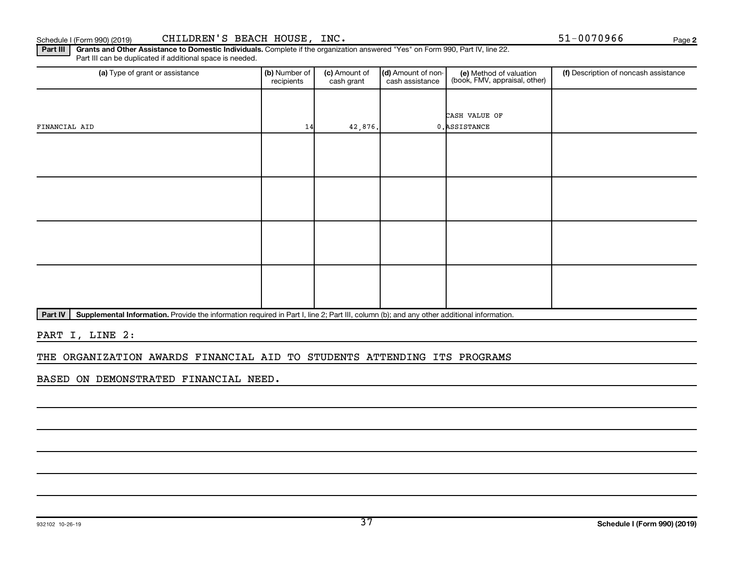Schedule I (Form 990) (2019) CHILDREN'S BEACH HOUSE, INC. 51-0070966

**Part III** **Grants and Other Assistance to Domestic Individuals.** Complete if the organization answered "Yes" on Form 990, Part IV, line 22. Part III can be duplicated if additional space is needed.

| (a) Type of grant or assistance | (b) Number of recipients | (c) Amount of cash grant | (d) Amount of non-cash assistance | (e) Method of valuation (book, FMV, appraisal, other) | (f) Description of noncash assistance |
|---|---|---|---|---|---|
| FINANCIAL AID | 14 | 42,876. | 0. | CASH VALUE OF ASSISTANCE | |
| | | | | | |
| | | | | | |
| | | | | | |
| | | | | | |

**Part IV** **Supplemental Information.** Provide the information required in Part I, line 2; Part III, column (b); and any other additional information.

PART I, LINE 2:

THE ORGANIZATION AWARDS FINANCIAL AID TO STUDENTS ATTENDING ITS PROGRAMS

BASED ON DEMONSTRATED FINANCIAL NEED.

932102 10-26-19

**Schedule I (Form 990) (2019)**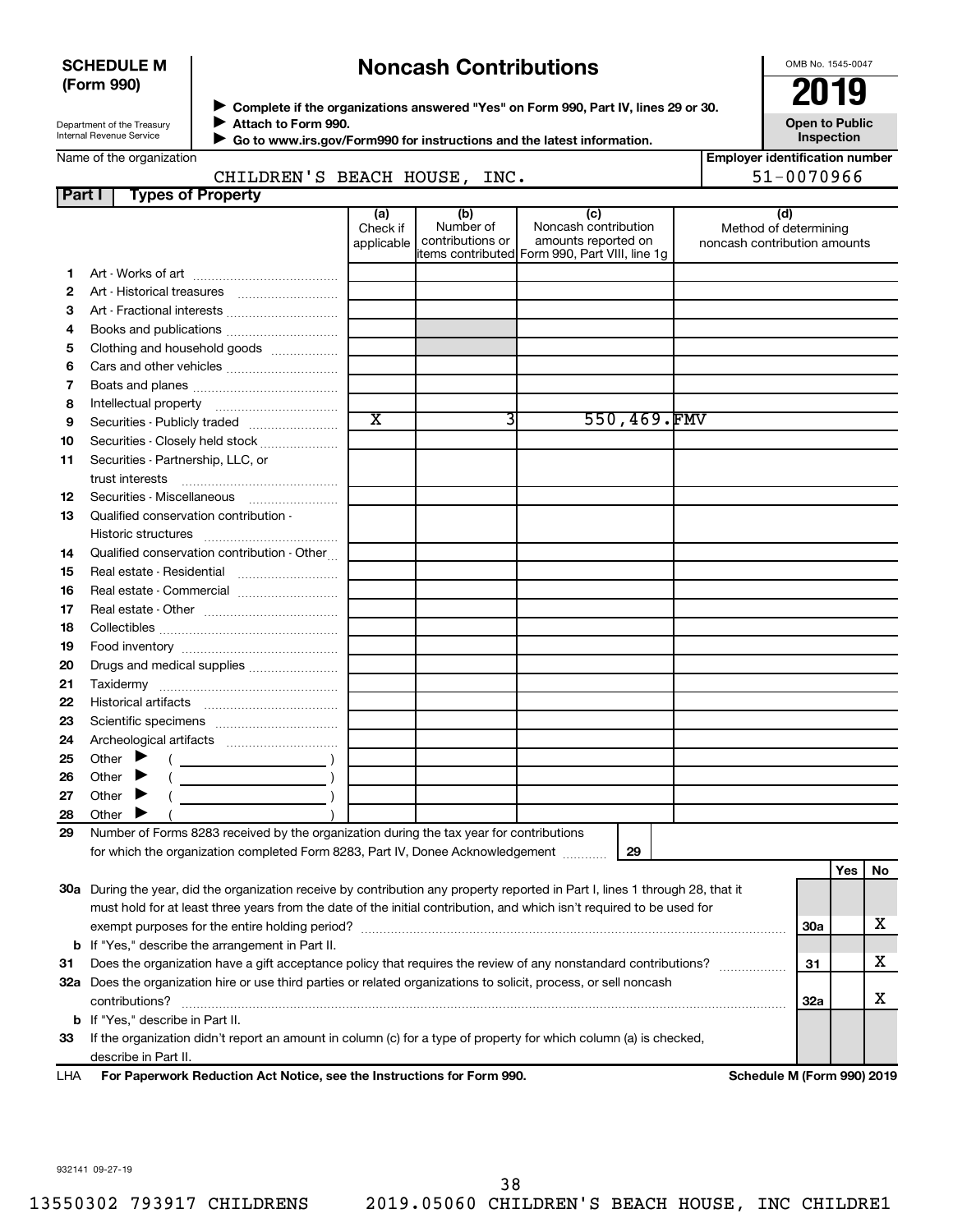**SCHEDULE M (Form 990)**

Department of the Treasury
Internal Revenue Service

# Noncash Contributions

▶ Complete if the organizations answered "Yes" on Form 990, Part IV, lines 29 or 30.
▶ Attach to Form 990.
▶ Go to www.irs.gov/Form990 for instructions and the latest information.

OMB No. 1545-0047

**2019**

**Open to Public Inspection**

Name of the organization: CHILDREN'S BEACH HOUSE, INC.

Employer identification number: 51-0070966

**Part I Types of Property**

| | | (a) Check if applicable | (b) Number of contributions or items contributed | (c) Noncash contribution amounts reported on Form 990, Part VIII, line 1g | (d) Method of determining noncash contribution amounts |
|---|---|---|---|---|---|
| 1 | Art - Works of art | | | | |
| 2 | Art - Historical treasures | | | | |
| 3 | Art - Fractional interests | | | | |
| 4 | Books and publications | | | | |
| 5 | Clothing and household goods | | | | |
| 6 | Cars and other vehicles | | | | |
| 7 | Boats and planes | | | | |
| 8 | Intellectual property | | | | |
| 9 | Securities - Publicly traded | X | 3 | 550,469. | FMV |
| 10 | Securities - Closely held stock | | | | |
| 11 | Securities - Partnership, LLC, or trust interests | | | | |
| 12 | Securities - Miscellaneous | | | | |
| 13 | Qualified conservation contribution - Historic structures | | | | |
| 14 | Qualified conservation contribution - Other | | | | |
| 15 | Real estate - Residential | | | | |
| 16 | Real estate - Commercial | | | | |
| 17 | Real estate - Other | | | | |
| 18 | Collectibles | | | | |
| 19 | Food inventory | | | | |
| 20 | Drugs and medical supplies | | | | |
| 21 | Taxidermy | | | | |
| 22 | Historical artifacts | | | | |
| 23 | Scientific specimens | | | | |
| 24 | Archeological artifacts | | | | |
| 25 | Other ▶ ( ) | | | | |
| 26 | Other ▶ ( ) | | | | |
| 27 | Other ▶ ( ) | | | | |
| 28 | Other ▶ ( ) | | | | |

29 Number of Forms 8283 received by the organization during the tax year for contributions for which the organization completed Form 8283, Part IV, Donee Acknowledgement ..... 29

| | | | Yes | No |
|---|---|---|---|---|
| 30a | During the year, did the organization receive by contribution any property reported in Part I, lines 1 through 28, that it must hold for at least three years from the date of the initial contribution, and which isn't required to be used for exempt purposes for the entire holding period? | 30a | | X |
| b | If "Yes," describe the arrangement in Part II. | | | |
| 31 | Does the organization have a gift acceptance policy that requires the review of any nonstandard contributions? | 31 | | X |
| 32a | Does the organization hire or use third parties or related organizations to solicit, process, or sell noncash contributions? | 32a | | X |
| b | If "Yes," describe in Part II. | | | |
| 33 | If the organization didn't report an amount in column (c) for a type of property for which column (a) is checked, describe in Part II. | | | |

LHA For Paperwork Reduction Act Notice, see the Instructions for Form 990. Schedule M (Form 990) 2019

932141 09-27-19

13550302 793917 CHILDRENS 2019.05060 CHILDREN'S BEACH HOUSE, INC CHILDRE1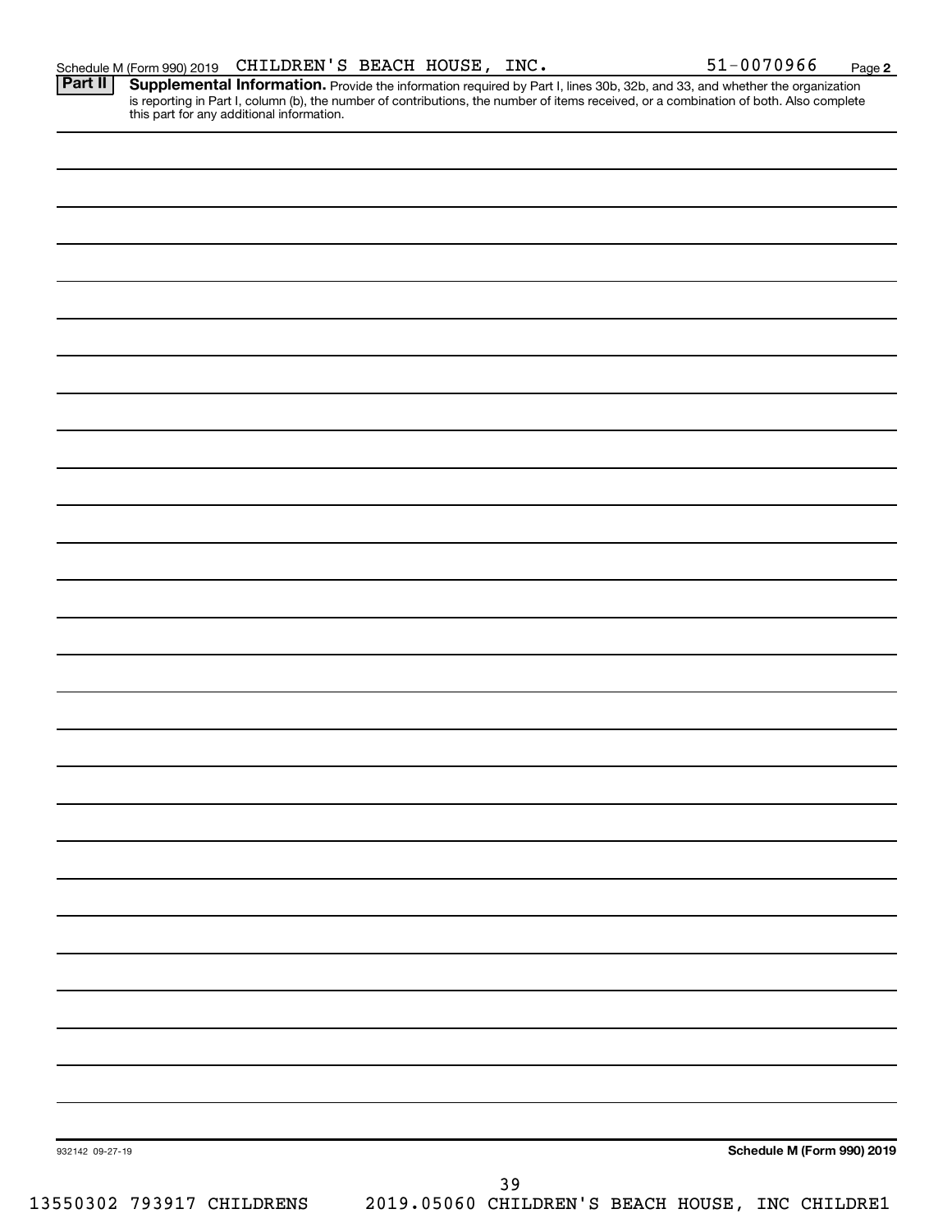Schedule M (Form 990) 2019 CHILDREN'S BEACH HOUSE, INC. 51-0070966 Page 2

**Part II** **Supplemental Information.** Provide the information required by Part I, lines 30b, 32b, and 33, and whether the organization is reporting in Part I, column (b), the number of contributions, the number of items received, or a combination of both. Also complete this part for any additional information.

932142 09-27-19 **Schedule M (Form 990) 2019**

13550302 793917 CHILDRENS 2019.05060 CHILDREN'S BEACH HOUSE, INC CHILDRE1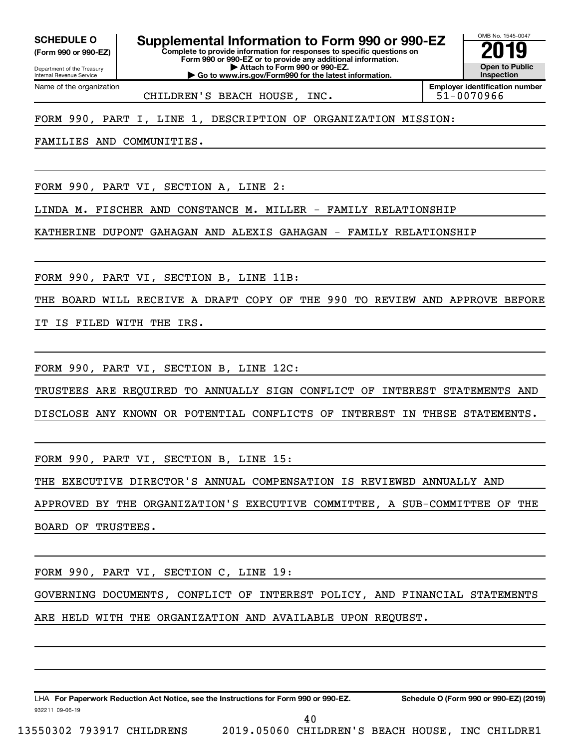**SCHEDULE O**
**(Form 990 or 990-EZ)**

Department of the Treasury
Internal Revenue Service

# Supplemental Information to Form 990 or 990-EZ

**Complete to provide information for responses to specific questions on Form 990 or 990-EZ or to provide any additional information.**
**▶ Attach to Form 990 or 990-EZ.**
**▶ Go to www.irs.gov/Form990 for the latest information.**

OMB No. 1545-0047
**2019**
**Open to Public Inspection**

Name of the organization: CHILDREN'S BEACH HOUSE, INC.
**Employer identification number:** 51-0070966

FORM 990, PART I, LINE 1, DESCRIPTION OF ORGANIZATION MISSION:

FAMILIES AND COMMUNITIES.

FORM 990, PART VI, SECTION A, LINE 2:

LINDA M. FISCHER AND CONSTANCE M. MILLER - FAMILY RELATIONSHIP

KATHERINE DUPONT GAHAGAN AND ALEXIS GAHAGAN - FAMILY RELATIONSHIP

FORM 990, PART VI, SECTION B, LINE 11B:

THE BOARD WILL RECEIVE A DRAFT COPY OF THE 990 TO REVIEW AND APPROVE BEFORE IT IS FILED WITH THE IRS.

FORM 990, PART VI, SECTION B, LINE 12C:

TRUSTEES ARE REQUIRED TO ANNUALLY SIGN CONFLICT OF INTEREST STATEMENTS AND DISCLOSE ANY KNOWN OR POTENTIAL CONFLICTS OF INTEREST IN THESE STATEMENTS.

FORM 990, PART VI, SECTION B, LINE 15:

THE EXECUTIVE DIRECTOR'S ANNUAL COMPENSATION IS REVIEWED ANNUALLY AND APPROVED BY THE ORGANIZATION'S EXECUTIVE COMMITTEE, A SUB-COMMITTEE OF THE BOARD OF TRUSTEES.

FORM 990, PART VI, SECTION C, LINE 19:

GOVERNING DOCUMENTS, CONFLICT OF INTEREST POLICY, AND FINANCIAL STATEMENTS ARE HELD WITH THE ORGANIZATION AND AVAILABLE UPON REQUEST.

LHA **For Paperwork Reduction Act Notice, see the Instructions for Form 990 or 990-EZ.** **Schedule O (Form 990 or 990-EZ) (2019)**

932211 09-06-19

13550302 793917 CHILDRENS 2019.05060 CHILDREN'S BEACH HOUSE, INC CHILDRE1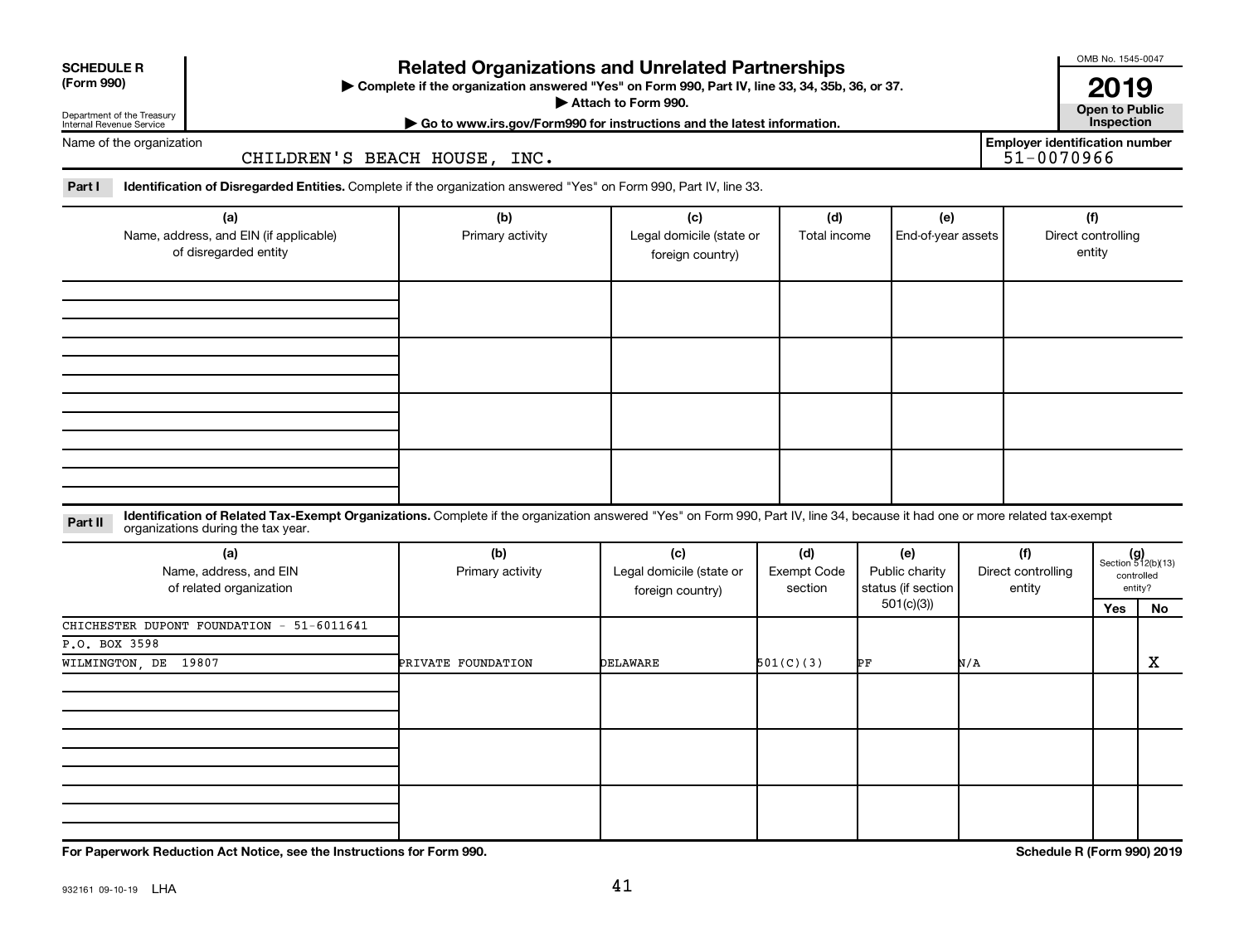**SCHEDULE R (Form 990)**

Department of the Treasury
Internal Revenue Service

# Related Organizations and Unrelated Partnerships

▶ Complete if the organization answered "Yes" on Form 990, Part IV, line 33, 34, 35b, 36, or 37.
▶ Attach to Form 990.
▶ Go to www.irs.gov/Form990 for instructions and the latest information.

OMB No. 1545-0047

**2019**

**Open to Public Inspection**

Name of the organization: CHILDREN'S BEACH HOUSE, INC.

Employer identification number: 51-0070966

**Part I** **Identification of Disregarded Entities.** Complete if the organization answered "Yes" on Form 990, Part IV, line 33.

| (a) Name, address, and EIN (if applicable) of disregarded entity | (b) Primary activity | (c) Legal domicile (state or foreign country) | (d) Total income | (e) End-of-year assets | (f) Direct controlling entity |
|---|---|---|---|---|---|
| | | | | | |
| | | | | | |
| | | | | | |
| | | | | | |

**Part II** **Identification of Related Tax-Exempt Organizations.** Complete if the organization answered "Yes" on Form 990, Part IV, line 34, because it had one or more related tax-exempt organizations during the tax year.

| (a) Name, address, and EIN of related organization | (b) Primary activity | (c) Legal domicile (state or foreign country) | (d) Exempt Code section | (e) Public charity status (if section 501(c)(3)) | (f) Direct controlling entity | (g) Section 512(b)(13) controlled entity? Yes | No |
|---|---|---|---|---|---|---|---|
| CHICHESTER DUPONT FOUNDATION - 51-6011641<br>P.O. BOX 3598<br>WILMINGTON, DE 19807 | PRIVATE FOUNDATION | DELAWARE | 501(C)(3) | PF | N/A | | X |
| | | | | | | | |
| | | | | | | | |
| | | | | | | | |

**For Paperwork Reduction Act Notice, see the Instructions for Form 990.**

**Schedule R (Form 990) 2019**

932161 09-10-19 LHA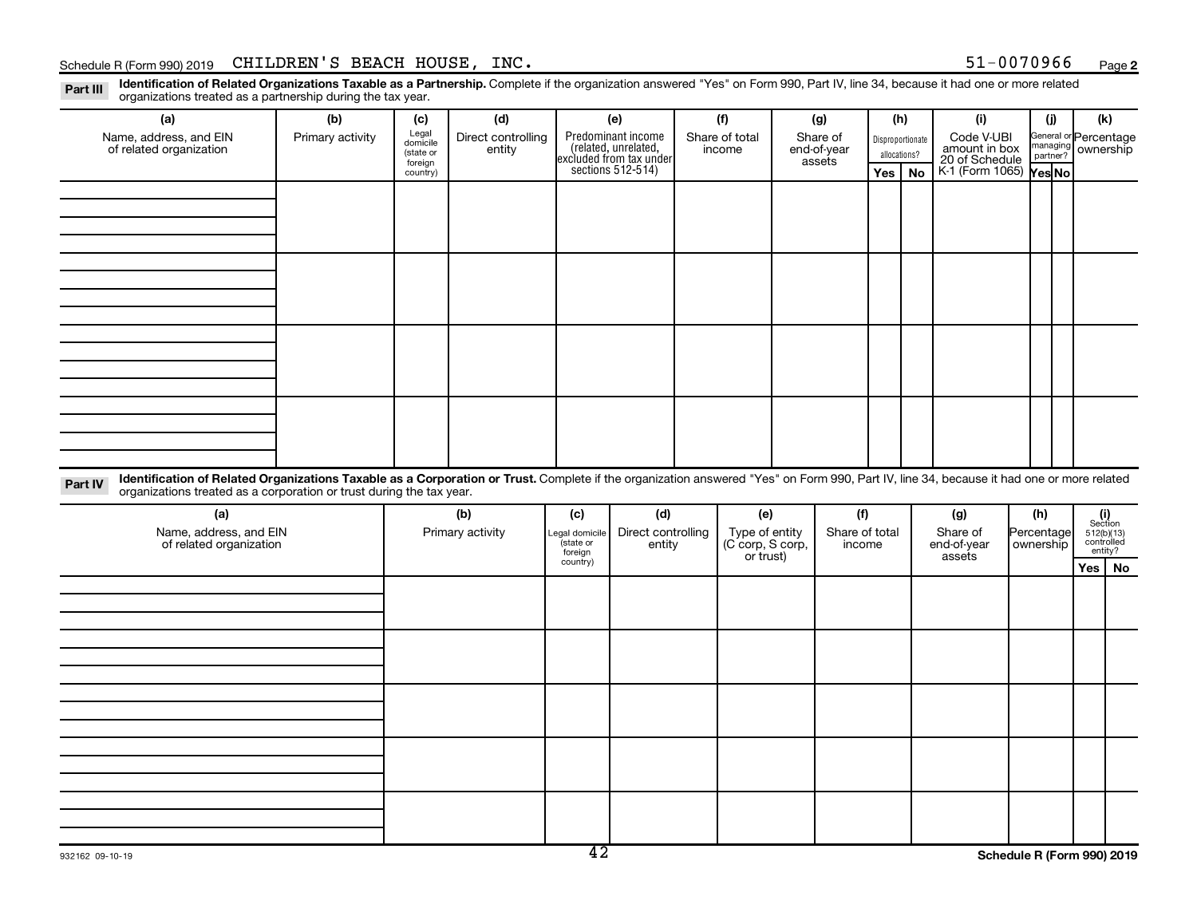Schedule R (Form 990) 2019 CHILDREN'S BEACH HOUSE, INC. 51-0070966 Page 2

**Part III** **Identification of Related Organizations Taxable as a Partnership.** Complete if the organization answered "Yes" on Form 990, Part IV, line 34, because it had one or more related organizations treated as a partnership during the tax year.

| (a) Name, address, and EIN of related organization | (b) Primary activity | (c) Legal domicile (state or foreign country) | (d) Direct controlling entity | (e) Predominant income (related, unrelated, excluded from tax under sections 512-514) | (f) Share of total income | (g) Share of end-of-year assets | (h) Disproportionate allocations? Yes | No | (i) Code V-UBI amount in box 20 of Schedule K-1 (Form 1065) | (j) General or managing partner? Yes | No | (k) Percentage ownership |
|---|---|---|---|---|---|---|---|---|---|---|---|---|
| | | | | | | | | | | | | |
| | | | | | | | | | | | | |
| | | | | | | | | | | | | |
| | | | | | | | | | | | | |

**Part IV** **Identification of Related Organizations Taxable as a Corporation or Trust.** Complete if the organization answered "Yes" on Form 990, Part IV, line 34, because it had one or more related organizations treated as a corporation or trust during the tax year.

| (a) Name, address, and EIN of related organization | (b) Primary activity | (c) Legal domicile (state or foreign country) | (d) Direct controlling entity | (e) Type of entity (C corp, S corp, or trust) | (f) Share of total income | (g) Share of end-of-year assets | (h) Percentage ownership | (i) Section 512(b)(13) controlled entity? Yes | No |
|---|---|---|---|---|---|---|---|---|---|
| | | | | | | | | | |
| | | | | | | | | | |
| | | | | | | | | | |
| | | | | | | | | | |
| | | | | | | | | | |

932162 09-10-19 Schedule R (Form 990) 2019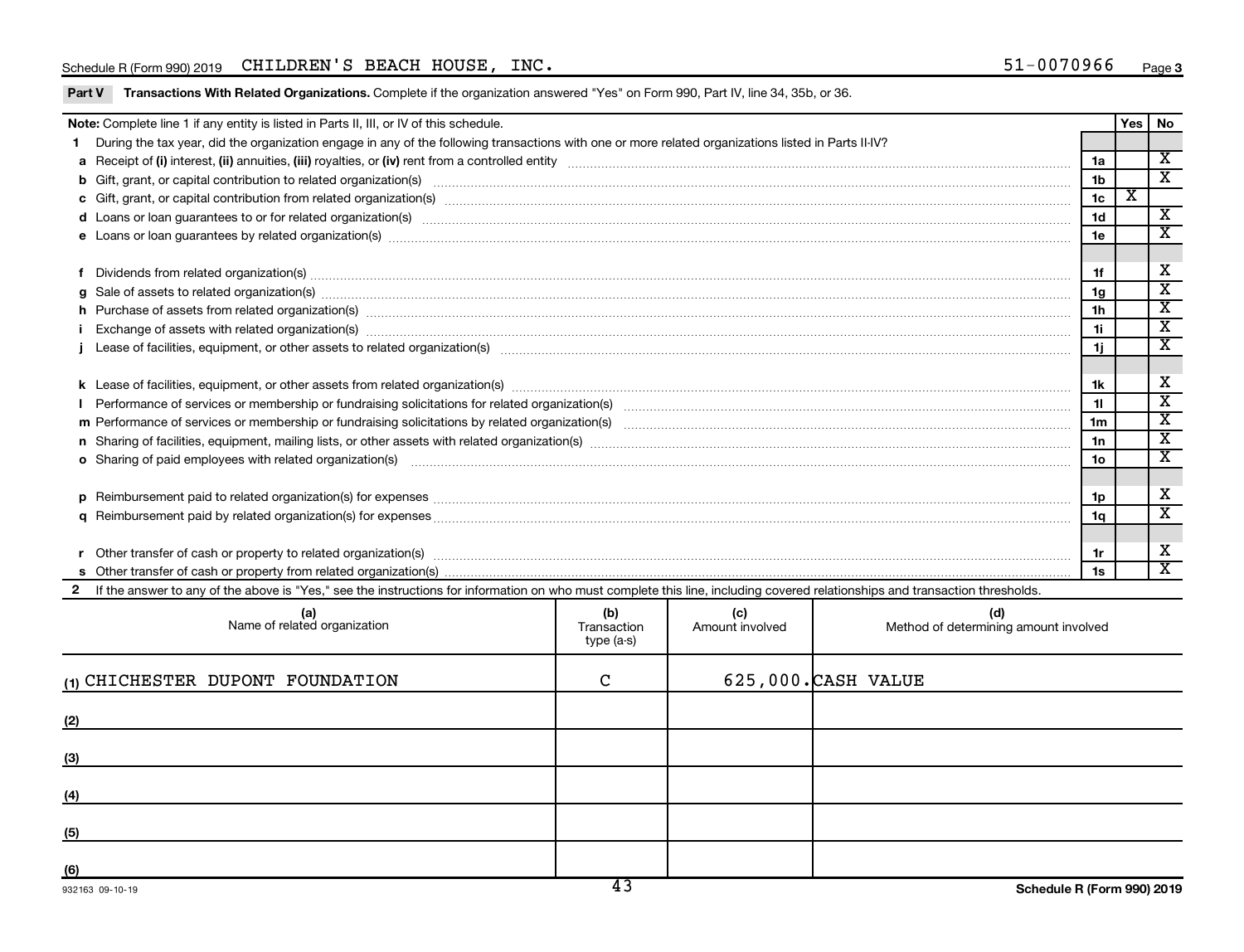Schedule R (Form 990) 2019 CHILDREN'S BEACH HOUSE, INC. 51-0070966

**Part V Transactions With Related Organizations.** Complete if the organization answered "Yes" on Form 990, Part IV, line 34, 35b, or 36.

| Note: Complete line 1 if any entity is listed in Parts II, III, or IV of this schedule. | | Yes | No |
|---|---|---|---|
| **1** During the tax year, did the organization engage in any of the following transactions with one or more related organizations listed in Parts II-IV? | | | |
| **a** Receipt of **(i)** interest, **(ii)** annuities, **(iii)** royalties, or **(iv)** rent from a controlled entity | 1a | | X |
| **b** Gift, grant, or capital contribution to related organization(s) | 1b | | X |
| **c** Gift, grant, or capital contribution from related organization(s) | 1c | X | |
| **d** Loans or loan guarantees to or for related organization(s) | 1d | | X |
| **e** Loans or loan guarantees by related organization(s) | 1e | | X |
| **f** Dividends from related organization(s) | 1f | | X |
| **g** Sale of assets to related organization(s) | 1g | | X |
| **h** Purchase of assets from related organization(s) | 1h | | X |
| **i** Exchange of assets with related organization(s) | 1i | | X |
| **j** Lease of facilities, equipment, or other assets to related organization(s) | 1j | | X |
| **k** Lease of facilities, equipment, or other assets from related organization(s) | 1k | | X |
| **l** Performance of services or membership or fundraising solicitations for related organization(s) | 1l | | X |
| **m** Performance of services or membership or fundraising solicitations by related organization(s) | 1m | | X |
| **n** Sharing of facilities, equipment, mailing lists, or other assets with related organization(s) | 1n | | X |
| **o** Sharing of paid employees with related organization(s) | 1o | | X |
| **p** Reimbursement paid to related organization(s) for expenses | 1p | | X |
| **q** Reimbursement paid by related organization(s) for expenses | 1q | | X |
| **r** Other transfer of cash or property to related organization(s) | 1r | | X |
| **s** Other transfer of cash or property from related organization(s) | 1s | | X |

**2** If the answer to any of the above is "Yes," see the instructions for information on who must complete this line, including covered relationships and transaction thresholds.

| (a) Name of related organization | (b) Transaction type (a-s) | (c) Amount involved | (d) Method of determining amount involved |
|---|---|---|---|
| (1) CHICHESTER DUPONT FOUNDATION | C | 625,000. | CASH VALUE |
| (2) | | | |
| (3) | | | |
| (4) | | | |
| (5) | | | |
| (6) | | | |

932163 09-10-19

43

Schedule R (Form 990) 2019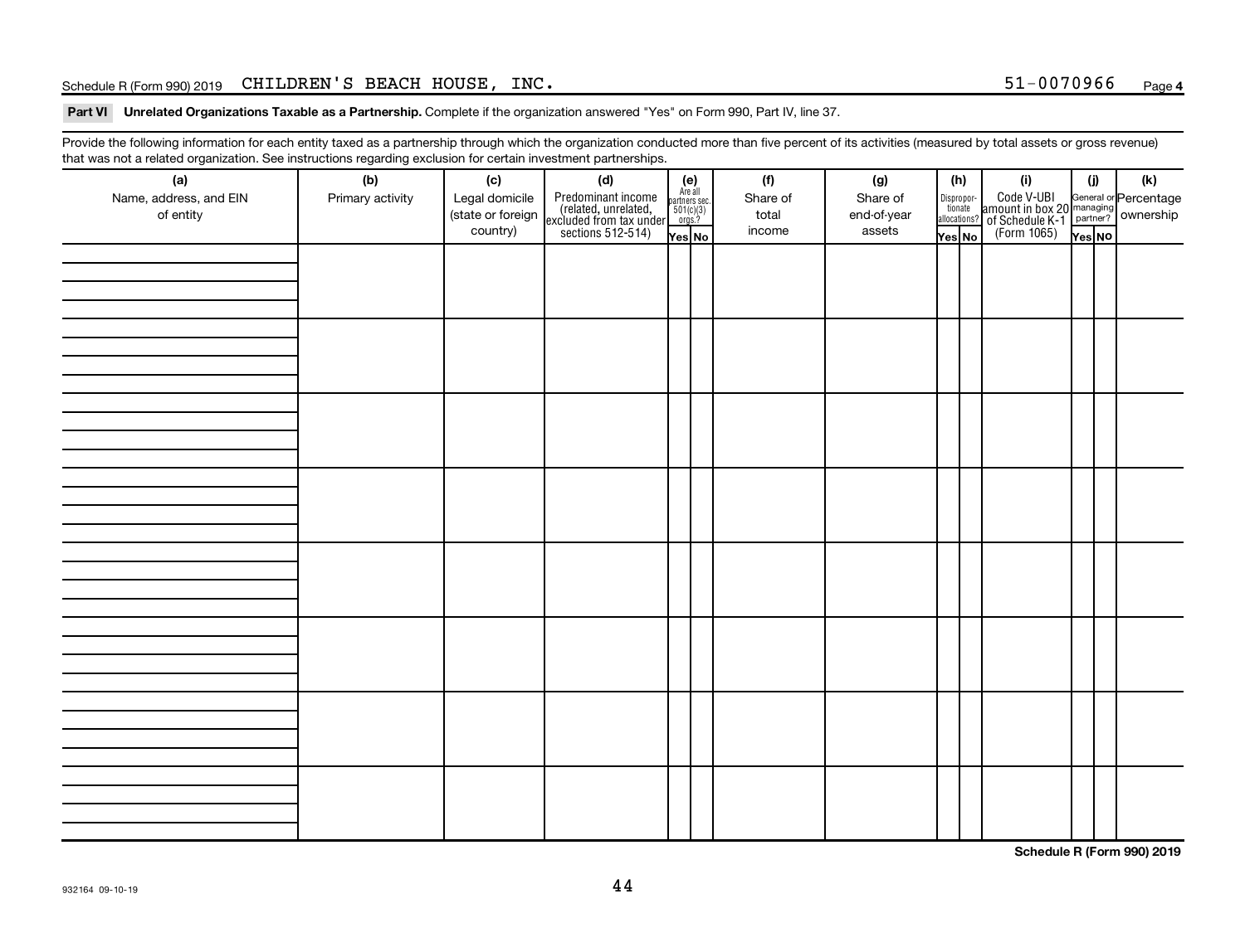Schedule R (Form 990) 2019 CHILDREN'S BEACH HOUSE, INC. 51-0070966 Page 4

**Part VI Unrelated Organizations Taxable as a Partnership.** Complete if the organization answered "Yes" on Form 990, Part IV, line 37.

Provide the following information for each entity taxed as a partnership through which the organization conducted more than five percent of its activities (measured by total assets or gross revenue) that was not a related organization. See instructions regarding exclusion for certain investment partnerships.

| (a) Name, address, and EIN of entity | (b) Primary activity | (c) Legal domicile (state or foreign country) | (d) Predominant income (related, unrelated, excluded from tax under sections 512-514) | (e) Are all partners sec. 501(c)(3) orgs.? Yes | (e) No | (f) Share of total income | (g) Share of end-of-year assets | (h) Dispropor-tionate allocations? Yes | (h) No | (i) Code V-UBI amount in box 20 of Schedule K-1 (Form 1065) | (j) General or managing partner? Yes | (j) No | (k) Percentage ownership |
|---|---|---|---|---|---|---|---|---|---|---|---|---|---|
| | | | | | | | | | | | | | |
| | | | | | | | | | | | | | |
| | | | | | | | | | | | | | |
| | | | | | | | | | | | | | |
| | | | | | | | | | | | | | |
| | | | | | | | | | | | | | |
| | | | | | | | | | | | | | |
| | | | | | | | | | | | | | |

Schedule R (Form 990) 2019

932164 09-10-19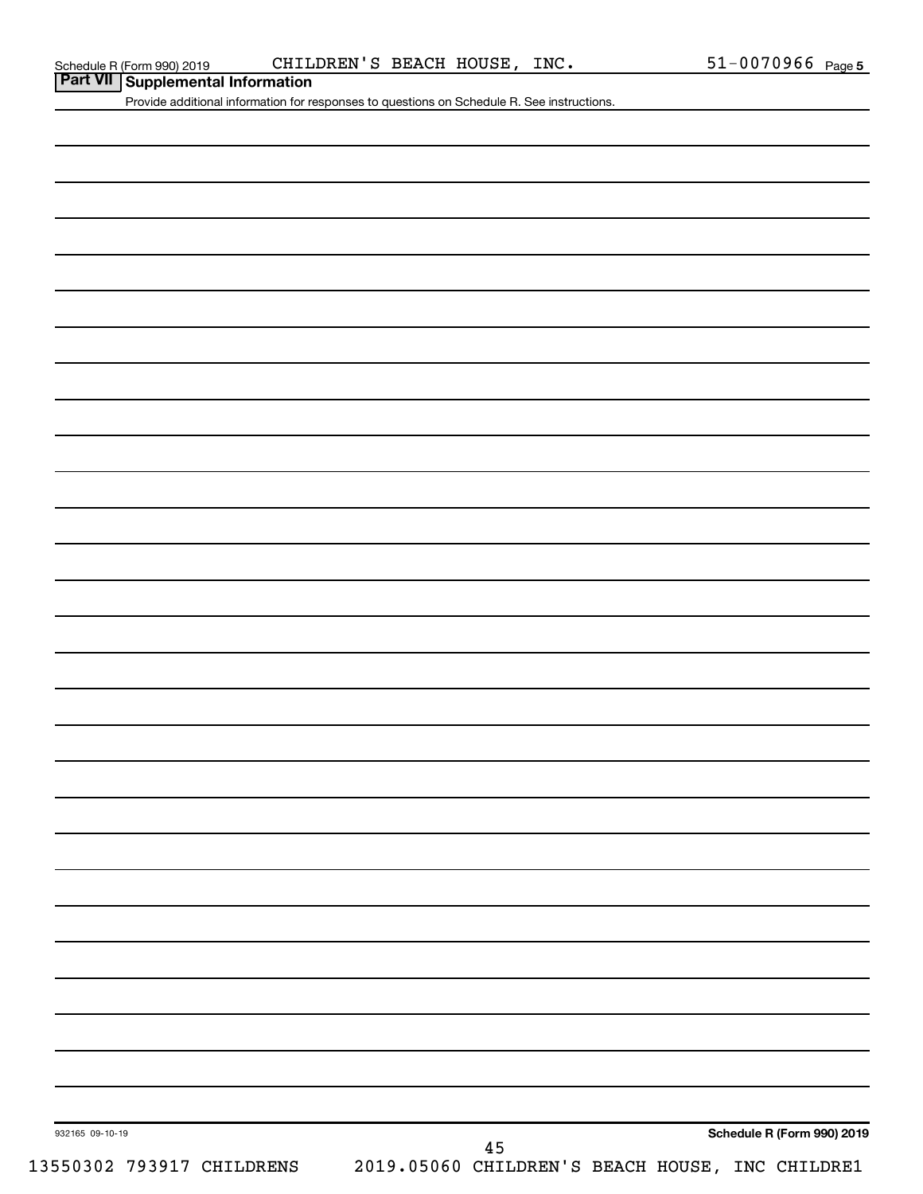## Part VII Supplemental Information

Provide additional information for responses to questions on Schedule R. See instructions.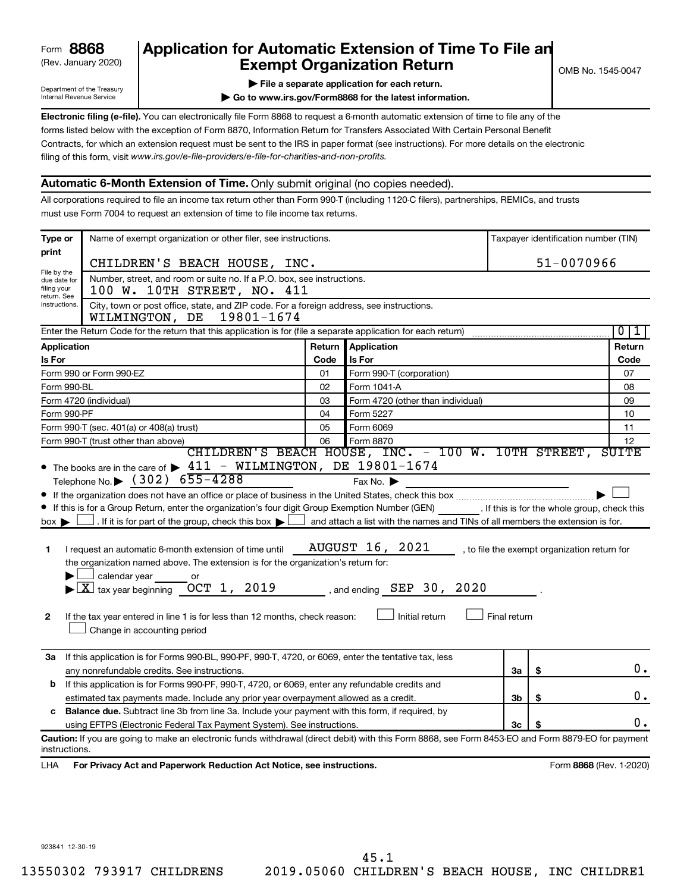Form **8868** (Rev. January 2020)

Department of the Treasury
Internal Revenue Service

# Application for Automatic Extension of Time To File an Exempt Organization Return

OMB No. 1545-0047

▶ **File a separate application for each return.**

▶ **Go to www.irs.gov/Form8868 for the latest information.**

**Electronic filing (e-file).** You can electronically file Form 8868 to request a 6-month automatic extension of time to file any of the forms listed below with the exception of Form 8870, Information Return for Transfers Associated With Certain Personal Benefit Contracts, for which an extension request must be sent to the IRS in paper format (see instructions). For more details on the electronic filing of this form, visit *www.irs.gov/e-file-providers/e-file-for-charities-and-non-profits.*

## Automatic 6-Month Extension of Time. Only submit original (no copies needed).

All corporations required to file an income tax return other than Form 990-T (including 1120-C filers), partnerships, REMICs, and trusts must use Form 7004 to request an extension of time to file income tax returns.

| Type or print | Name of exempt organization or other filer, see instructions. | Taxpayer identification number (TIN) |
|---|---|---|
| File by the due date for filing your return. See instructions. | CHILDREN'S BEACH HOUSE, INC. | 51-0070966 |
| | Number, street, and room or suite no. If a P.O. box, see instructions. 100 W. 10TH STREET, NO. 411 | |
| | City, town or post office, state, and ZIP code. For a foreign address, see instructions. WILMINGTON, DE 19801-1674 | |

Enter the Return Code for the return that this application is for (file a separate application for each return) ..... 0 1

| Application Is For | Return Code | Application Is For | Return Code |
|---|---|---|---|
| Form 990 or Form 990-EZ | 01 | Form 990-T (corporation) | 07 |
| Form 990-BL | 02 | Form 1041-A | 08 |
| Form 4720 (individual) | 03 | Form 4720 (other than individual) | 09 |
| Form 990-PF | 04 | Form 5227 | 10 |
| Form 990-T (sec. 401(a) or 408(a) trust) | 05 | Form 6069 | 11 |
| Form 990-T (trust other than above) | 06 | Form 8870 | 12 |

- The books are in the care of ▶ CHILDREN'S BEACH HOUSE, INC. - 100 W. 10TH STREET, SUITE 411 - WILMINGTON, DE 19801-1674

  Telephone No. ▶ (302) 655-4288 Fax No. ▶
- If the organization does not have an office or place of business in the United States, check this box ..... ▶ ☐
- If this is for a Group Return, enter the organization's four digit Group Exemption Number (GEN) ______. If this is for the whole group, check this box ▶ ☐. If it is for part of the group, check this box ▶ ☐ and attach a list with the names and TINs of all members the extension is for.

**1** I request an automatic 6-month extension of time until AUGUST 16, 2021, to file the exempt organization return for the organization named above. The extension is for the organization's return for:

▶ ☐ calendar year ______ or

▶ ☒ tax year beginning OCT 1, 2019, and ending SEP 30, 2020.

**2** If the tax year entered in line 1 is for less than 12 months, check reason: ☐ Initial return ☐ Final return ☐ Change in accounting period

| | | | | |
|---|---|---|---|---|
| **3a** | If this application is for Forms 990-BL, 990-PF, 990-T, 4720, or 6069, enter the tentative tax, less any nonrefundable credits. See instructions. | 3a | $ | 0. |
| **b** | If this application is for Forms 990-PF, 990-T, 4720, or 6069, enter any refundable credits and estimated tax payments made. Include any prior year overpayment allowed as a credit. | 3b | $ | 0. |
| **c** | **Balance due.** Subtract line 3b from line 3a. Include your payment with this form, if required, by using EFTPS (Electronic Federal Tax Payment System). See instructions. | 3c | $ | 0. |

**Caution:** If you are going to make an electronic funds withdrawal (direct debit) with this Form 8868, see Form 8453-EO and Form 8879-EO for payment instructions.

LHA **For Privacy Act and Paperwork Reduction Act Notice, see instructions.** Form **8868** (Rev. 1-2020)

923841 12-30-19

45.1

13550302 793917 CHILDRENS 2019.05060 CHILDREN'S BEACH HOUSE, INC CHILDRE1